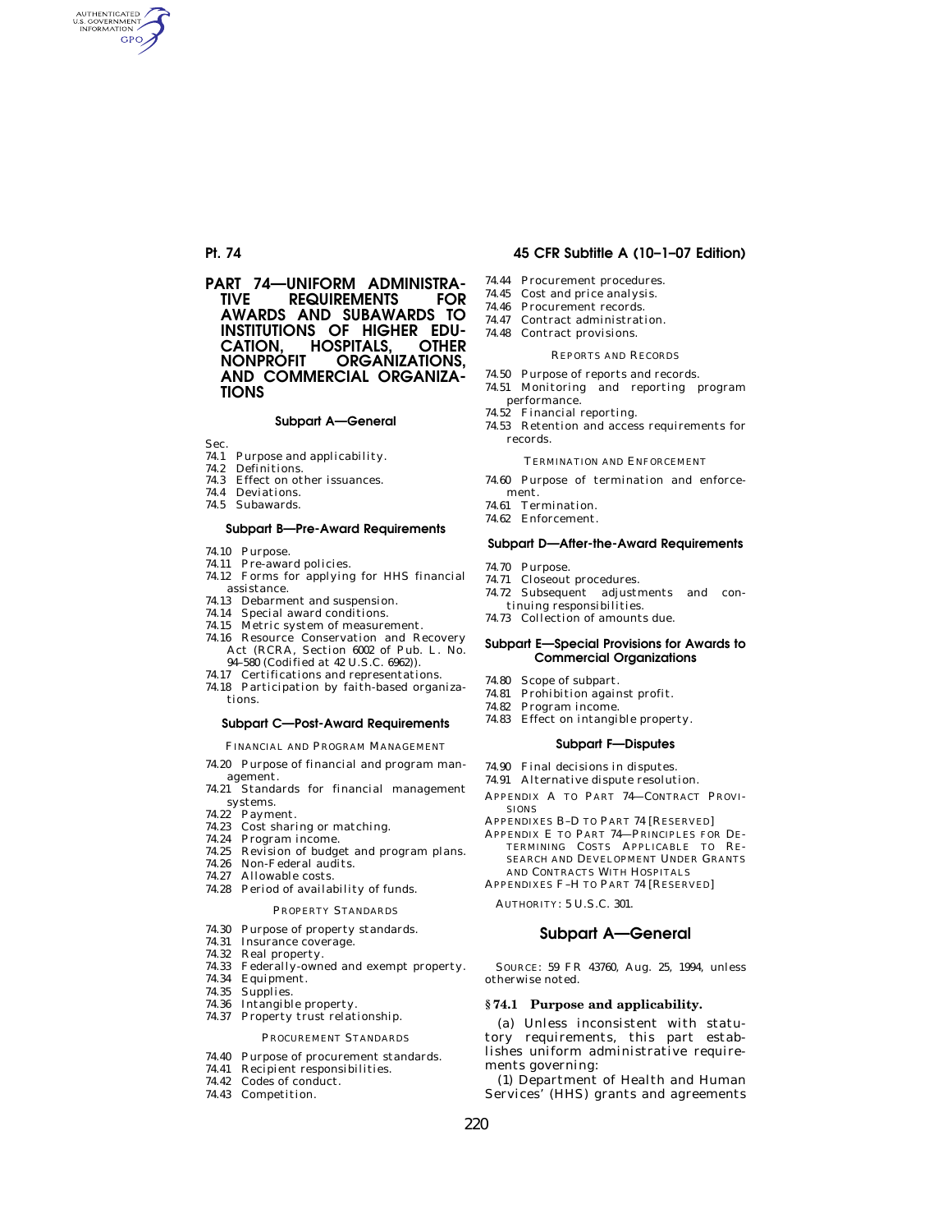# PART 74—UNIFORM ADMINISTRATIVE REQUIREMENTS FOR AWARDS AND SUBAWARDS TO INSTITUTIONS OF HIGHER EDUCATION, HOSPITALS, OTHER NONPROFIT ORGANIZATIONS, AND COMMERCIAL ORGANIZATIONS

### Subpart A—General

Sec.
74.1 Purpose and applicability.
74.2 Definitions.
74.3 Effect on other issuances.
74.4 Deviations.
74.5 Subawards.

### Subpart B—Pre-Award Requirements

74.10 Purpose.
74.11 Pre-award policies.
74.12 Forms for applying for HHS financial assistance.
74.13 Debarment and suspension.
74.14 Special award conditions.
74.15 Metric system of measurement.
74.16 Resource Conservation and Recovery Act (RCRA, Section 6002 of Pub. L. No. 94–580 (Codified at 42 U.S.C. 6962)).
74.17 Certifications and representations.
74.18 Participation by faith-based organizations.

### Subpart C—Post-Award Requirements

FINANCIAL AND PROGRAM MANAGEMENT

74.20 Purpose of financial and program management.
74.21 Standards for financial management systems.
74.22 Payment.
74.23 Cost sharing or matching.
74.24 Program income.
74.25 Revision of budget and program plans.
74.26 Non-Federal audits.
74.27 Allowable costs.
74.28 Period of availability of funds.

PROPERTY STANDARDS

74.30 Purpose of property standards.
74.31 Insurance coverage.
74.32 Real property.
74.33 Federally-owned and exempt property.
74.34 Equipment.
74.35 Supplies.
74.36 Intangible property.
74.37 Property trust relationship.

PROCUREMENT STANDARDS

74.40 Purpose of procurement standards.
74.41 Recipient responsibilities.
74.42 Codes of conduct.
74.43 Competition.
74.44 Procurement procedures.
74.45 Cost and price analysis.
74.46 Procurement records.
74.47 Contract administration.
74.48 Contract provisions.

REPORTS AND RECORDS

74.50 Purpose of reports and records.
74.51 Monitoring and reporting program performance.
74.52 Financial reporting.
74.53 Retention and access requirements for records.

TERMINATION AND ENFORCEMENT

74.60 Purpose of termination and enforcement.
74.61 Termination.
74.62 Enforcement.

### Subpart D—After-the-Award Requirements

74.70 Purpose.
74.71 Closeout procedures.
74.72 Subsequent adjustments and continuing responsibilities.
74.73 Collection of amounts due.

### Subpart E—Special Provisions for Awards to Commercial Organizations

74.80 Scope of subpart.
74.81 Prohibition against profit.
74.82 Program income.
74.83 Effect on intangible property.

### Subpart F—Disputes

74.90 Final decisions in disputes.
74.91 Alternative dispute resolution.

APPENDIX A TO PART 74—CONTRACT PROVISIONS
APPENDIXES B–D TO PART 74 [RESERVED]
APPENDIX E TO PART 74—PRINCIPLES FOR DETERMINING COSTS APPLICABLE TO RESEARCH AND DEVELOPMENT UNDER GRANTS AND CONTRACTS WITH HOSPITALS
APPENDIXES F–H TO PART 74 [RESERVED]

AUTHORITY: 5 U.S.C. 301.

## Subpart A—General

SOURCE: 59 FR 43760, Aug. 25, 1994, unless otherwise noted.

### § 74.1 Purpose and applicability.

(a) Unless inconsistent with statutory requirements, this part establishes uniform administrative requirements governing:

(1) Department of Health and Human Services' (HHS) grants and agreements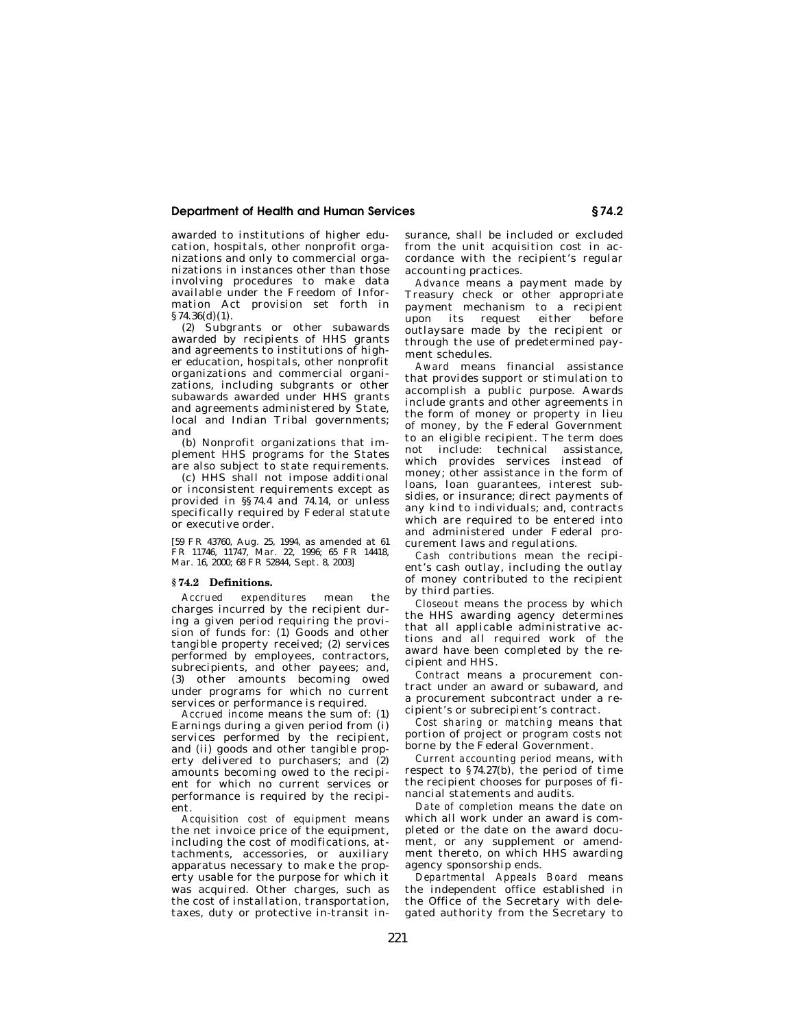awarded to institutions of higher education, hospitals, other nonprofit organizations and only to commercial organizations in instances other than those involving procedures to make data available under the Freedom of Information Act provision set forth in §74.36(d)(1).

(2) Subgrants or other subawards awarded by recipients of HHS grants and agreements to institutions of higher education, hospitals, other nonprofit organizations and commercial organizations, including subgrants or other subawards awarded under HHS grants and agreements administered by State, local and Indian Tribal governments; and

(b) Nonprofit organizations that implement HHS programs for the States are also subject to state requirements.

(c) HHS shall not impose additional or inconsistent requirements except as provided in §§74.4 and 74.14, or unless specifically required by Federal statute or executive order.

[59 FR 43760, Aug. 25, 1994, as amended at 61 FR 11746, 11747, Mar. 22, 1996; 65 FR 14418, Mar. 16, 2000; 68 FR 52844, Sept. 8, 2003]

## §74.2 Definitions.

*Accrued expenditures* mean the charges incurred by the recipient during a given period requiring the provision of funds for: (1) Goods and other tangible property received; (2) services performed by employees, contractors, subrecipients, and other payees; and, (3) other amounts becoming owed under programs for which no current services or performance is required.

*Accrued income* means the sum of: (1) Earnings during a given period from (i) services performed by the recipient, and (ii) goods and other tangible property delivered to purchasers; and (2) amounts becoming owed to the recipient for which no current services or performance is required by the recipient.

*Acquisition cost of equipment* means the net invoice price of the equipment, including the cost of modifications, attachments, accessories, or auxiliary apparatus necessary to make the property usable for the purpose for which it was acquired. Other charges, such as the cost of installation, transportation, taxes, duty or protective in-transit insurance, shall be included or excluded from the unit acquisition cost in accordance with the recipient's regular accounting practices.

*Advance* means a payment made by Treasury check or other appropriate payment mechanism to a recipient upon its request either before outlaysare made by the recipient or through the use of predetermined payment schedules.

*Award* means financial assistance that provides support or stimulation to accomplish a public purpose. Awards include grants and other agreements in the form of money or property in lieu of money, by the Federal Government to an eligible recipient. The term does not include: technical assistance, which provides services instead of money; other assistance in the form of loans, loan guarantees, interest subsidies, or insurance; direct payments of any kind to individuals; and, contracts which are required to be entered into and administered under Federal procurement laws and regulations.

*Cash contributions* mean the recipient's cash outlay, including the outlay of money contributed to the recipient by third parties.

*Closeout* means the process by which the HHS awarding agency determines that all applicable administrative actions and all required work of the award have been completed by the recipient and HHS.

*Contract* means a procurement contract under an award or subaward, and a procurement subcontract under a recipient's or subrecipient's contract.

*Cost sharing or matching* means that portion of project or program costs not borne by the Federal Government.

*Current accounting period* means, with respect to §74.27(b), the period of time the recipient chooses for purposes of financial statements and audits.

*Date of completion* means the date on which all work under an award is completed or the date on the award document, or any supplement or amendment thereto, on which HHS awarding agency sponsorship ends.

*Departmental Appeals Board* means the independent office established in the Office of the Secretary with delegated authority from the Secretary to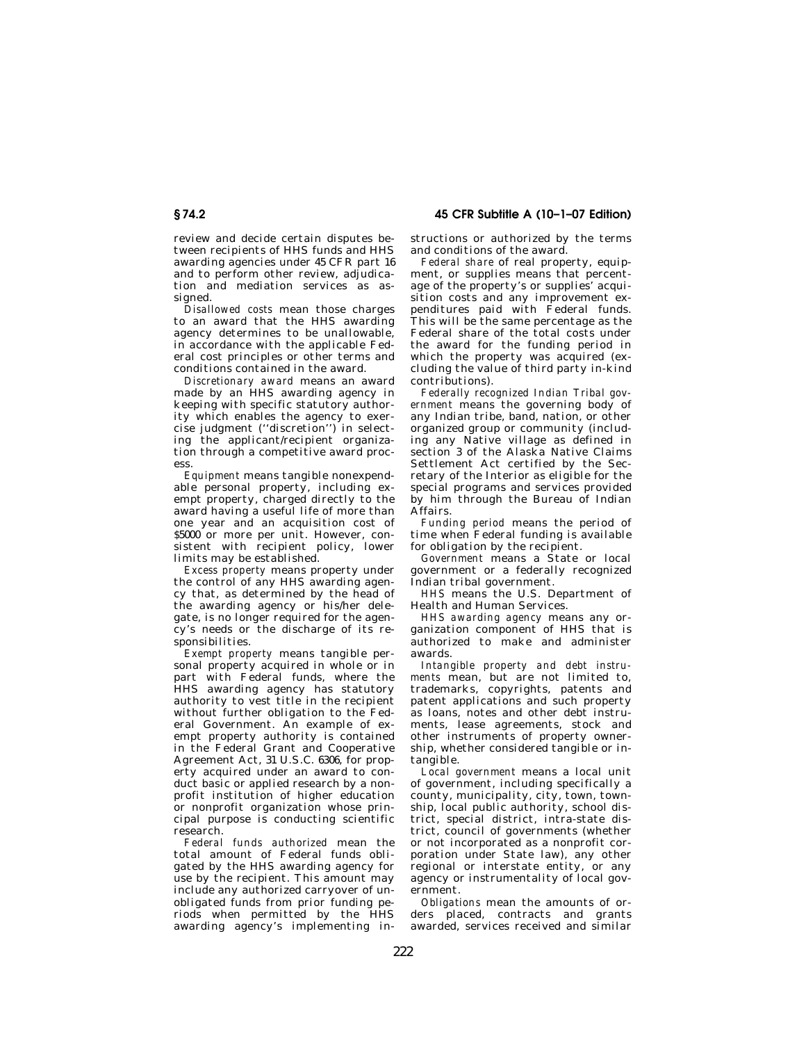review and decide certain disputes between recipients of HHS funds and HHS awarding agencies under 45 CFR part 16 and to perform other review, adjudication and mediation services as assigned.

*Disallowed costs* mean those charges to an award that the HHS awarding agency determines to be unallowable, in accordance with the applicable Federal cost principles or other terms and conditions contained in the award.

*Discretionary award* means an award made by an HHS awarding agency in keeping with specific statutory authority which enables the agency to exercise judgment (''discretion'') in selecting the applicant/recipient organization through a competitive award process.

*Equipment* means tangible nonexpendable personal property, including exempt property, charged directly to the award having a useful life of more than one year and an acquisition cost of $5000 or more per unit. However, consistent with recipient policy, lower limits may be established.

*Excess property* means property under the control of any HHS awarding agency that, as determined by the head of the awarding agency or his/her delegate, is no longer required for the agency's needs or the discharge of its responsibilities.

*Exempt property* means tangible personal property acquired in whole or in part with Federal funds, where the HHS awarding agency has statutory authority to vest title in the recipient without further obligation to the Federal Government. An example of exempt property authority is contained in the Federal Grant and Cooperative Agreement Act, 31 U.S.C. 6306, for property acquired under an award to conduct basic or applied research by a nonprofit institution of higher education or nonprofit organization whose principal purpose is conducting scientific research.

*Federal funds authorized* mean the total amount of Federal funds obligated by the HHS awarding agency for use by the recipient. This amount may include any authorized carryover of unobligated funds from prior funding periods when permitted by the HHS awarding agency's implementing instructions or authorized by the terms and conditions of the award.

*Federal share* of real property, equipment, or supplies means that percentage of the property's or supplies' acquisition costs and any improvement expenditures paid with Federal funds. This will be the same percentage as the Federal share of the total costs under the award for the funding period in which the property was acquired (excluding the value of third party in-kind contributions).

*Federally recognized Indian Tribal government* means the governing body of any Indian tribe, band, nation, or other organized group or community (including any Native village as defined in section 3 of the Alaska Native Claims Settlement Act certified by the Secretary of the Interior as eligible for the special programs and services provided by him through the Bureau of Indian Affairs.

*Funding period* means the period of time when Federal funding is available for obligation by the recipient.

*Government* means a State or local government or a federally recognized Indian tribal government.

*HHS* means the U.S. Department of Health and Human Services.

*HHS awarding agency* means any organization component of HHS that is authorized to make and administer awards.

*Intangible property and debt instruments* mean, but are not limited to, trademarks, copyrights, patents and patent applications and such property as loans, notes and other debt instruments, lease agreements, stock and other instruments of property ownership, whether considered tangible or intangible.

*Local government* means a local unit of government, including specifically a county, municipality, city, town, township, local public authority, school district, special district, intra-state district, council of governments (whether or not incorporated as a nonprofit corporation under State law), any other regional or interstate entity, or any agency or instrumentality of local government.

*Obligations* mean the amounts of orders placed, contracts and grants awarded, services received and similar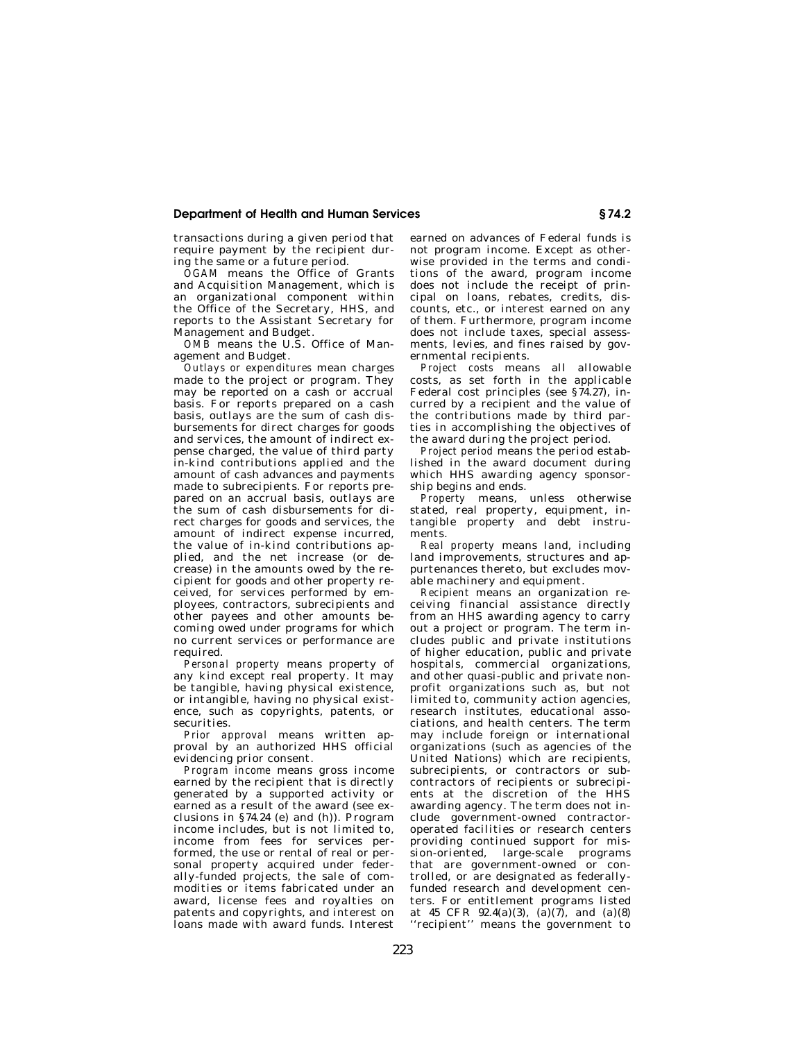transactions during a given period that require payment by the recipient during the same or a future period.

*OGAM* means the Office of Grants and Acquisition Management, which is an organizational component within the Office of the Secretary, HHS, and reports to the Assistant Secretary for Management and Budget.

*OMB* means the U.S. Office of Management and Budget.

*Outlays* or *expenditures* mean charges made to the project or program. They may be reported on a cash or accrual basis. For reports prepared on a cash basis, outlays are the sum of cash disbursements for direct charges for goods and services, the amount of indirect expense charged, the value of third party in-kind contributions applied and the amount of cash advances and payments made to subrecipients. For reports prepared on an accrual basis, outlays are the sum of cash disbursements for direct charges for goods and services, the amount of indirect expense incurred, the value of in-kind contributions applied, and the net increase (or decrease) in the amounts owed by the recipient for goods and other property received, for services performed by employees, contractors, subrecipients and other payees and other amounts becoming owed under programs for which no current services or performance are required.

*Personal property* means property of any kind except real property. It may be tangible, having physical existence, or intangible, having no physical existence, such as copyrights, patents, or securities.

*Prior approval* means written approval by an authorized HHS official evidencing prior consent.

*Program income* means gross income earned by the recipient that is directly generated by a supported activity or earned as a result of the award (see exclusions in §74.24 (e) and (h)). Program income includes, but is not limited to, income from fees for services performed, the use or rental of real or personal property acquired under federally-funded projects, the sale of commodities or items fabricated under an award, license fees and royalties on patents and copyrights, and interest on loans made with award funds. Interest earned on advances of Federal funds is not program income. Except as otherwise provided in the terms and conditions of the award, program income does not include the receipt of principal on loans, rebates, credits, discounts, etc., or interest earned on any of them. Furthermore, program income does not include taxes, special assessments, levies, and fines raised by governmental recipients.

*Project costs* means all allowable costs, as set forth in the applicable Federal cost principles (see §74.27), incurred by a recipient and the value of the contributions made by third parties in accomplishing the objectives of the award during the project period.

*Project period* means the period established in the award document during which HHS awarding agency sponsorship begins and ends.

*Property* means, unless otherwise stated, real property, equipment, intangible property and debt instruments.

*Real property* means land, including land improvements, structures and appurtenances thereto, but excludes movable machinery and equipment.

*Recipient* means an organization receiving financial assistance directly from an HHS awarding agency to carry out a project or program. The term includes public and private institutions of higher education, public and private hospitals, commercial organizations, and other quasi-public and private non-profit organizations such as, but not limited to, community action agencies, research institutes, educational associations, and health centers. The term may include foreign or international organizations (such as agencies of the United Nations) which are recipients, subrecipients, or contractors or subcontractors of recipients or subrecipients at the discretion of the HHS awarding agency. The term does not include government-owned contractor-operated facilities or research centers providing continued support for mission-oriented, large-scale programs that are government-owned or controlled, or are designated as federally-funded research and development centers. For entitlement programs listed at 45 CFR 92.4(a)(3), (a)(7), and (a)(8) ''recipient'' means the government to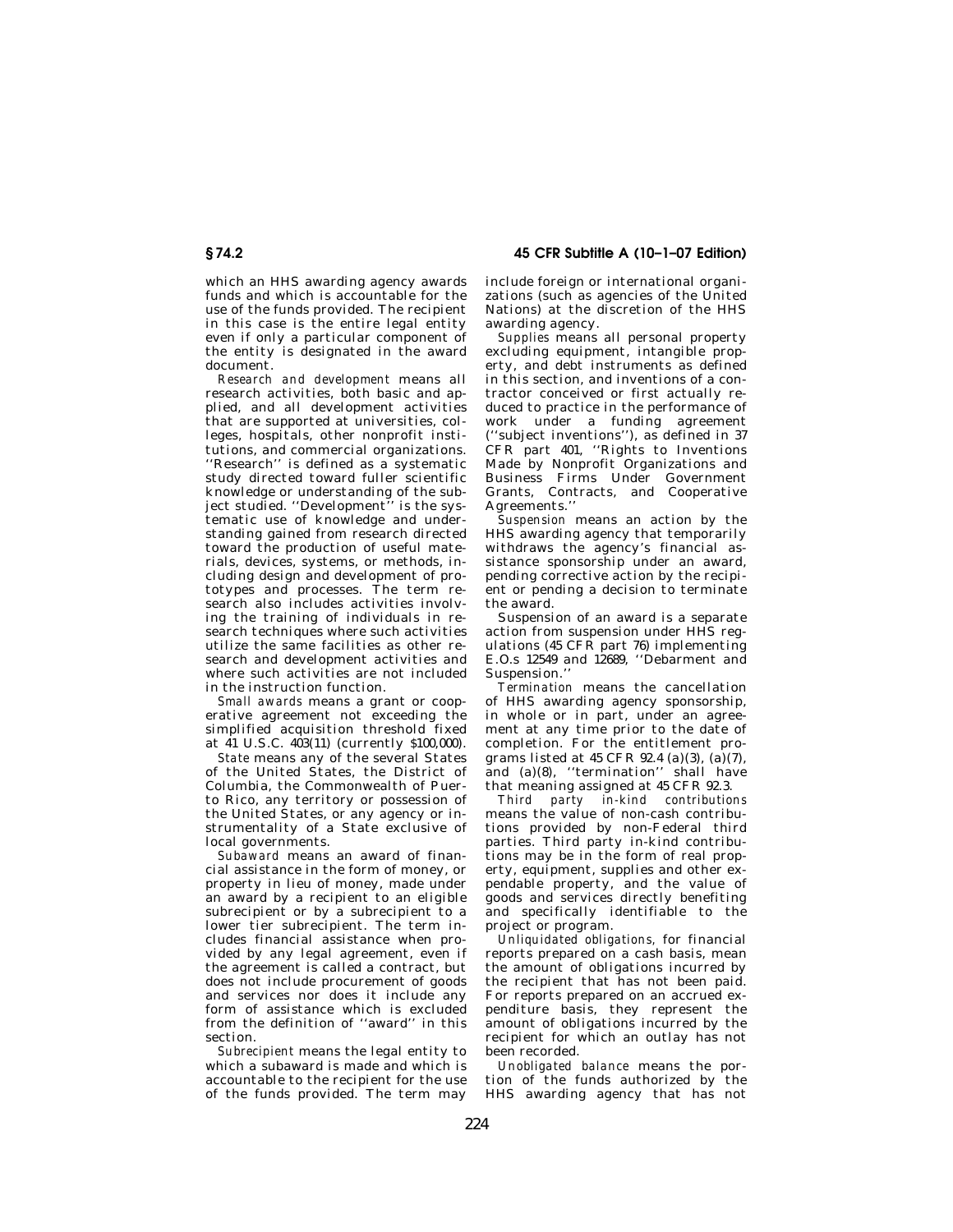which an HHS awarding agency awards funds and which is accountable for the use of the funds provided. The recipient in this case is the entire legal entity even if only a particular component of the entity is designated in the award document.

*Research and development* means all research activities, both basic and applied, and all development activities that are supported at universities, colleges, hospitals, other nonprofit institutions, and commercial organizations. ''Research'' is defined as a systematic study directed toward fuller scientific knowledge or understanding of the subject studied. ''Development'' is the systematic use of knowledge and understanding gained from research directed toward the production of useful materials, devices, systems, or methods, including design and development of prototypes and processes. The term research also includes activities involving the training of individuals in research techniques where such activities utilize the same facilities as other research and development activities and where such activities are not included in the instruction function.

*Small awards* means a grant or cooperative agreement not exceeding the simplified acquisition threshold fixed at 41 U.S.C. 403(11) (currently $100,000).

*State* means any of the several States of the United States, the District of Columbia, the Commonwealth of Puerto Rico, any territory or possession of the United States, or any agency or instrumentality of a State exclusive of local governments.

*Subaward* means an award of financial assistance in the form of money, or property in lieu of money, made under an award by a recipient to an eligible subrecipient or by a subrecipient to a lower tier subrecipient. The term includes financial assistance when provided by any legal agreement, even if the agreement is called a contract, but does not include procurement of goods and services nor does it include any form of assistance which is excluded from the definition of ''award'' in this section.

*Subrecipient* means the legal entity to which a subaward is made and which is accountable to the recipient for the use of the funds provided. The term may include foreign or international organizations (such as agencies of the United Nations) at the discretion of the HHS awarding agency.

*Supplies* means all personal property excluding equipment, intangible property, and debt instruments as defined in this section, and inventions of a contractor conceived or first actually reduced to practice in the performance of work under a funding agreement (''subject inventions''), as defined in 37 CFR part 401, ''Rights to Inventions Made by Nonprofit Organizations and Business Firms Under Government Grants, Contracts, and Cooperative Agreements.''

*Suspension* means an action by the HHS awarding agency that temporarily withdraws the agency's financial assistance sponsorship under an award, pending corrective action by the recipient or pending a decision to terminate the award.

Suspension of an award is a separate action from suspension under HHS regulations (45 CFR part 76) implementing E.O.s 12549 and 12689, ''Debarment and Suspension.''

*Termination* means the cancellation of HHS awarding agency sponsorship, in whole or in part, under an agreement at any time prior to the date of completion. For the entitlement programs listed at 45 CFR 92.4 (a)(3), (a)(7), and (a)(8), ''termination'' shall have that meaning assigned at 45 CFR 92.3.

*Third party in-kind contributions* means the value of non-cash contributions provided by non-Federal third parties. Third party in-kind contributions may be in the form of real property, equipment, supplies and other expendable property, and the value of goods and services directly benefiting and specifically identifiable to the project or program.

*Unliquidated obligations,* for financial reports prepared on a cash basis, mean the amount of obligations incurred by the recipient that has not been paid. For reports prepared on an accrued expenditure basis, they represent the amount of obligations incurred by the recipient for which an outlay has not been recorded.

*Unobligated balance* means the portion of the funds authorized by the HHS awarding agency that has not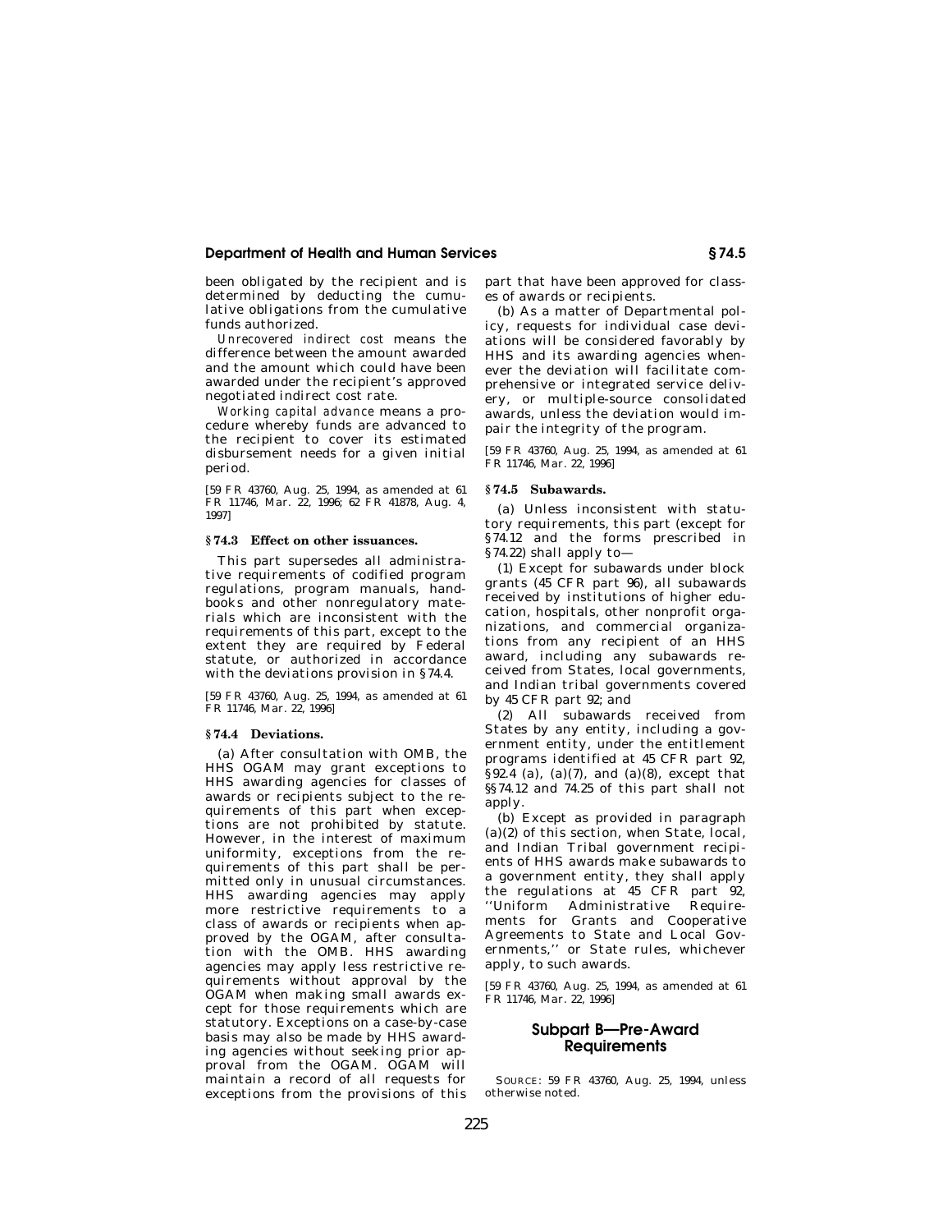been obligated by the recipient and is determined by deducting the cumulative obligations from the cumulative funds authorized.

*Unrecovered indirect cost* means the difference between the amount awarded and the amount which could have been awarded under the recipient's approved negotiated indirect cost rate.

*Working capital advance* means a procedure whereby funds are advanced to the recipient to cover its estimated disbursement needs for a given initial period.

[59 FR 43760, Aug. 25, 1994, as amended at 61 FR 11746, Mar. 22, 1996; 62 FR 41878, Aug. 4, 1997]

### § 74.3 Effect on other issuances.

This part supersedes all administrative requirements of codified program regulations, program manuals, handbooks and other nonregulatory materials which are inconsistent with the requirements of this part, except to the extent they are required by Federal statute, or authorized in accordance with the deviations provision in § 74.4.

[59 FR 43760, Aug. 25, 1994, as amended at 61 FR 11746, Mar. 22, 1996]

### § 74.4 Deviations.

(a) After consultation with OMB, the HHS OGAM may grant exceptions to HHS awarding agencies for classes of awards or recipients subject to the requirements of this part when exceptions are not prohibited by statute. However, in the interest of maximum uniformity, exceptions from the requirements of this part shall be permitted only in unusual circumstances. HHS awarding agencies may apply more restrictive requirements to a class of awards or recipients when approved by the OGAM, after consultation with the OMB. HHS awarding agencies may apply less restrictive requirements without approval by the OGAM when making small awards except for those requirements which are statutory. Exceptions on a case-by-case basis may also be made by HHS awarding agencies without seeking prior approval from the OGAM. OGAM will maintain a record of all requests for exceptions from the provisions of this part that have been approved for classes of awards or recipients.

(b) As a matter of Departmental policy, requests for individual case deviations will be considered favorably by HHS and its awarding agencies whenever the deviation will facilitate comprehensive or integrated service delivery, or multiple-source consolidated awards, unless the deviation would impair the integrity of the program.

[59 FR 43760, Aug. 25, 1994, as amended at 61 FR 11746, Mar. 22, 1996]

### § 74.5 Subawards.

(a) Unless inconsistent with statutory requirements, this part (except for § 74.12 and the forms prescribed in § 74.22) shall apply to—

(1) Except for subawards under block grants (45 CFR part 96), all subawards received by institutions of higher education, hospitals, other nonprofit organizations, and commercial organizations from any recipient of an HHS award, including any subawards received from States, local governments, and Indian tribal governments covered by 45 CFR part 92; and

(2) All subawards received from States by any entity, including a government entity, under the entitlement programs identified at 45 CFR part 92, § 92.4 (a), (a)(7), and (a)(8), except that §§ 74.12 and 74.25 of this part shall not apply.

(b) Except as provided in paragraph (a)(2) of this section, when State, local, and Indian Tribal government recipients of HHS awards make subawards to a government entity, they shall apply the regulations at 45 CFR part 92, ''Uniform Administrative Requirements for Grants and Cooperative Agreements to State and Local Governments,'' or State rules, whichever apply, to such awards.

[59 FR 43760, Aug. 25, 1994, as amended at 61 FR 11746, Mar. 22, 1996]

## Subpart B—Pre-Award Requirements

SOURCE: 59 FR 43760, Aug. 25, 1994, unless otherwise noted.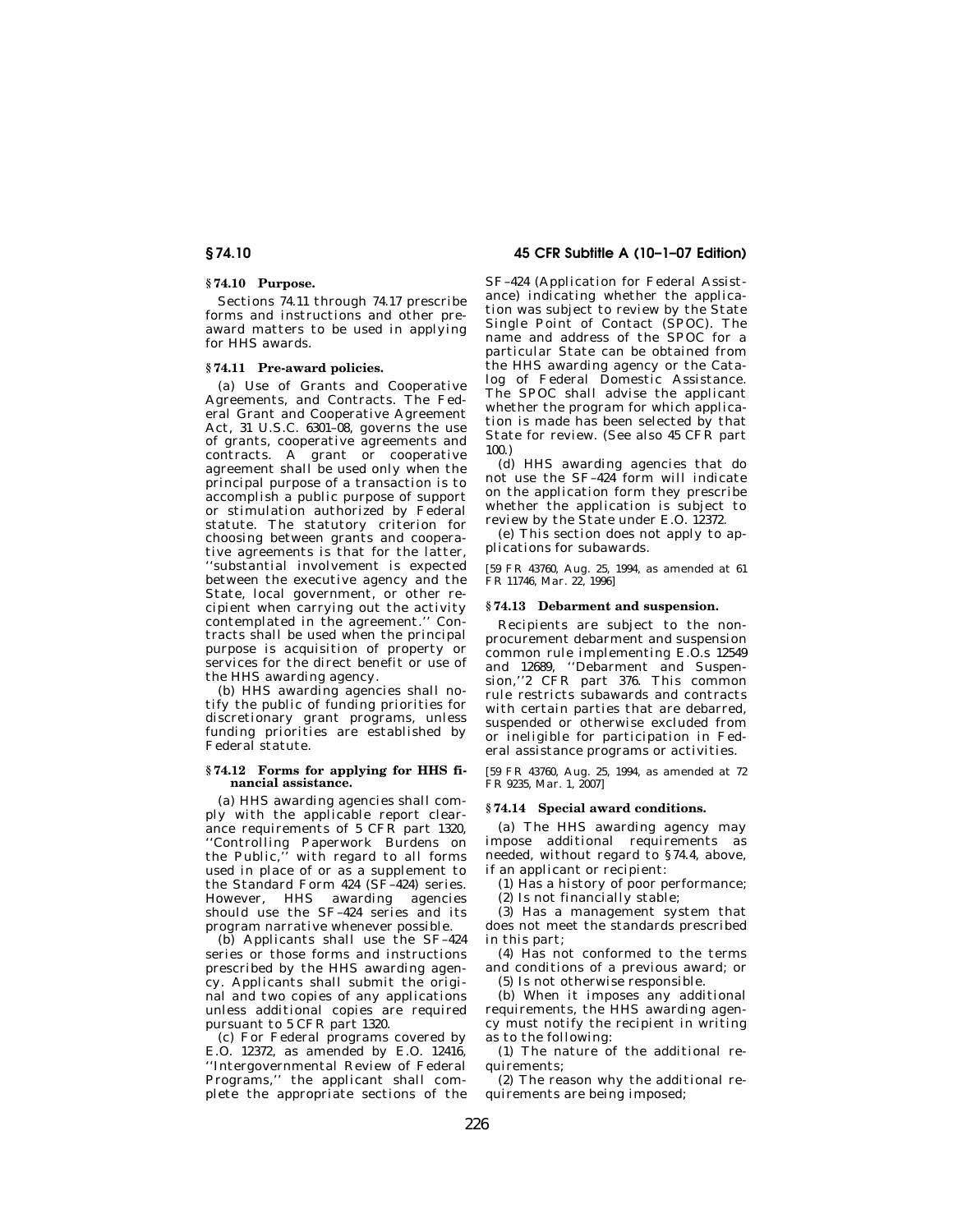### § 74.10 Purpose.

Sections 74.11 through 74.17 prescribe forms and instructions and other pre-award matters to be used in applying for HHS awards.

### § 74.11 Pre-award policies.

(a) Use of Grants and Cooperative Agreements, and Contracts. The Federal Grant and Cooperative Agreement Act, 31 U.S.C. 6301–08, governs the use of grants, cooperative agreements and contracts. A grant or cooperative agreement shall be used only when the principal purpose of a transaction is to accomplish a public purpose of support or stimulation authorized by Federal statute. The statutory criterion for choosing between grants and cooperative agreements is that for the latter, ''substantial involvement is expected between the executive agency and the State, local government, or other recipient when carrying out the activity contemplated in the agreement.'' Contracts shall be used when the principal purpose is acquisition of property or services for the direct benefit or use of the HHS awarding agency.

(b) HHS awarding agencies shall notify the public of funding priorities for discretionary grant programs, unless funding priorities are established by Federal statute.

### § 74.12 Forms for applying for HHS financial assistance.

(a) HHS awarding agencies shall comply with the applicable report clearance requirements of 5 CFR part 1320, ''Controlling Paperwork Burdens on the Public,'' with regard to all forms used in place of or as a supplement to the Standard Form 424 (SF–424) series. However, HHS awarding agencies should use the SF–424 series and its program narrative whenever possible.

(b) Applicants shall use the SF–424 series or those forms and instructions prescribed by the HHS awarding agency. Applicants shall submit the original and two copies of any applications unless additional copies are required pursuant to 5 CFR part 1320.

(c) For Federal programs covered by E.O. 12372, as amended by E.O. 12416, ''Intergovernmental Review of Federal Programs,'' the applicant shall complete the appropriate sections of the SF–424 (Application for Federal Assistance) indicating whether the application was subject to review by the State Single Point of Contact (SPOC). The name and address of the SPOC for a particular State can be obtained from the HHS awarding agency or the Catalog of Federal Domestic Assistance. The SPOC shall advise the applicant whether the program for which application is made has been selected by that State for review. (See also 45 CFR part 100.)

(d) HHS awarding agencies that do not use the SF–424 form will indicate on the application form they prescribe whether the application is subject to review by the State under E.O. 12372.

(e) This section does not apply to applications for subawards.

[59 FR 43760, Aug. 25, 1994, as amended at 61 FR 11746, Mar. 22, 1996]

### § 74.13 Debarment and suspension.

Recipients are subject to the nonprocurement debarment and suspension common rule implementing E.O.s 12549 and 12689, ''Debarment and Suspension,''2 CFR part 376. This common rule restricts subawards and contracts with certain parties that are debarred, suspended or otherwise excluded from or ineligible for participation in Federal assistance programs or activities.

[59 FR 43760, Aug. 25, 1994, as amended at 72 FR 9235, Mar. 1, 2007]

### § 74.14 Special award conditions.

(a) The HHS awarding agency may impose additional requirements as needed, without regard to § 74.4, above, if an applicant or recipient:

(1) Has a history of poor performance;

(2) Is not financially stable;

(3) Has a management system that does not meet the standards prescribed in this part;

(4) Has not conformed to the terms and conditions of a previous award; or

(5) Is not otherwise responsible.

(b) When it imposes any additional requirements, the HHS awarding agency must notify the recipient in writing as to the following:

(1) The nature of the additional requirements;

(2) The reason why the additional requirements are being imposed;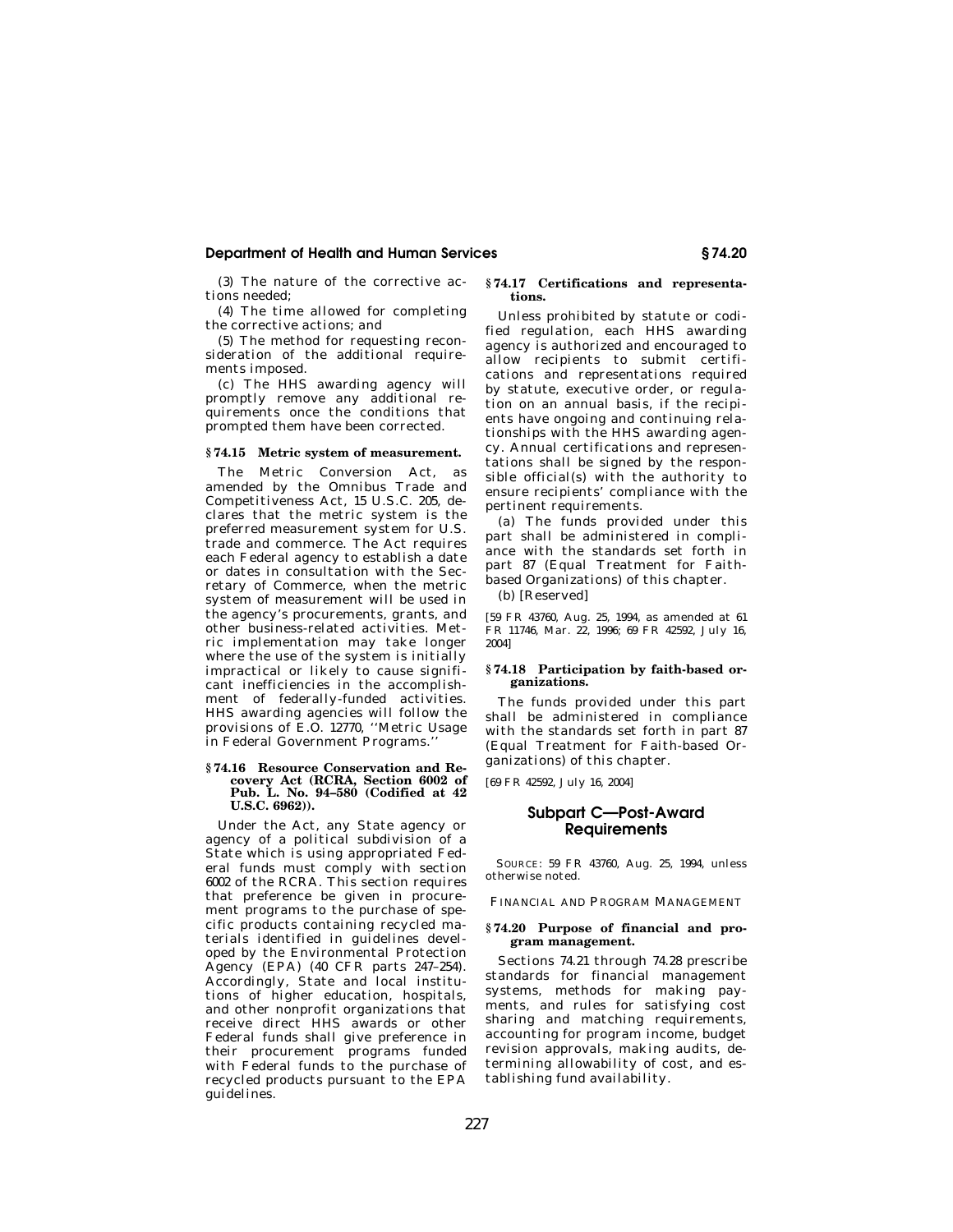(3) The nature of the corrective actions needed;

(4) The time allowed for completing the corrective actions; and

(5) The method for requesting reconsideration of the additional requirements imposed.

(c) The HHS awarding agency will promptly remove any additional requirements once the conditions that prompted them have been corrected.

### § 74.15 Metric system of measurement.

The Metric Conversion Act, as amended by the Omnibus Trade and Competitiveness Act, 15 U.S.C. 205, declares that the metric system is the preferred measurement system for U.S. trade and commerce. The Act requires each Federal agency to establish a date or dates in consultation with the Secretary of Commerce, when the metric system of measurement will be used in the agency's procurements, grants, and other business-related activities. Metric implementation may take longer where the use of the system is initially impractical or likely to cause significant inefficiencies in the accomplishment of federally-funded activities. HHS awarding agencies will follow the provisions of E.O. 12770, ''Metric Usage in Federal Government Programs.''

### § 74.16 Resource Conservation and Recovery Act (RCRA, Section 6002 of Pub. L. No. 94–580 (Codified at 42 U.S.C. 6962)).

Under the Act, any State agency or agency of a political subdivision of a State which is using appropriated Federal funds must comply with section 6002 of the RCRA. This section requires that preference be given in procurement programs to the purchase of specific products containing recycled materials identified in guidelines developed by the Environmental Protection Agency (EPA) (40 CFR parts 247–254). Accordingly, State and local institutions of higher education, hospitals, and other nonprofit organizations that receive direct HHS awards or other Federal funds shall give preference in their procurement programs funded with Federal funds to the purchase of recycled products pursuant to the EPA guidelines.

### § 74.17 Certifications and representations.

Unless prohibited by statute or codified regulation, each HHS awarding agency is authorized and encouraged to allow recipients to submit certifications and representations required by statute, executive order, or regulation on an annual basis, if the recipients have ongoing and continuing relationships with the HHS awarding agency. Annual certifications and representations shall be signed by the responsible official(s) with the authority to ensure recipients' compliance with the pertinent requirements.

(a) The funds provided under this part shall be administered in compliance with the standards set forth in part 87 (Equal Treatment for Faith-based Organizations) of this chapter.

(b) [Reserved]

[59 FR 43760, Aug. 25, 1994, as amended at 61 FR 11746, Mar. 22, 1996; 69 FR 42592, July 16, 2004]

### § 74.18 Participation by faith-based organizations.

The funds provided under this part shall be administered in compliance with the standards set forth in part 87 (Equal Treatment for Faith-based Organizations) of this chapter.

[69 FR 42592, July 16, 2004]

## Subpart C—Post-Award Requirements

SOURCE: 59 FR 43760, Aug. 25, 1994, unless otherwise noted.

FINANCIAL AND PROGRAM MANAGEMENT

### § 74.20 Purpose of financial and program management.

Sections 74.21 through 74.28 prescribe standards for financial management systems, methods for making payments, and rules for satisfying cost sharing and matching requirements, accounting for program income, budget revision approvals, making audits, determining allowability of cost, and establishing fund availability.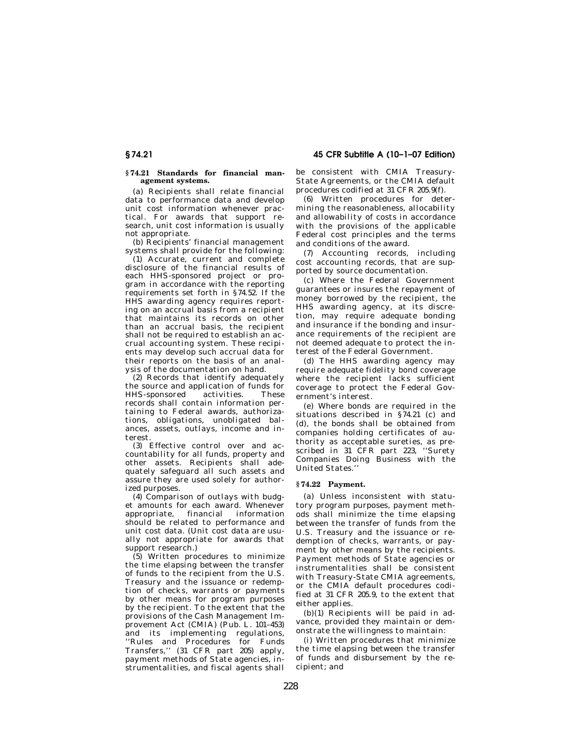## § 74.21 Standards for financial management systems.

(a) Recipients shall relate financial data to performance data and develop unit cost information whenever practical. For awards that support research, unit cost information is usually not appropriate.

(b) Recipients' financial management systems shall provide for the following:

(1) Accurate, current and complete disclosure of the financial results of each HHS-sponsored project or program in accordance with the reporting requirements set forth in § 74.52. If the HHS awarding agency requires reporting on an accrual basis from a recipient that maintains its records on other than an accrual basis, the recipient shall not be required to establish an accrual accounting system. These recipients may develop such accrual data for their reports on the basis of an analysis of the documentation on hand.

(2) Records that identify adequately the source and application of funds for HHS-sponsored activities. These records shall contain information pertaining to Federal awards, authorizations, obligations, unobligated balances, assets, outlays, income and interest.

(3) Effective control over and accountability for all funds, property and other assets. Recipients shall adequately safeguard all such assets and assure they are used solely for authorized purposes.

(4) Comparison of outlays with budget amounts for each award. Whenever appropriate, financial information should be related to performance and unit cost data. (Unit cost data are usually not appropriate for awards that support research.)

(5) Written procedures to minimize the time elapsing between the transfer of funds to the recipient from the U.S. Treasury and the issuance or redemption of checks, warrants or payments by other means for program purposes by the recipient. To the extent that the provisions of the Cash Management Improvement Act (CMIA) (Pub. L. 101–453) and its implementing regulations, "Rules and Procedures for Funds Transfers," (31 CFR part 205) apply, payment methods of State agencies, instrumentalities, and fiscal agents shall be consistent with CMIA Treasury-State Agreements, or the CMIA default procedures codified at 31 CFR 205.9(f).

(6) Written procedures for determining the reasonableness, allocability and allowability of costs in accordance with the provisions of the applicable Federal cost principles and the terms and conditions of the award.

(7) Accounting records, including cost accounting records, that are supported by source documentation.

(c) Where the Federal Government guarantees or insures the repayment of money borrowed by the recipient, the HHS awarding agency, at its discretion, may require adequate bonding and insurance if the bonding and insurance requirements of the recipient are not deemed adequate to protect the interest of the Federal Government.

(d) The HHS awarding agency may require adequate fidelity bond coverage where the recipient lacks sufficient coverage to protect the Federal Government's interest.

(e) Where bonds are required in the situations described in § 74.21 (c) and (d), the bonds shall be obtained from companies holding certificates of authority as acceptable sureties, as prescribed in 31 CFR part 223, "Surety Companies Doing Business with the United States."

## § 74.22 Payment.

(a) Unless inconsistent with statutory program purposes, payment methods shall minimize the time elapsing between the transfer of funds from the U.S. Treasury and the issuance or redemption of checks, warrants, or payment by other means by the recipients. Payment methods of State agencies or instrumentalities shall be consistent with Treasury-State CMIA agreements, or the CMIA default procedures codified at 31 CFR 205.9, to the extent that either applies.

(b)(1) Recipients will be paid in advance, provided they maintain or demonstrate the willingness to maintain:

(i) Written procedures that minimize the time elapsing between the transfer of funds and disbursement by the recipient; and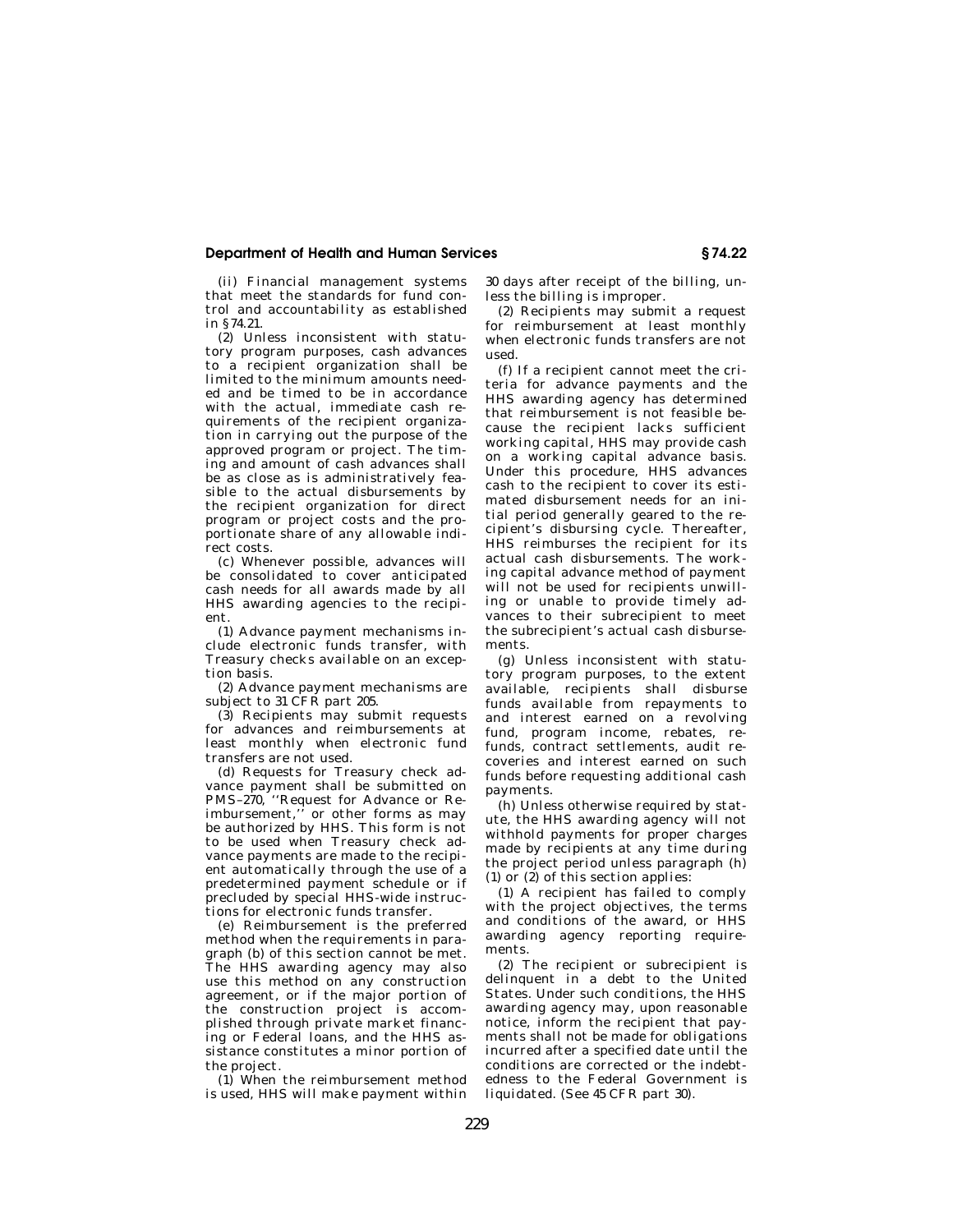(ii) Financial management systems that meet the standards for fund control and accountability as established in §74.21.

(2) Unless inconsistent with statutory program purposes, cash advances to a recipient organization shall be limited to the minimum amounts needed and be timed to be in accordance with the actual, immediate cash requirements of the recipient organization in carrying out the purpose of the approved program or project. The timing and amount of cash advances shall be as close as is administratively feasible to the actual disbursements by the recipient organization for direct program or project costs and the proportionate share of any allowable indirect costs.

(c) Whenever possible, advances will be consolidated to cover anticipated cash needs for all awards made by all HHS awarding agencies to the recipient.

(1) Advance payment mechanisms include electronic funds transfer, with Treasury checks available on an exception basis.

(2) Advance payment mechanisms are subject to 31 CFR part 205.

(3) Recipients may submit requests for advances and reimbursements at least monthly when electronic fund transfers are not used.

(d) Requests for Treasury check advance payment shall be submitted on PMS–270, "Request for Advance or Reimbursement," or other forms as may be authorized by HHS. This form is not to be used when Treasury check advance payments are made to the recipient automatically through the use of a predetermined payment schedule or if precluded by special HHS-wide instructions for electronic funds transfer.

(e) Reimbursement is the preferred method when the requirements in paragraph (b) of this section cannot be met. The HHS awarding agency may also use this method on any construction agreement, or if the major portion of the construction project is accomplished through private market financing or Federal loans, and the HHS assistance constitutes a minor portion of the project.

(1) When the reimbursement method is used, HHS will make payment within 30 days after receipt of the billing, unless the billing is improper.

(2) Recipients may submit a request for reimbursement at least monthly when electronic funds transfers are not used.

(f) If a recipient cannot meet the criteria for advance payments and the HHS awarding agency has determined that reimbursement is not feasible because the recipient lacks sufficient working capital, HHS may provide cash on a working capital advance basis. Under this procedure, HHS advances cash to the recipient to cover its estimated disbursement needs for an initial period generally geared to the recipient's disbursing cycle. Thereafter, HHS reimburses the recipient for its actual cash disbursements. The working capital advance method of payment will not be used for recipients unwilling or unable to provide timely advances to their subrecipient to meet the subrecipient's actual cash disbursements.

(g) Unless inconsistent with statutory program purposes, to the extent available, recipients shall disburse funds available from repayments to and interest earned on a revolving fund, program income, rebates, refunds, contract settlements, audit recoveries and interest earned on such funds before requesting additional cash payments.

(h) Unless otherwise required by statute, the HHS awarding agency will not withhold payments for proper charges made by recipients at any time during the project period unless paragraph (h) (1) or (2) of this section applies:

(1) A recipient has failed to comply with the project objectives, the terms and conditions of the award, or HHS awarding agency reporting requirements.

(2) The recipient or subrecipient is delinquent in a debt to the United States. Under such conditions, the HHS awarding agency may, upon reasonable notice, inform the recipient that payments shall not be made for obligations incurred after a specified date until the conditions are corrected or the indebtedness to the Federal Government is liquidated. (See 45 CFR part 30).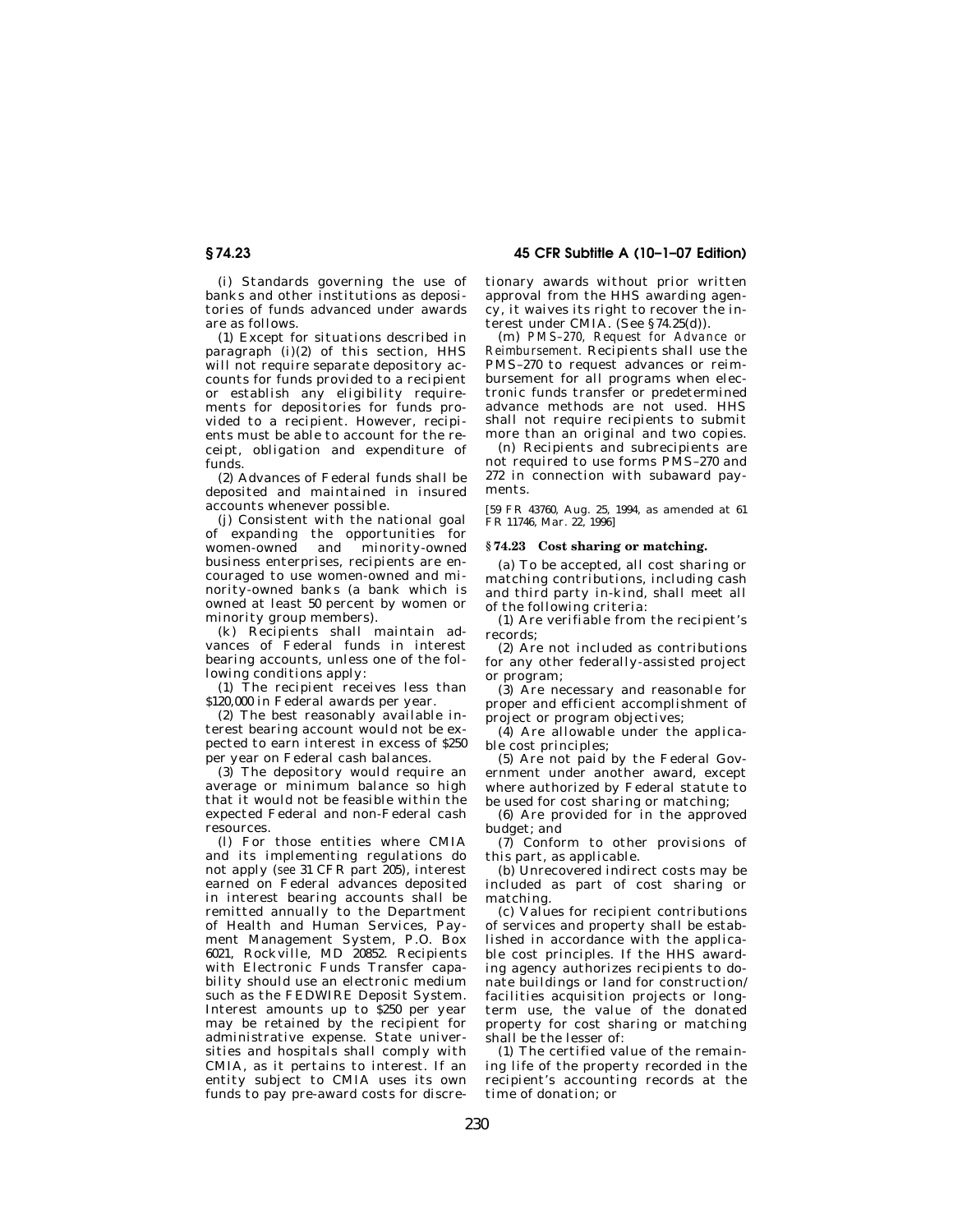(i) Standards governing the use of banks and other institutions as depositories of funds advanced under awards are as follows.

(1) Except for situations described in paragraph (i)(2) of this section, HHS will not require separate depository accounts for funds provided to a recipient or establish any eligibility requirements for depositories for funds provided to a recipient. However, recipients must be able to account for the receipt, obligation and expenditure of funds.

(2) Advances of Federal funds shall be deposited and maintained in insured accounts whenever possible.

(j) Consistent with the national goal of expanding the opportunities for women-owned and minority-owned business enterprises, recipients are encouraged to use women-owned and minority-owned banks (a bank which is owned at least 50 percent by women or minority group members).

(k) Recipients shall maintain advances of Federal funds in interest bearing accounts, unless one of the following conditions apply:

(1) The recipient receives less than $120,000 in Federal awards per year.

(2) The best reasonably available interest bearing account would not be expected to earn interest in excess of $250 per year on Federal cash balances.

(3) The depository would require an average or minimum balance so high that it would not be feasible within the expected Federal and non-Federal cash resources.

(l) For those entities where CMIA and its implementing regulations do not apply (*see* 31 CFR part 205), interest earned on Federal advances deposited in interest bearing accounts shall be remitted annually to the Department of Health and Human Services, Payment Management System, P.O. Box 6021, Rockville, MD 20852. Recipients with Electronic Funds Transfer capability should use an electronic medium such as the FEDWIRE Deposit System. Interest amounts up to $250 per year may be retained by the recipient for administrative expense. State universities and hospitals shall comply with CMIA, as it pertains to interest. If an entity subject to CMIA uses its own funds to pay pre-award costs for discretionary awards without prior written approval from the HHS awarding agency, it waives its right to recover the interest under CMIA. (See §74.25(d)).

(m) *PMS–270, Request for Advance or Reimbursement.* Recipients shall use the PMS–270 to request advances or reimbursement for all programs when electronic funds transfer or predetermined advance methods are not used. HHS shall not require recipients to submit more than an original and two copies.

(n) Recipients and subrecipients are not required to use forms PMS–270 and 272 in connection with subaward payments.

[59 FR 43760, Aug. 25, 1994, as amended at 61 FR 11746, Mar. 22, 1996]

## §74.23 Cost sharing or matching.

(a) To be accepted, all cost sharing or matching contributions, including cash and third party in-kind, shall meet all of the following criteria:

(1) Are verifiable from the recipient's records;

(2) Are not included as contributions for any other federally-assisted project or program;

(3) Are necessary and reasonable for proper and efficient accomplishment of project or program objectives;

(4) Are allowable under the applicable cost principles;

(5) Are not paid by the Federal Government under another award, except where authorized by Federal statute to be used for cost sharing or matching;

(6) Are provided for in the approved budget; and

(7) Conform to other provisions of this part, as applicable.

(b) Unrecovered indirect costs may be included as part of cost sharing or matching.

(c) Values for recipient contributions of services and property shall be established in accordance with the applicable cost principles. If the HHS awarding agency authorizes recipients to donate buildings or land for construction/facilities acquisition projects or long-term use, the value of the donated property for cost sharing or matching shall be the lesser of:

(1) The certified value of the remaining life of the property recorded in the recipient's accounting records at the time of donation; or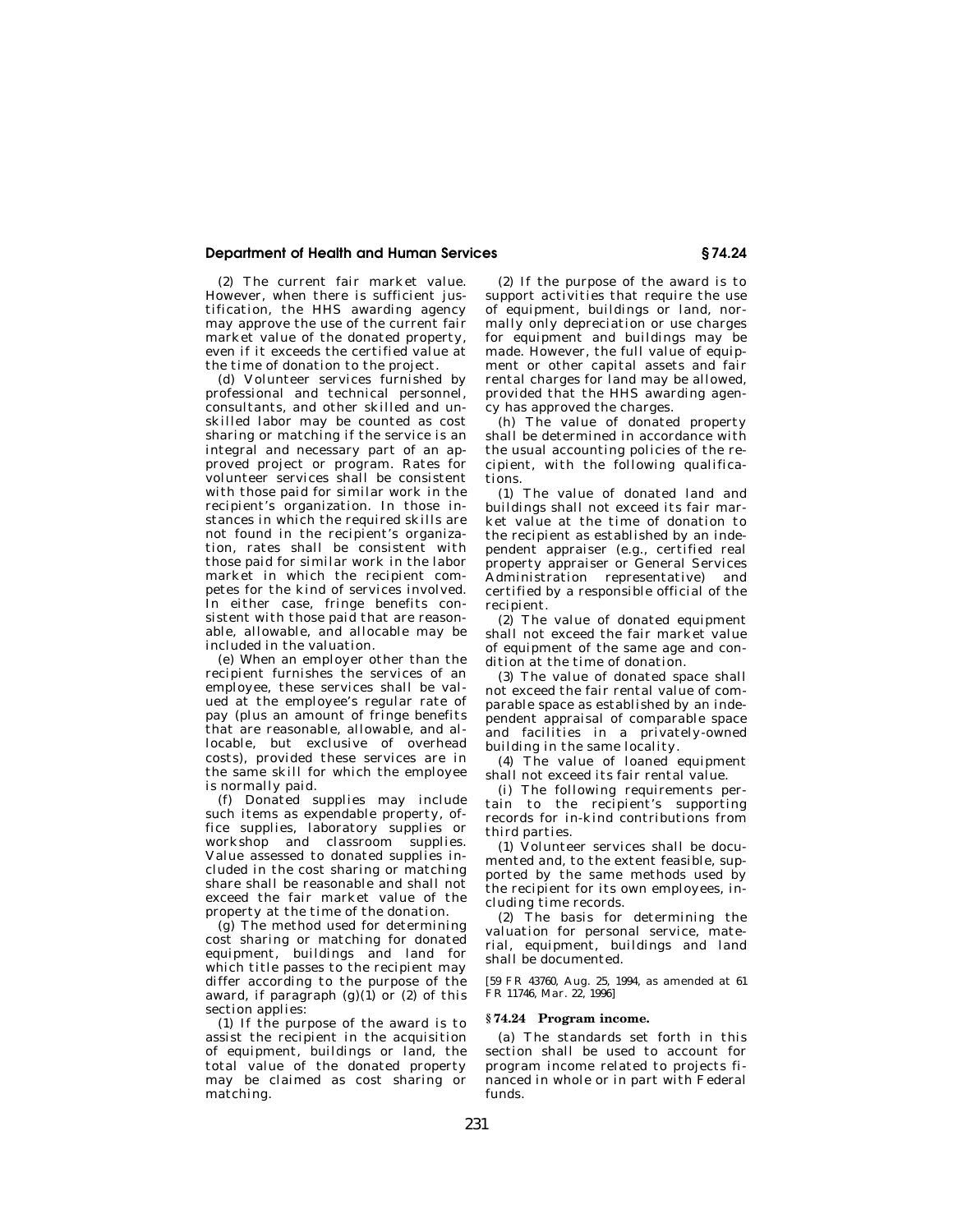(2) The current fair market value. However, when there is sufficient justification, the HHS awarding agency may approve the use of the current fair market value of the donated property, even if it exceeds the certified value at the time of donation to the project.

(d) Volunteer services furnished by professional and technical personnel, consultants, and other skilled and unskilled labor may be counted as cost sharing or matching if the service is an integral and necessary part of an approved project or program. Rates for volunteer services shall be consistent with those paid for similar work in the recipient's organization. In those instances in which the required skills are not found in the recipient's organization, rates shall be consistent with those paid for similar work in the labor market in which the recipient competes for the kind of services involved. In either case, fringe benefits consistent with those paid that are reasonable, allowable, and allocable may be included in the valuation.

(e) When an employer other than the recipient furnishes the services of an employee, these services shall be valued at the employee's regular rate of pay (plus an amount of fringe benefits that are reasonable, allowable, and allocable, but exclusive of overhead costs), provided these services are in the same skill for which the employee is normally paid.

(f) Donated supplies may include such items as expendable property, office supplies, laboratory supplies or workshop and classroom supplies. Value assessed to donated supplies included in the cost sharing or matching share shall be reasonable and shall not exceed the fair market value of the property at the time of the donation.

(g) The method used for determining cost sharing or matching for donated equipment, buildings and land for which title passes to the recipient may differ according to the purpose of the award, if paragraph (g)(1) or (2) of this section applies:

(1) If the purpose of the award is to assist the recipient in the acquisition of equipment, buildings or land, the total value of the donated property may be claimed as cost sharing or matching.

(2) If the purpose of the award is to support activities that require the use of equipment, buildings or land, normally only depreciation or use charges for equipment and buildings may be made. However, the full value of equipment or other capital assets and fair rental charges for land may be allowed, provided that the HHS awarding agency has approved the charges.

(h) The value of donated property shall be determined in accordance with the usual accounting policies of the recipient, with the following qualifications.

(1) The value of donated land and buildings shall not exceed its fair market value at the time of donation to the recipient as established by an independent appraiser (e.g., certified real property appraiser or General Services Administration representative) and certified by a responsible official of the recipient.

(2) The value of donated equipment shall not exceed the fair market value of equipment of the same age and condition at the time of donation.

(3) The value of donated space shall not exceed the fair rental value of comparable space as established by an independent appraisal of comparable space and facilities in a privately-owned building in the same locality.

(4) The value of loaned equipment shall not exceed its fair rental value.

(i) The following requirements pertain to the recipient's supporting records for in-kind contributions from third parties.

(1) Volunteer services shall be documented and, to the extent feasible, supported by the same methods used by the recipient for its own employees, including time records.

(2) The basis for determining the valuation for personal service, material, equipment, buildings and land shall be documented.

[59 FR 43760, Aug. 25, 1994, as amended at 61 FR 11746, Mar. 22, 1996]

## § 74.24 Program income.

(a) The standards set forth in this section shall be used to account for program income related to projects financed in whole or in part with Federal funds.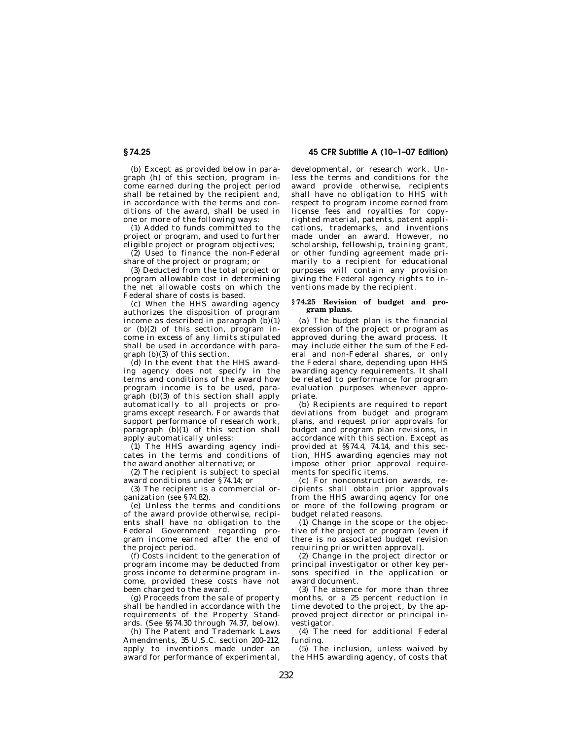(b) Except as provided below in paragraph (h) of this section, program income earned during the project period shall be retained by the recipient and, in accordance with the terms and conditions of the award, shall be used in one or more of the following ways:

(1) Added to funds committed to the project or program, and used to further eligible project or program objectives;

(2) Used to finance the non-Federal share of the project or program; or

(3) Deducted from the total project or program allowable cost in determining the net allowable costs on which the Federal share of costs is based.

(c) When the HHS awarding agency authorizes the disposition of program income as described in paragraph (b)(1) or (b)(2) of this section, program income in excess of any limits stipulated shall be used in accordance with paragraph (b)(3) of this section.

(d) In the event that the HHS awarding agency does not specify in the terms and conditions of the award how program income is to be used, paragraph (b)(3) of this section shall apply automatically to all projects or programs except research. For awards that support performance of research work, paragraph (b)(1) of this section shall apply automatically unless:

(1) The HHS awarding agency indicates in the terms and conditions of the award another alternative; or

(2) The recipient is subject to special award conditions under §74.14; or

(3) The recipient is a commercial organization (*see* §74.82).

(e) Unless the terms and conditions of the award provide otherwise, recipients shall have no obligation to the Federal Government regarding program income earned after the end of the project period.

(f) Costs incident to the generation of program income may be deducted from gross income to determine program income, provided these costs have not been charged to the award.

(g) Proceeds from the sale of property shall be handled in accordance with the requirements of the Property Standards. (See §§74.30 through 74.37, below).

(h) The Patent and Trademark Laws Amendments, 35 U.S.C. section 200–212, apply to inventions made under an award for performance of experimental, developmental, or research work. Unless the terms and conditions for the award provide otherwise, recipients shall have no obligation to HHS with respect to program income earned from license fees and royalties for copyrighted material, patents, patent applications, trademarks, and inventions made under an award. However, no scholarship, fellowship, training grant, or other funding agreement made primarily to a recipient for educational purposes will contain any provision giving the Federal agency rights to inventions made by the recipient.

## §74.25 Revision of budget and program plans.

(a) The budget plan is the financial expression of the project or program as approved during the award process. It may include either the sum of the Federal and non-Federal shares, or only the Federal share, depending upon HHS awarding agency requirements. It shall be related to performance for program evaluation purposes whenever appropriate.

(b) Recipients are required to report deviations from budget and program plans, and request prior approvals for budget and program plan revisions, in accordance with this section. Except as provided at §§74.4, 74.14, and this section, HHS awarding agencies may not impose other prior approval requirements for specific items.

(c) For nonconstruction awards, recipients shall obtain prior approvals from the HHS awarding agency for one or more of the following program or budget related reasons.

(1) Change in the scope or the objective of the project or program (even if there is no associated budget revision requiring prior written approval).

(2) Change in the project director or principal investigator or other key persons specified in the application or award document.

(3) The absence for more than three months, or a 25 percent reduction in time devoted to the project, by the approved project director or principal investigator.

(4) The need for additional Federal funding.

(5) The inclusion, unless waived by the HHS awarding agency, of costs that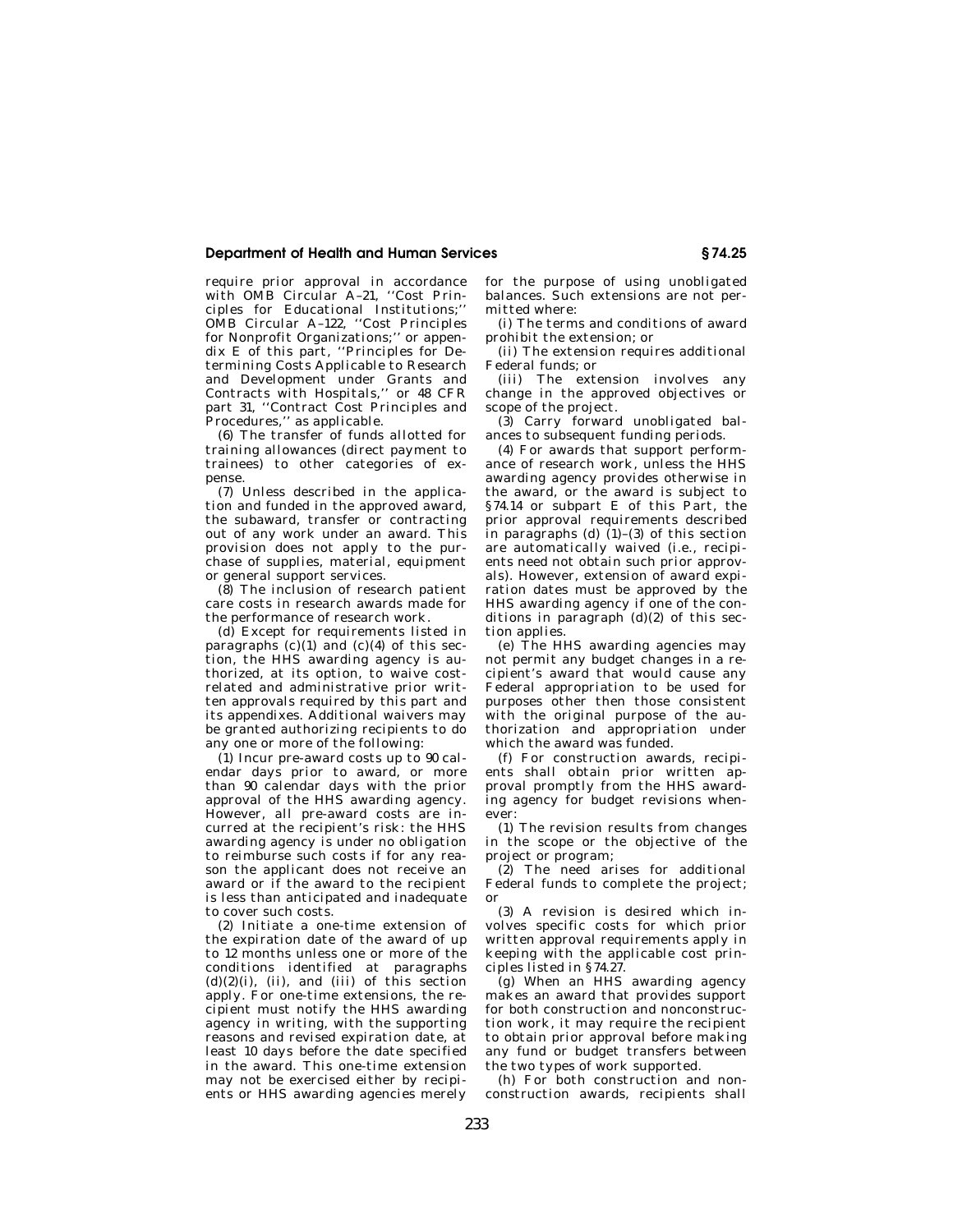require prior approval in accordance with OMB Circular A–21, ''Cost Principles for Educational Institutions;'' OMB Circular A–122, ''Cost Principles for Nonprofit Organizations;'' or appendix E of this part, ''Principles for Determining Costs Applicable to Research and Development under Grants and Contracts with Hospitals,'' or 48 CFR part 31, ''Contract Cost Principles and Procedures,'' as applicable.

(6) The transfer of funds allotted for training allowances (direct payment to trainees) to other categories of expense.

(7) Unless described in the application and funded in the approved award, the subaward, transfer or contracting out of any work under an award. This provision does not apply to the purchase of supplies, material, equipment or general support services.

(8) The inclusion of research patient care costs in research awards made for the performance of research work.

(d) Except for requirements listed in paragraphs (c)(1) and (c)(4) of this section, the HHS awarding agency is authorized, at its option, to waive cost-related and administrative prior written approvals required by this part and its appendixes. Additional waivers may be granted authorizing recipients to do any one or more of the following:

(1) Incur pre-award costs up to 90 calendar days prior to award, or more than 90 calendar days with the prior approval of the HHS awarding agency. However, all pre-award costs are incurred at the recipient's risk: the HHS awarding agency is under no obligation to reimburse such costs if for any reason the applicant does not receive an award or if the award to the recipient is less than anticipated and inadequate to cover such costs.

(2) Initiate a one-time extension of the expiration date of the award of up to 12 months unless one or more of the conditions identified at paragraphs (d)(2)(i), (ii), and (iii) of this section apply. For one-time extensions, the recipient must notify the HHS awarding agency in writing, with the supporting reasons and revised expiration date, at least 10 days before the date specified in the award. This one-time extension may not be exercised either by recipients or HHS awarding agencies merely for the purpose of using unobligated balances. Such extensions are not permitted where:

(i) The terms and conditions of award prohibit the extension; or

(ii) The extension requires additional Federal funds; or

(iii) The extension involves any change in the approved objectives or scope of the project.

(3) Carry forward unobligated balances to subsequent funding periods.

(4) For awards that support performance of research work, unless the HHS awarding agency provides otherwise in the award, or the award is subject to §74.14 or subpart E of this Part, the prior approval requirements described in paragraphs (d) (1)–(3) of this section are automatically waived (i.e., recipients need not obtain such prior approvals). However, extension of award expiration dates must be approved by the HHS awarding agency if one of the conditions in paragraph (d)(2) of this section applies.

(e) The HHS awarding agencies may not permit any budget changes in a recipient's award that would cause any Federal appropriation to be used for purposes other then those consistent with the original purpose of the authorization and appropriation under which the award was funded.

(f) For construction awards, recipients shall obtain prior written approval promptly from the HHS awarding agency for budget revisions whenever:

(1) The revision results from changes in the scope or the objective of the project or program;

(2) The need arises for additional Federal funds to complete the project; or

(3) A revision is desired which involves specific costs for which prior written approval requirements apply in keeping with the applicable cost principles listed in §74.27.

(g) When an HHS awarding agency makes an award that provides support for both construction and nonconstruction work, it may require the recipient to obtain prior approval before making any fund or budget transfers between the two types of work supported.

(h) For both construction and nonconstruction awards, recipients shall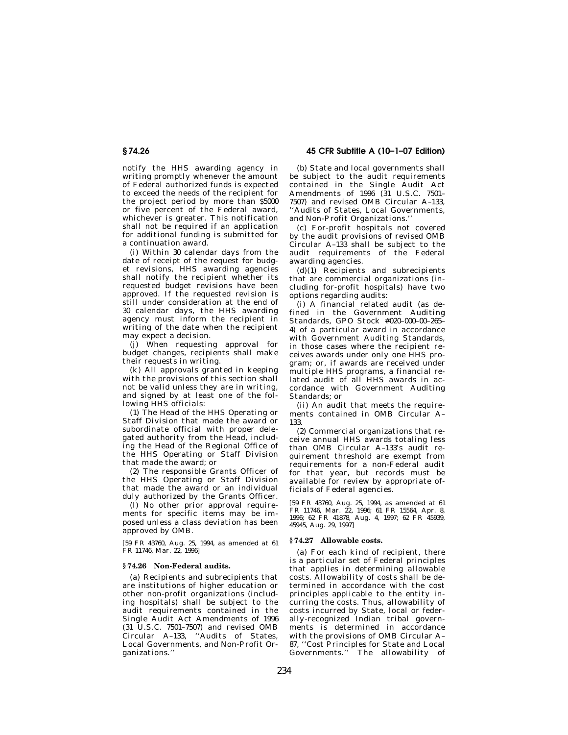notify the HHS awarding agency in writing promptly whenever the amount of Federal authorized funds is expected to exceed the needs of the recipient for the project period by more than $5000 or five percent of the Federal award, whichever is greater. This notification shall not be required if an application for additional funding is submitted for a continuation award.

(i) Within 30 calendar days from the date of receipt of the request for budget revisions, HHS awarding agencies shall notify the recipient whether its requested budget revisions have been approved. If the requested revision is still under consideration at the end of 30 calendar days, the HHS awarding agency must inform the recipient in writing of the date when the recipient may expect a decision.

(j) When requesting approval for budget changes, recipients shall make their requests in writing.

(k) All approvals granted in keeping with the provisions of this section shall not be valid unless they are in writing, and signed by at least one of the following HHS officials:

(1) The Head of the HHS Operating or Staff Division that made the award or subordinate official with proper delegated authority from the Head, including the Head of the Regional Office of the HHS Operating or Staff Division that made the award; or

(2) The responsible Grants Officer of the HHS Operating or Staff Division that made the award or an individual duly authorized by the Grants Officer.

(l) No other prior approval requirements for specific items may be imposed unless a class deviation has been approved by OMB.

[59 FR 43760, Aug. 25, 1994, as amended at 61 FR 11746, Mar. 22, 1996]

## § 74.26 Non-Federal audits.

(a) Recipients and subrecipients that are institutions of higher education or other non-profit organizations (including hospitals) shall be subject to the audit requirements contained in the Single Audit Act Amendments of 1996 (31 U.S.C. 7501–7507) and revised OMB Circular A–133, ''Audits of States, Local Governments, and Non-Profit Organizations.''

(b) State and local governments shall be subject to the audit requirements contained in the Single Audit Act Amendments of 1996 (31 U.S.C. 7501–7507) and revised OMB Circular A–133, ''Audits of States, Local Governments, and Non-Profit Organizations.''

(c) For-profit hospitals not covered by the audit provisions of revised OMB Circular A–133 shall be subject to the audit requirements of the Federal awarding agencies.

(d)(1) Recipients and subrecipients that are commercial organizations (including for-profit hospitals) have two options regarding audits:

(i) A financial related audit (as defined in the Government Auditing Standards, GPO Stock #020–000–00–265–4) of a particular award in accordance with Government Auditing Standards, in those cases where the recipient receives awards under only one HHS program; or, if awards are received under multiple HHS programs, a financial related audit of all HHS awards in accordance with Government Auditing Standards; or

(ii) An audit that meets the requirements contained in OMB Circular A–133.

(2) Commercial organizations that receive annual HHS awards totaling less than OMB Circular A–133's audit requirement threshold are exempt from requirements for a non-Federal audit for that year, but records must be available for review by appropriate officials of Federal agencies.

[59 FR 43760, Aug. 25, 1994, as amended at 61 FR 11746, Mar. 22, 1996; 61 FR 15564, Apr. 8, 1996; 62 FR 41878, Aug. 4, 1997; 62 FR 45939, 45945, Aug. 29, 1997]

## § 74.27 Allowable costs.

(a) For each kind of recipient, there is a particular set of Federal principles that applies in determining allowable costs. Allowability of costs shall be determined in accordance with the cost principles applicable to the entity incurring the costs. Thus, allowability of costs incurred by State, local or federally-recognized Indian tribal governments is determined in accordance with the provisions of OMB Circular A–87, ''Cost Principles for State and Local Governments.'' The allowability of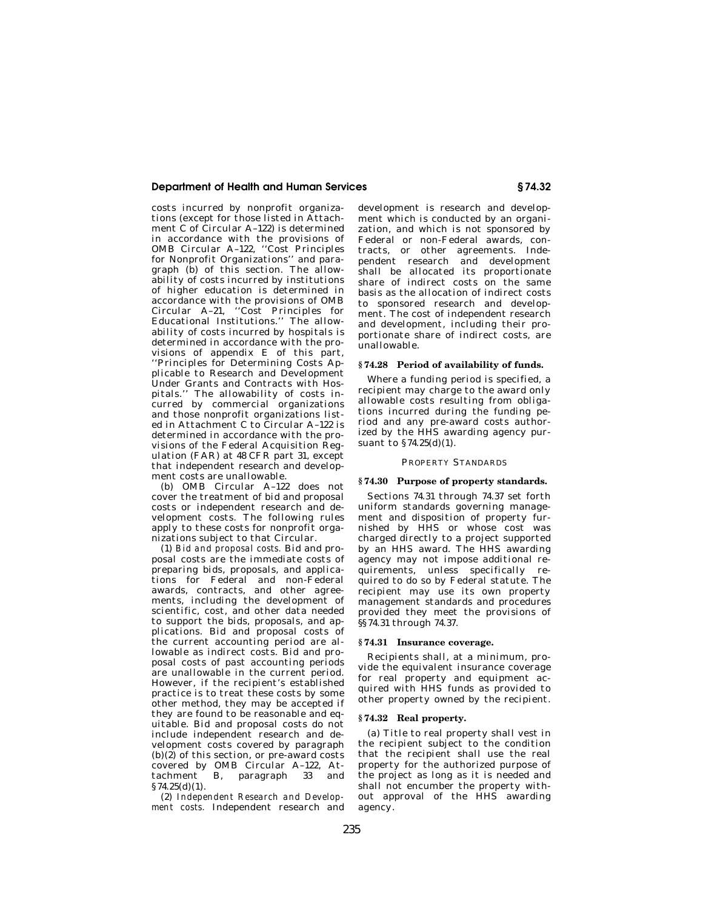costs incurred by nonprofit organizations (except for those listed in Attachment C of Circular A–122) is determined in accordance with the provisions of OMB Circular A–122, ''Cost Principles for Nonprofit Organizations'' and paragraph (b) of this section. The allowability of costs incurred by institutions of higher education is determined in accordance with the provisions of OMB Circular A–21, ''Cost Principles for Educational Institutions.'' The allowability of costs incurred by hospitals is determined in accordance with the provisions of appendix E of this part, ''Principles for Determining Costs Applicable to Research and Development Under Grants and Contracts with Hospitals.'' The allowability of costs incurred by commercial organizations and those nonprofit organizations listed in Attachment C to Circular A–122 is determined in accordance with the provisions of the Federal Acquisition Regulation (FAR) at 48 CFR part 31, except that independent research and development costs are unallowable.

(b) OMB Circular A–122 does not cover the treatment of bid and proposal costs or independent research and development costs. The following rules apply to these costs for nonprofit organizations subject to that Circular.

(1) *Bid and proposal costs.* Bid and proposal costs are the immediate costs of preparing bids, proposals, and applications for Federal and non-Federal awards, contracts, and other agreements, including the development of scientific, cost, and other data needed to support the bids, proposals, and applications. Bid and proposal costs of the current accounting period are allowable as indirect costs. Bid and proposal costs of past accounting periods are unallowable in the current period. However, if the recipient's established practice is to treat these costs by some other method, they may be accepted if they are found to be reasonable and equitable. Bid and proposal costs do not include independent research and development costs covered by paragraph (b)(2) of this section, or pre-award costs covered by OMB Circular A–122, Attachment B, paragraph 33 and §74.25(d)(1).

(2) *Independent Research and Development costs.* Independent research and development is research and development which is conducted by an organization, and which is not sponsored by Federal or non-Federal awards, contracts, or other agreements. Independent research and development shall be allocated its proportionate share of indirect costs on the same basis as the allocation of indirect costs to sponsored research and development. The cost of independent research and development, including their proportionate share of indirect costs, are unallowable.

### § 74.28 Period of availability of funds.

Where a funding period is specified, a recipient may charge to the award only allowable costs resulting from obligations incurred during the funding period and any pre-award costs authorized by the HHS awarding agency pursuant to §74.25(d)(1).

## PROPERTY STANDARDS

### § 74.30 Purpose of property standards.

Sections 74.31 through 74.37 set forth uniform standards governing management and disposition of property furnished by HHS or whose cost was charged directly to a project supported by an HHS award. The HHS awarding agency may not impose additional requirements, unless specifically required to do so by Federal statute. The recipient may use its own property management standards and procedures provided they meet the provisions of §§74.31 through 74.37.

### § 74.31 Insurance coverage.

Recipients shall, at a minimum, provide the equivalent insurance coverage for real property and equipment acquired with HHS funds as provided to other property owned by the recipient.

### § 74.32 Real property.

(a) Title to real property shall vest in the recipient subject to the condition that the recipient shall use the real property for the authorized purpose of the project as long as it is needed and shall not encumber the property without approval of the HHS awarding agency.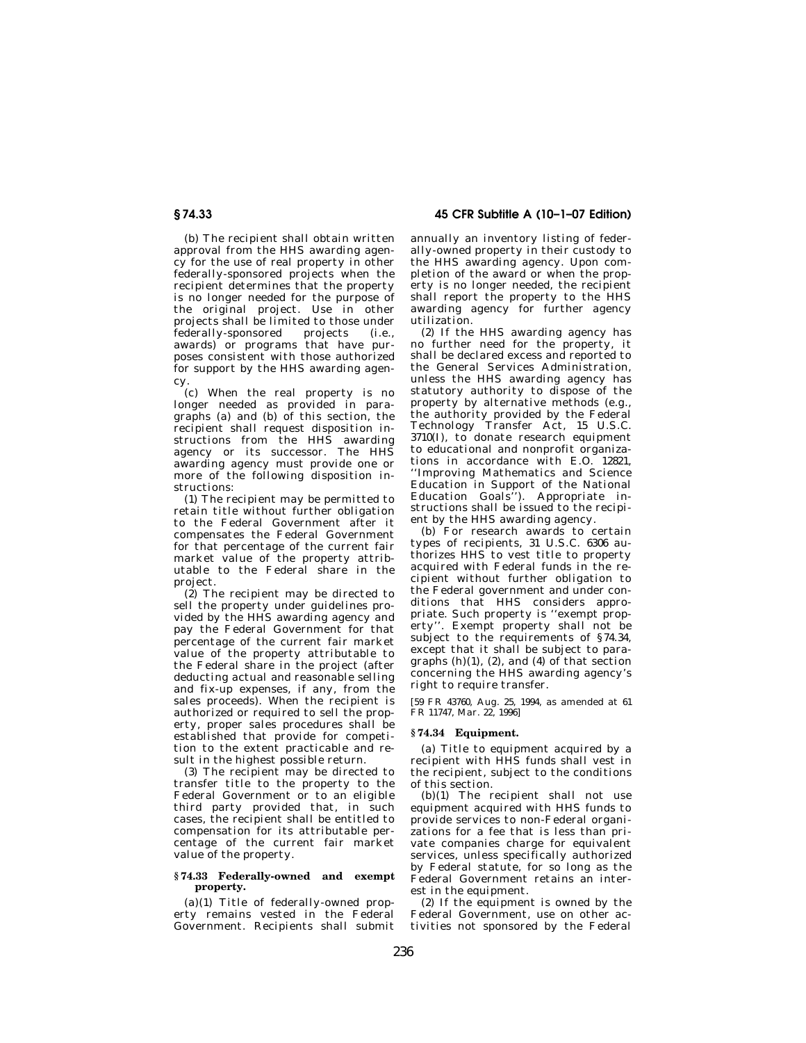(b) The recipient shall obtain written approval from the HHS awarding agency for the use of real property in other federally-sponsored projects when the recipient determines that the property is no longer needed for the purpose of the original project. Use in other projects shall be limited to those under federally-sponsored projects (i.e., awards) or programs that have purposes consistent with those authorized for support by the HHS awarding agency.

(c) When the real property is no longer needed as provided in paragraphs (a) and (b) of this section, the recipient shall request disposition instructions from the HHS awarding agency or its successor. The HHS awarding agency must provide one or more of the following disposition instructions:

(1) The recipient may be permitted to retain title without further obligation to the Federal Government after it compensates the Federal Government for that percentage of the current fair market value of the property attributable to the Federal share in the project.

(2) The recipient may be directed to sell the property under guidelines provided by the HHS awarding agency and pay the Federal Government for that percentage of the current fair market value of the property attributable to the Federal share in the project (after deducting actual and reasonable selling and fix-up expenses, if any, from the sales proceeds). When the recipient is authorized or required to sell the property, proper sales procedures shall be established that provide for competition to the extent practicable and result in the highest possible return.

(3) The recipient may be directed to transfer title to the property to the Federal Government or to an eligible third party provided that, in such cases, the recipient shall be entitled to compensation for its attributable percentage of the current fair market value of the property.

### § 74.33 Federally-owned and exempt property.

(a)(1) Title of federally-owned property remains vested in the Federal Government. Recipients shall submit annually an inventory listing of federally-owned property in their custody to the HHS awarding agency. Upon completion of the award or when the property is no longer needed, the recipient shall report the property to the HHS awarding agency for further agency utilization.

(2) If the HHS awarding agency has no further need for the property, it shall be declared excess and reported to the General Services Administration, unless the HHS awarding agency has statutory authority to dispose of the property by alternative methods (e.g., the authority provided by the Federal Technology Transfer Act, 15 U.S.C. 3710(I), to donate research equipment to educational and nonprofit organizations in accordance with E.O. 12821, ''Improving Mathematics and Science Education in Support of the National Education Goals''). Appropriate instructions shall be issued to the recipient by the HHS awarding agency.

(b) For research awards to certain types of recipients, 31 U.S.C. 6306 authorizes HHS to vest title to property acquired with Federal funds in the recipient without further obligation to the Federal government and under conditions that HHS considers appropriate. Such property is ''exempt property''. Exempt property shall not be subject to the requirements of § 74.34, except that it shall be subject to paragraphs (h)(1), (2), and (4) of that section concerning the HHS awarding agency's right to require transfer.

[59 FR 43760, Aug. 25, 1994, as amended at 61 FR 11747, Mar. 22, 1996]

### § 74.34 Equipment.

(a) Title to equipment acquired by a recipient with HHS funds shall vest in the recipient, subject to the conditions of this section.

(b)(1) The recipient shall not use equipment acquired with HHS funds to provide services to non-Federal organizations for a fee that is less than private companies charge for equivalent services, unless specifically authorized by Federal statute, for so long as the Federal Government retains an interest in the equipment.

(2) If the equipment is owned by the Federal Government, use on other activities not sponsored by the Federal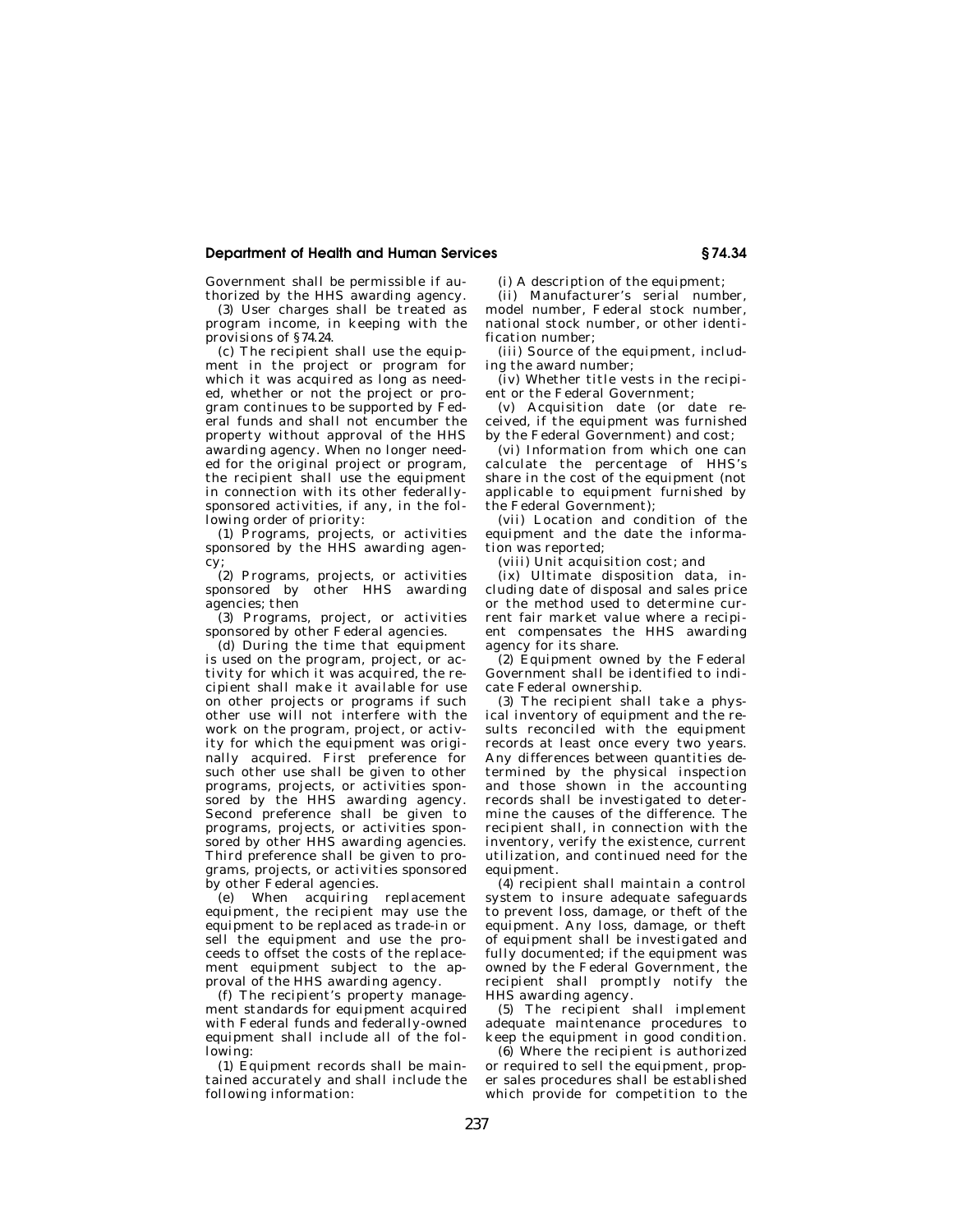Government shall be permissible if authorized by the HHS awarding agency.

(3) User charges shall be treated as program income, in keeping with the provisions of §74.24.

(c) The recipient shall use the equipment in the project or program for which it was acquired as long as needed, whether or not the project or program continues to be supported by Federal funds and shall not encumber the property without approval of the HHS awarding agency. When no longer needed for the original project or program, the recipient shall use the equipment in connection with its other federally-sponsored activities, if any, in the following order of priority:

(1) Programs, projects, or activities sponsored by the HHS awarding agency;

(2) Programs, projects, or activities sponsored by other HHS awarding agencies; then

(3) Programs, project, or activities sponsored by other Federal agencies.

(d) During the time that equipment is used on the program, project, or activity for which it was acquired, the recipient shall make it available for use on other projects or programs if such other use will not interfere with the work on the program, project, or activity for which the equipment was originally acquired. First preference for such other use shall be given to other programs, projects, or activities sponsored by the HHS awarding agency. Second preference shall be given to programs, projects, or activities sponsored by other HHS awarding agencies. Third preference shall be given to programs, projects, or activities sponsored by other Federal agencies.

(e) When acquiring replacement equipment, the recipient may use the equipment to be replaced as trade-in or sell the equipment and use the proceeds to offset the costs of the replacement equipment subject to the approval of the HHS awarding agency.

(f) The recipient's property management standards for equipment acquired with Federal funds and federally-owned equipment shall include all of the following:

(1) Equipment records shall be maintained accurately and shall include the following information:

(i) A description of the equipment;

(ii) Manufacturer's serial number, model number, Federal stock number, national stock number, or other identification number;

(iii) Source of the equipment, including the award number;

(iv) Whether title vests in the recipient or the Federal Government;

(v) Acquisition date (or date received, if the equipment was furnished by the Federal Government) and cost;

(vi) Information from which one can calculate the percentage of HHS's share in the cost of the equipment (not applicable to equipment furnished by the Federal Government);

(vii) Location and condition of the equipment and the date the information was reported;

(viii) Unit acquisition cost; and

(ix) Ultimate disposition data, including date of disposal and sales price or the method used to determine current fair market value where a recipient compensates the HHS awarding agency for its share.

(2) Equipment owned by the Federal Government shall be identified to indicate Federal ownership.

(3) The recipient shall take a physical inventory of equipment and the results reconciled with the equipment records at least once every two years. Any differences between quantities determined by the physical inspection and those shown in the accounting records shall be investigated to determine the causes of the difference. The recipient shall, in connection with the inventory, verify the existence, current utilization, and continued need for the equipment.

(4) recipient shall maintain a control system to insure adequate safeguards to prevent loss, damage, or theft of the equipment. Any loss, damage, or theft of equipment shall be investigated and fully documented; if the equipment was owned by the Federal Government, the recipient shall promptly notify the HHS awarding agency.

(5) The recipient shall implement adequate maintenance procedures to keep the equipment in good condition.

(6) Where the recipient is authorized or required to sell the equipment, proper sales procedures shall be established which provide for competition to the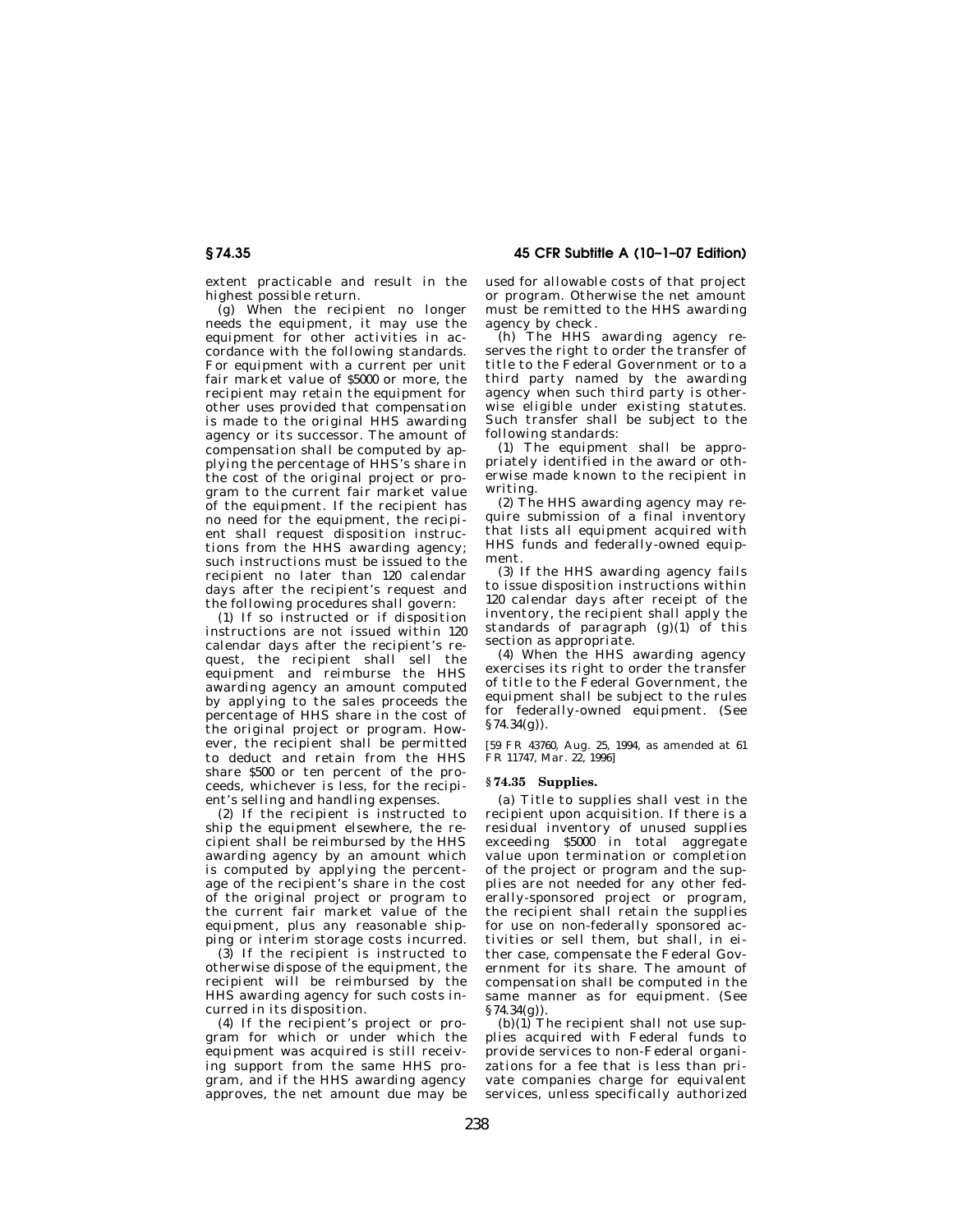extent practicable and result in the highest possible return.

(g) When the recipient no longer needs the equipment, it may use the equipment for other activities in accordance with the following standards. For equipment with a current per unit fair market value of $5000 or more, the recipient may retain the equipment for other uses provided that compensation is made to the original HHS awarding agency or its successor. The amount of compensation shall be computed by applying the percentage of HHS's share in the cost of the original project or program to the current fair market value of the equipment. If the recipient has no need for the equipment, the recipient shall request disposition instructions from the HHS awarding agency; such instructions must be issued to the recipient no later than 120 calendar days after the recipient's request and the following procedures shall govern:

(1) If so instructed or if disposition instructions are not issued within 120 calendar days after the recipient's request, the recipient shall sell the equipment and reimburse the HHS awarding agency an amount computed by applying to the sales proceeds the percentage of HHS share in the cost of the original project or program. However, the recipient shall be permitted to deduct and retain from the HHS share $500 or ten percent of the proceeds, whichever is less, for the recipient's selling and handling expenses.

(2) If the recipient is instructed to ship the equipment elsewhere, the recipient shall be reimbursed by the HHS awarding agency by an amount which is computed by applying the percentage of the recipient's share in the cost of the original project or program to the current fair market value of the equipment, plus any reasonable shipping or interim storage costs incurred.

(3) If the recipient is instructed to otherwise dispose of the equipment, the recipient will be reimbursed by the HHS awarding agency for such costs incurred in its disposition.

(4) If the recipient's project or program for which or under which the equipment was acquired is still receiving support from the same HHS program, and if the HHS awarding agency approves, the net amount due may be used for allowable costs of that project or program. Otherwise the net amount must be remitted to the HHS awarding agency by check.

(h) The HHS awarding agency reserves the right to order the transfer of title to the Federal Government or to a third party named by the awarding agency when such third party is otherwise eligible under existing statutes. Such transfer shall be subject to the following standards:

(1) The equipment shall be appropriately identified in the award or otherwise made known to the recipient in writing.

(2) The HHS awarding agency may require submission of a final inventory that lists all equipment acquired with HHS funds and federally-owned equipment.

(3) If the HHS awarding agency fails to issue disposition instructions within 120 calendar days after receipt of the inventory, the recipient shall apply the standards of paragraph (g)(1) of this section as appropriate.

(4) When the HHS awarding agency exercises its right to order the transfer of title to the Federal Government, the equipment shall be subject to the rules for federally-owned equipment. (See §74.34(g)).

[59 FR 43760, Aug. 25, 1994, as amended at 61 FR 11747, Mar. 22, 1996]

## §74.35 Supplies.

(a) Title to supplies shall vest in the recipient upon acquisition. If there is a residual inventory of unused supplies exceeding $5000 in total aggregate value upon termination or completion of the project or program and the supplies are not needed for any other federally-sponsored project or program, the recipient shall retain the supplies for use on non-federally sponsored activities or sell them, but shall, in either case, compensate the Federal Government for its share. The amount of compensation shall be computed in the same manner as for equipment. (See §74.34(g)).

(b)(1) The recipient shall not use supplies acquired with Federal funds to provide services to non-Federal organizations for a fee that is less than private companies charge for equivalent services, unless specifically authorized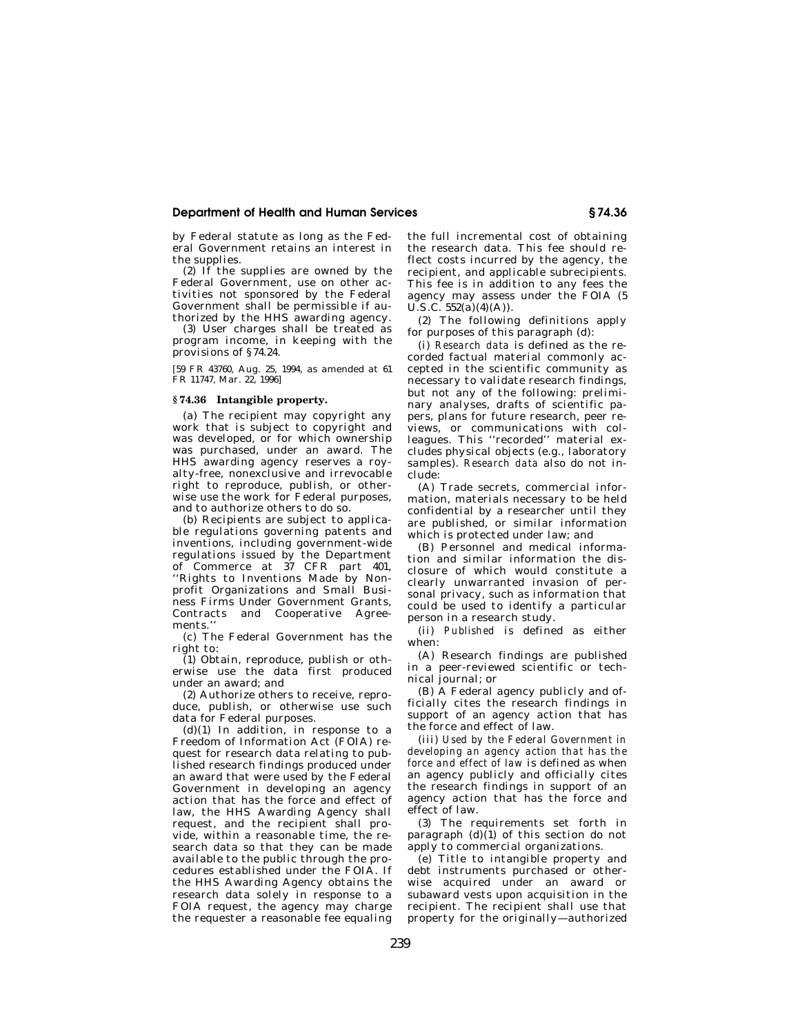by Federal statute as long as the Federal Government retains an interest in the supplies.

(2) If the supplies are owned by the Federal Government, use on other activities not sponsored by the Federal Government shall be permissible if authorized by the HHS awarding agency.

(3) User charges shall be treated as program income, in keeping with the provisions of §74.24.

[59 FR 43760, Aug. 25, 1994, as amended at 61 FR 11747, Mar. 22, 1996]

### §74.36 Intangible property.

(a) The recipient may copyright any work that is subject to copyright and was developed, or for which ownership was purchased, under an award. The HHS awarding agency reserves a royalty-free, nonexclusive and irrevocable right to reproduce, publish, or otherwise use the work for Federal purposes, and to authorize others to do so.

(b) Recipients are subject to applicable regulations governing patents and inventions, including government-wide regulations issued by the Department of Commerce at 37 CFR part 401, ''Rights to Inventions Made by Nonprofit Organizations and Small Business Firms Under Government Grants, Contracts and Cooperative Agreements.''

(c) The Federal Government has the right to:

(1) Obtain, reproduce, publish or otherwise use the data first produced under an award; and

(2) Authorize others to receive, reproduce, publish, or otherwise use such data for Federal purposes.

(d)(1) In addition, in response to a Freedom of Information Act (FOIA) request for research data relating to published research findings produced under an award that were used by the Federal Government in developing an agency action that has the force and effect of law, the HHS Awarding Agency shall request, and the recipient shall provide, within a reasonable time, the research data so that they can be made available to the public through the procedures established under the FOIA. If the HHS Awarding Agency obtains the research data solely in response to a FOIA request, the agency may charge the requester a reasonable fee equaling the full incremental cost of obtaining the research data. This fee should reflect costs incurred by the agency, the recipient, and applicable subrecipients. This fee is in addition to any fees the agency may assess under the FOIA (5 U.S.C. 552(a)(4)(A)).

(2) The following definitions apply for purposes of this paragraph (d):

(i) *Research data* is defined as the recorded factual material commonly accepted in the scientific community as necessary to validate research findings, but not any of the following: preliminary analyses, drafts of scientific papers, plans for future research, peer reviews, or communications with colleagues. This ''recorded'' material excludes physical objects (e.g., laboratory samples). *Research data* also do not include:

(A) Trade secrets, commercial information, materials necessary to be held confidential by a researcher until they are published, or similar information which is protected under law; and

(B) Personnel and medical information and similar information the disclosure of which would constitute a clearly unwarranted invasion of personal privacy, such as information that could be used to identify a particular person in a research study.

(ii) *Published* is defined as either when:

(A) Research findings are published in a peer-reviewed scientific or technical journal; or

(B) A Federal agency publicly and officially cites the research findings in support of an agency action that has the force and effect of law.

(iii) *Used by the Federal Government in developing an agency action that has the force and effect of law* is defined as when an agency publicly and officially cites the research findings in support of an agency action that has the force and effect of law.

(3) The requirements set forth in paragraph (d)(1) of this section do not apply to commercial organizations.

(e) Title to intangible property and debt instruments purchased or otherwise acquired under an award or subaward vests upon acquisition in the recipient. The recipient shall use that property for the originally—authorized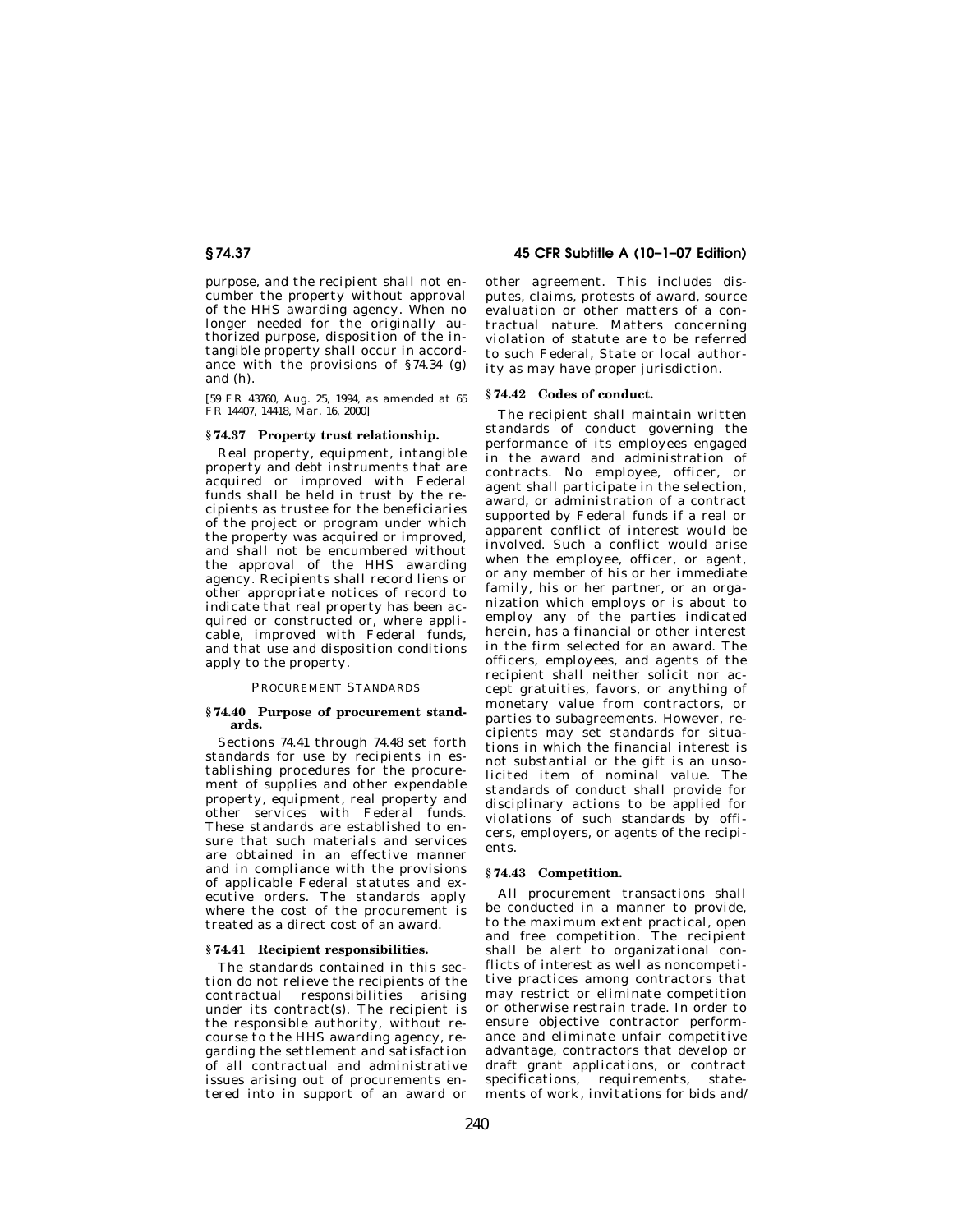purpose, and the recipient shall not encumber the property without approval of the HHS awarding agency. When no longer needed for the originally authorized purpose, disposition of the intangible property shall occur in accordance with the provisions of §74.34 (g) and (h).

[59 FR 43760, Aug. 25, 1994, as amended at 65 FR 14407, 14418, Mar. 16, 2000]

### §74.37 Property trust relationship.

Real property, equipment, intangible property and debt instruments that are acquired or improved with Federal funds shall be held in trust by the recipients as trustee for the beneficiaries of the project or program under which the property was acquired or improved, and shall not be encumbered without the approval of the HHS awarding agency. Recipients shall record liens or other appropriate notices of record to indicate that real property has been acquired or constructed or, where applicable, improved with Federal funds, and that use and disposition conditions apply to the property.

## PROCUREMENT STANDARDS

### §74.40 Purpose of procurement standards.

Sections 74.41 through 74.48 set forth standards for use by recipients in establishing procedures for the procurement of supplies and other expendable property, equipment, real property and other services with Federal funds. These standards are established to ensure that such materials and services are obtained in an effective manner and in compliance with the provisions of applicable Federal statutes and executive orders. The standards apply where the cost of the procurement is treated as a direct cost of an award.

### §74.41 Recipient responsibilities.

The standards contained in this section do not relieve the recipients of the contractual responsibilities arising under its contract(s). The recipient is the responsible authority, without recourse to the HHS awarding agency, regarding the settlement and satisfaction of all contractual and administrative issues arising out of procurements entered into in support of an award or other agreement. This includes disputes, claims, protests of award, source evaluation or other matters of a contractual nature. Matters concerning violation of statute are to be referred to such Federal, State or local authority as may have proper jurisdiction.

### §74.42 Codes of conduct.

The recipient shall maintain written standards of conduct governing the performance of its employees engaged in the award and administration of contracts. No employee, officer, or agent shall participate in the selection, award, or administration of a contract supported by Federal funds if a real or apparent conflict of interest would be involved. Such a conflict would arise when the employee, officer, or agent, or any member of his or her immediate family, his or her partner, or an organization which employs or is about to employ any of the parties indicated herein, has a financial or other interest in the firm selected for an award. The officers, employees, and agents of the recipient shall neither solicit nor accept gratuities, favors, or anything of monetary value from contractors, or parties to subagreements. However, recipients may set standards for situations in which the financial interest is not substantial or the gift is an unsolicited item of nominal value. The standards of conduct shall provide for disciplinary actions to be applied for violations of such standards by officers, employers, or agents of the recipients.

### §74.43 Competition.

All procurement transactions shall be conducted in a manner to provide, to the maximum extent practical, open and free competition. The recipient shall be alert to organizational conflicts of interest as well as noncompetitive practices among contractors that may restrict or eliminate competition or otherwise restrain trade. In order to ensure objective contractor performance and eliminate unfair competitive advantage, contractors that develop or draft grant applications, or contract specifications, requirements, statements of work, invitations for bids and/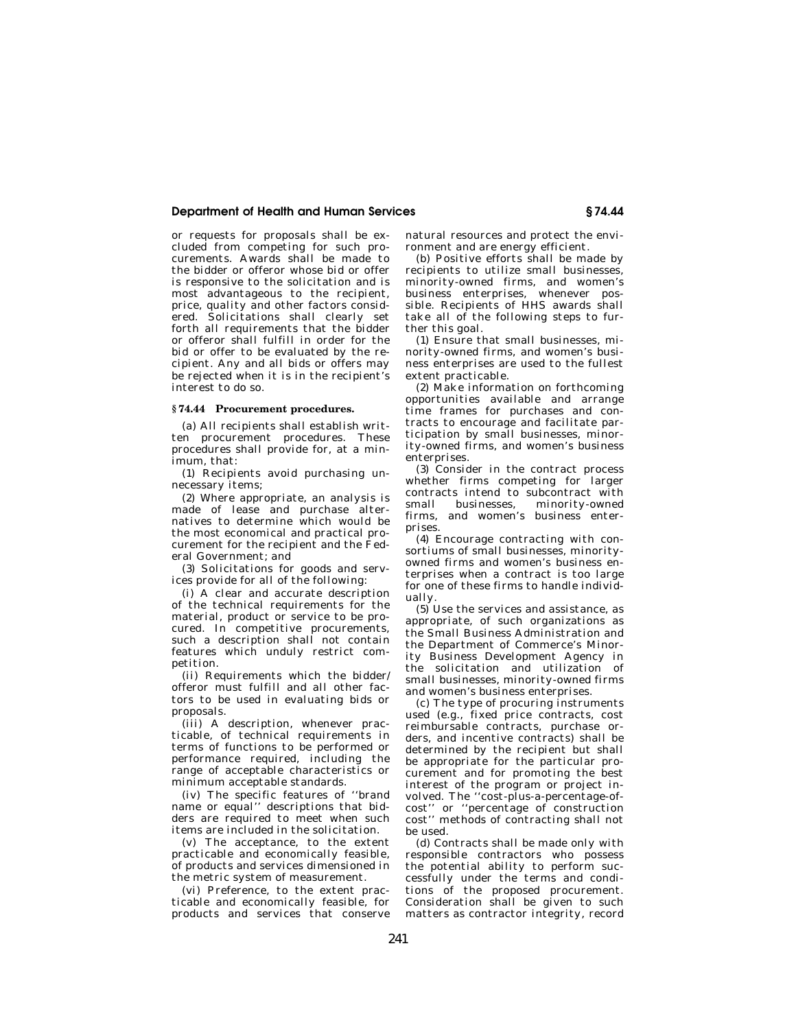or requests for proposals shall be excluded from competing for such procurements. Awards shall be made to the bidder or offeror whose bid or offer is responsive to the solicitation and is most advantageous to the recipient, price, quality and other factors considered. Solicitations shall clearly set forth all requirements that the bidder or offeror shall fulfill in order for the bid or offer to be evaluated by the recipient. Any and all bids or offers may be rejected when it is in the recipient's interest to do so.

### § 74.44 Procurement procedures.

(a) All recipients shall establish written procurement procedures. These procedures shall provide for, at a minimum, that:

(1) Recipients avoid purchasing unnecessary items;

(2) Where appropriate, an analysis is made of lease and purchase alternatives to determine which would be the most economical and practical procurement for the recipient and the Federal Government; and

(3) Solicitations for goods and services provide for all of the following:

(i) A clear and accurate description of the technical requirements for the material, product or service to be procured. In competitive procurements, such a description shall not contain features which unduly restrict competition.

(ii) Requirements which the bidder/offeror must fulfill and all other factors to be used in evaluating bids or proposals.

(iii) A description, whenever practicable, of technical requirements in terms of functions to be performed or performance required, including the range of acceptable characteristics or minimum acceptable standards.

(iv) The specific features of "brand name or equal" descriptions that bidders are required to meet when such items are included in the solicitation.

(v) The acceptance, to the extent practicable and economically feasible, of products and services dimensioned in the metric system of measurement.

(vi) Preference, to the extent practicable and economically feasible, for products and services that conserve natural resources and protect the environment and are energy efficient.

(b) Positive efforts shall be made by recipients to utilize small businesses, minority-owned firms, and women's business enterprises, whenever possible. Recipients of HHS awards shall take all of the following steps to further this goal.

(1) Ensure that small businesses, minority-owned firms, and women's business enterprises are used to the fullest extent practicable.

(2) Make information on forthcoming opportunities available and arrange time frames for purchases and contracts to encourage and facilitate participation by small businesses, minority-owned firms, and women's business enterprises.

(3) Consider in the contract process whether firms competing for larger contracts intend to subcontract with small businesses, minority-owned firms, and women's business enterprises.

(4) Encourage contracting with consortiums of small businesses, minority-owned firms and women's business enterprises when a contract is too large for one of these firms to handle individually.

(5) Use the services and assistance, as appropriate, of such organizations as the Small Business Administration and the Department of Commerce's Minority Business Development Agency in the solicitation and utilization of small businesses, minority-owned firms and women's business enterprises.

(c) The type of procuring instruments used (e.g., fixed price contracts, cost reimbursable contracts, purchase orders, and incentive contracts) shall be determined by the recipient but shall be appropriate for the particular procurement and for promoting the best interest of the program or project involved. The "cost-plus-a-percentage-of-cost" or "percentage of construction cost" methods of contracting shall not be used.

(d) Contracts shall be made only with responsible contractors who possess the potential ability to perform successfully under the terms and conditions of the proposed procurement. Consideration shall be given to such matters as contractor integrity, record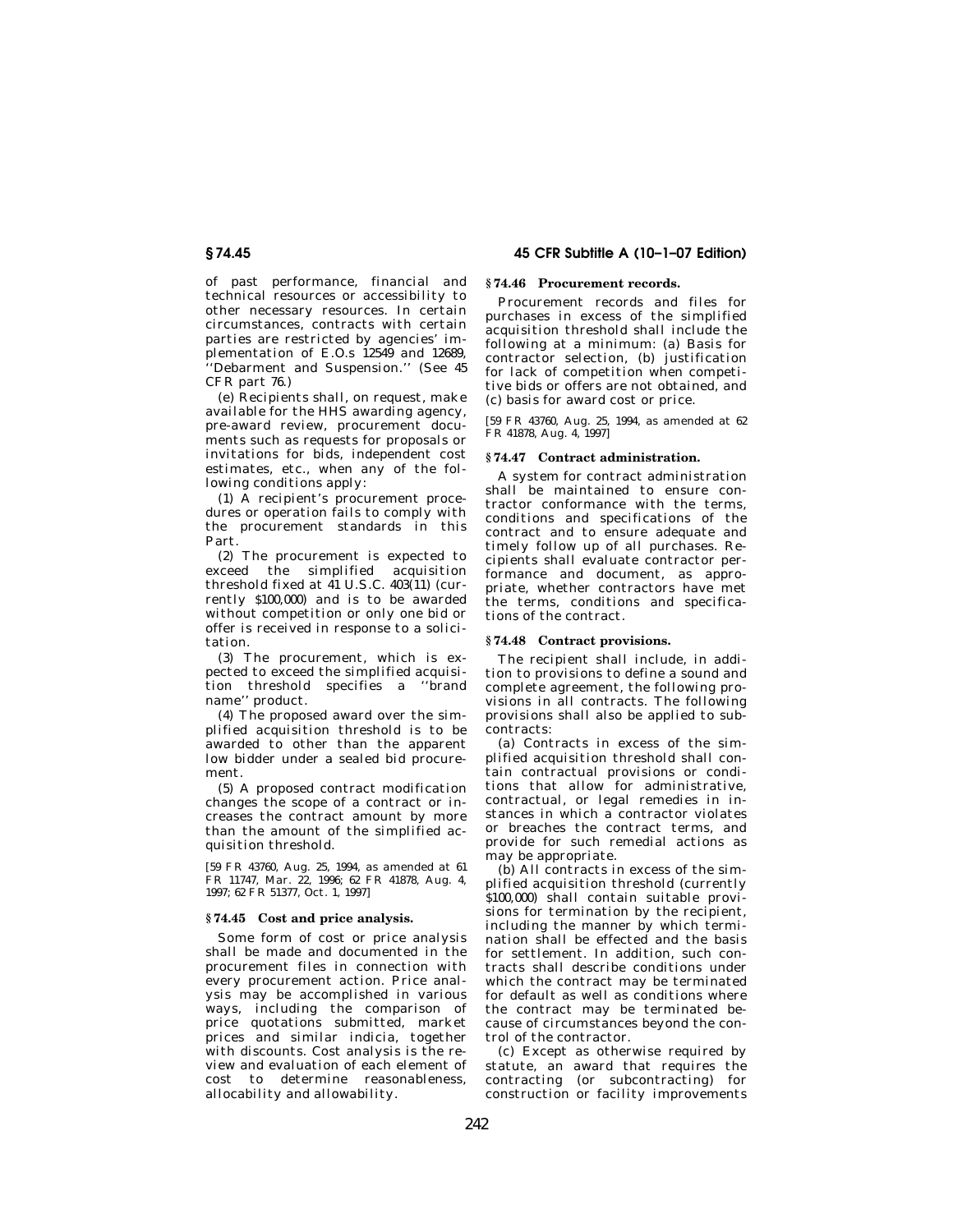of past performance, financial and technical resources or accessibility to other necessary resources. In certain circumstances, contracts with certain parties are restricted by agencies' implementation of E.O.s 12549 and 12689, ''Debarment and Suspension.'' (See 45 CFR part 76.)

(e) Recipients shall, on request, make available for the HHS awarding agency, pre-award review, procurement documents such as requests for proposals or invitations for bids, independent cost estimates, etc., when any of the following conditions apply:

(1) A recipient's procurement procedures or operation fails to comply with the procurement standards in this Part.

(2) The procurement is expected to exceed the simplified acquisition threshold fixed at 41 U.S.C. 403(11) (currently $100,000) and is to be awarded without competition or only one bid or offer is received in response to a solicitation.

(3) The procurement, which is expected to exceed the simplified acquisition threshold specifies a ''brand name'' product.

(4) The proposed award over the simplified acquisition threshold is to be awarded to other than the apparent low bidder under a sealed bid procurement.

(5) A proposed contract modification changes the scope of a contract or increases the contract amount by more than the amount of the simplified acquisition threshold.

[59 FR 43760, Aug. 25, 1994, as amended at 61 FR 11747, Mar. 22, 1996; 62 FR 41878, Aug. 4, 1997; 62 FR 51377, Oct. 1, 1997]

## § 74.45 Cost and price analysis.

Some form of cost or price analysis shall be made and documented in the procurement files in connection with every procurement action. Price analysis may be accomplished in various ways, including the comparison of price quotations submitted, market prices and similar indicia, together with discounts. Cost analysis is the review and evaluation of each element of cost to determine reasonableness, allocability and allowability.

## § 74.46 Procurement records.

Procurement records and files for purchases in excess of the simplified acquisition threshold shall include the following at a minimum: (a) Basis for contractor selection, (b) justification for lack of competition when competitive bids or offers are not obtained, and (c) basis for award cost or price.

[59 FR 43760, Aug. 25, 1994, as amended at 62 FR 41878, Aug. 4, 1997]

## § 74.47 Contract administration.

A system for contract administration shall be maintained to ensure contractor conformance with the terms, conditions and specifications of the contract and to ensure adequate and timely follow up of all purchases. Recipients shall evaluate contractor performance and document, as appropriate, whether contractors have met the terms, conditions and specifications of the contract.

## § 74.48 Contract provisions.

The recipient shall include, in addition to provisions to define a sound and complete agreement, the following provisions in all contracts. The following provisions shall also be applied to subcontracts:

(a) Contracts in excess of the simplified acquisition threshold shall contain contractual provisions or conditions that allow for administrative, contractual, or legal remedies in instances in which a contractor violates or breaches the contract terms, and provide for such remedial actions as may be appropriate.

(b) All contracts in excess of the simplified acquisition threshold (currently $100,000) shall contain suitable provisions for termination by the recipient, including the manner by which termination shall be effected and the basis for settlement. In addition, such contracts shall describe conditions under which the contract may be terminated for default as well as conditions where the contract may be terminated because of circumstances beyond the control of the contractor.

(c) Except as otherwise required by statute, an award that requires the contracting (or subcontracting) for construction or facility improvements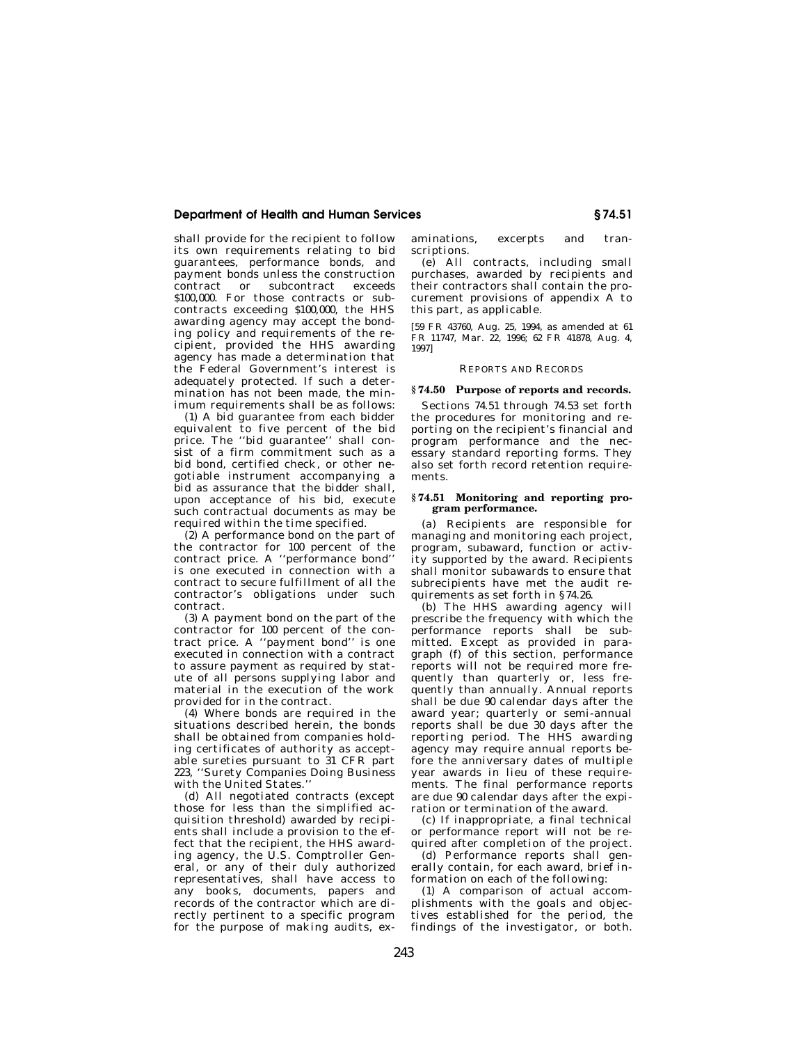shall provide for the recipient to follow its own requirements relating to bid guarantees, performance bonds, and payment bonds unless the construction contract or subcontract exceeds $100,000. For those contracts or subcontracts exceeding $100,000, the HHS awarding agency may accept the bonding policy and requirements of the recipient, provided the HHS awarding agency has made a determination that the Federal Government's interest is adequately protected. If such a determination has not been made, the minimum requirements shall be as follows:

(1) A bid guarantee from each bidder equivalent to five percent of the bid price. The ''bid guarantee'' shall consist of a firm commitment such as a bid bond, certified check, or other negotiable instrument accompanying a bid as assurance that the bidder shall, upon acceptance of his bid, execute such contractual documents as may be required within the time specified.

(2) A performance bond on the part of the contractor for 100 percent of the contract price. A ''performance bond'' is one executed in connection with a contract to secure fulfillment of all the contractor's obligations under such contract.

(3) A payment bond on the part of the contractor for 100 percent of the contract price. A ''payment bond'' is one executed in connection with a contract to assure payment as required by statute of all persons supplying labor and material in the execution of the work provided for in the contract.

(4) Where bonds are required in the situations described herein, the bonds shall be obtained from companies holding certificates of authority as acceptable sureties pursuant to 31 CFR part 223, ''Surety Companies Doing Business with the United States.''

(d) All negotiated contracts (except those for less than the simplified acquisition threshold) awarded by recipients shall include a provision to the effect that the recipient, the HHS awarding agency, the U.S. Comptroller General, or any of their duly authorized representatives, shall have access to any books, documents, papers and records of the contractor which are directly pertinent to a specific program for the purpose of making audits, examinations, excerpts and transcriptions.

(e) All contracts, including small purchases, awarded by recipients and their contractors shall contain the procurement provisions of appendix A to this part, as applicable.

[59 FR 43760, Aug. 25, 1994, as amended at 61 FR 11747, Mar. 22, 1996; 62 FR 41878, Aug. 4, 1997]

REPORTS AND RECORDS

## § 74.50 Purpose of reports and records.

Sections 74.51 through 74.53 set forth the procedures for monitoring and reporting on the recipient's financial and program performance and the necessary standard reporting forms. They also set forth record retention requirements.

## § 74.51 Monitoring and reporting program performance.

(a) Recipients are responsible for managing and monitoring each project, program, subaward, function or activity supported by the award. Recipients shall monitor subawards to ensure that subrecipients have met the audit requirements as set forth in §74.26.

(b) The HHS awarding agency will prescribe the frequency with which the performance reports shall be submitted. Except as provided in paragraph (f) of this section, performance reports will not be required more frequently than quarterly or, less frequently than annually. Annual reports shall be due 90 calendar days after the award year; quarterly or semi-annual reports shall be due 30 days after the reporting period. The HHS awarding agency may require annual reports before the anniversary dates of multiple year awards in lieu of these requirements. The final performance reports are due 90 calendar days after the expiration or termination of the award.

(c) If inappropriate, a final technical or performance report will not be required after completion of the project.

(d) Performance reports shall generally contain, for each award, brief information on each of the following:

(1) A comparison of actual accomplishments with the goals and objectives established for the period, the findings of the investigator, or both.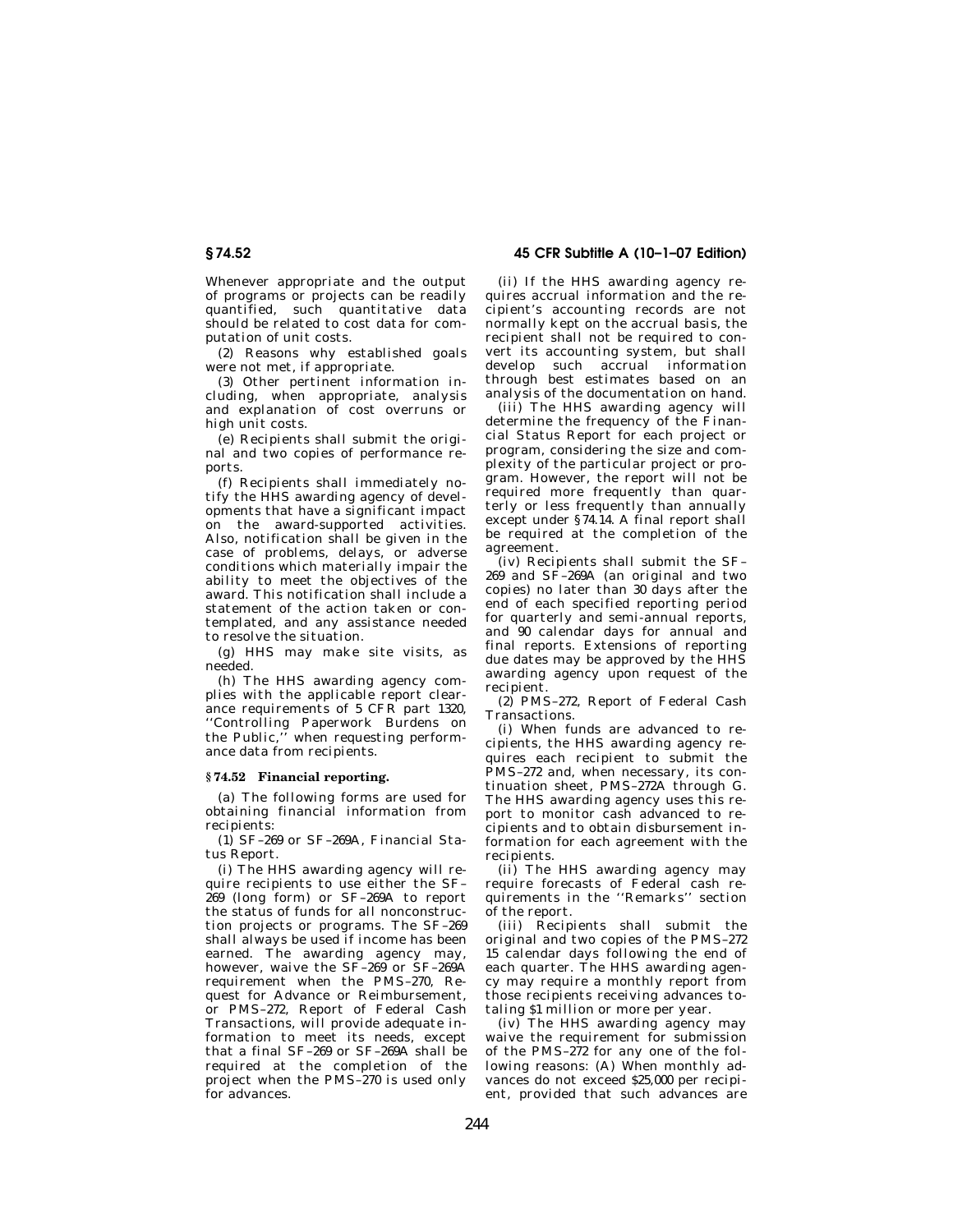Whenever appropriate and the output of programs or projects can be readily quantified, such quantitative data should be related to cost data for computation of unit costs.

(2) Reasons why established goals were not met, if appropriate.

(3) Other pertinent information including, when appropriate, analysis and explanation of cost overruns or high unit costs.

(e) Recipients shall submit the original and two copies of performance reports.

(f) Recipients shall immediately notify the HHS awarding agency of developments that have a significant impact on the award-supported activities. Also, notification shall be given in the case of problems, delays, or adverse conditions which materially impair the ability to meet the objectives of the award. This notification shall include a statement of the action taken or contemplated, and any assistance needed to resolve the situation.

(g) HHS may make site visits, as needed.

(h) The HHS awarding agency complies with the applicable report clearance requirements of 5 CFR part 1320, ''Controlling Paperwork Burdens on the Public,'' when requesting performance data from recipients.

### § 74.52 Financial reporting.

(a) The following forms are used for obtaining financial information from recipients:

(1) SF–269 or SF–269A, Financial Status Report.

(i) The HHS awarding agency will require recipients to use either the SF–269 (long form) or SF–269A to report the status of funds for all nonconstruction projects or programs. The SF–269 shall always be used if income has been earned. The awarding agency may, however, waive the SF–269 or SF–269A requirement when the PMS–270, Request for Advance or Reimbursement, or PMS–272, Report of Federal Cash Transactions, will provide adequate information to meet its needs, except that a final SF–269 or SF–269A shall be required at the completion of the project when the PMS–270 is used only for advances.

(ii) If the HHS awarding agency requires accrual information and the recipient's accounting records are not normally kept on the accrual basis, the recipient shall not be required to convert its accounting system, but shall develop such accrual information through best estimates based on an analysis of the documentation on hand.

(iii) The HHS awarding agency will determine the frequency of the Financial Status Report for each project or program, considering the size and complexity of the particular project or program. However, the report will not be required more frequently than quarterly or less frequently than annually except under §74.14. A final report shall be required at the completion of the agreement.

(iv) Recipients shall submit the SF–269 and SF–269A (an original and two copies) no later than 30 days after the end of each specified reporting period for quarterly and semi-annual reports, and 90 calendar days for annual and final reports. Extensions of reporting due dates may be approved by the HHS awarding agency upon request of the recipient.

(2) PMS–272, Report of Federal Cash Transactions.

(i) When funds are advanced to recipients, the HHS awarding agency requires each recipient to submit the PMS–272 and, when necessary, its continuation sheet, PMS–272A through G. The HHS awarding agency uses this report to monitor cash advanced to recipients and to obtain disbursement information for each agreement with the recipients.

(ii) The HHS awarding agency may require forecasts of Federal cash requirements in the ''Remarks'' section of the report.

(iii) Recipients shall submit the original and two copies of the PMS–272 15 calendar days following the end of each quarter. The HHS awarding agency may require a monthly report from those recipients receiving advances totaling $1 million or more per year.

(iv) The HHS awarding agency may waive the requirement for submission of the PMS–272 for any one of the following reasons: (A) When monthly advances do not exceed $25,000 per recipient, provided that such advances are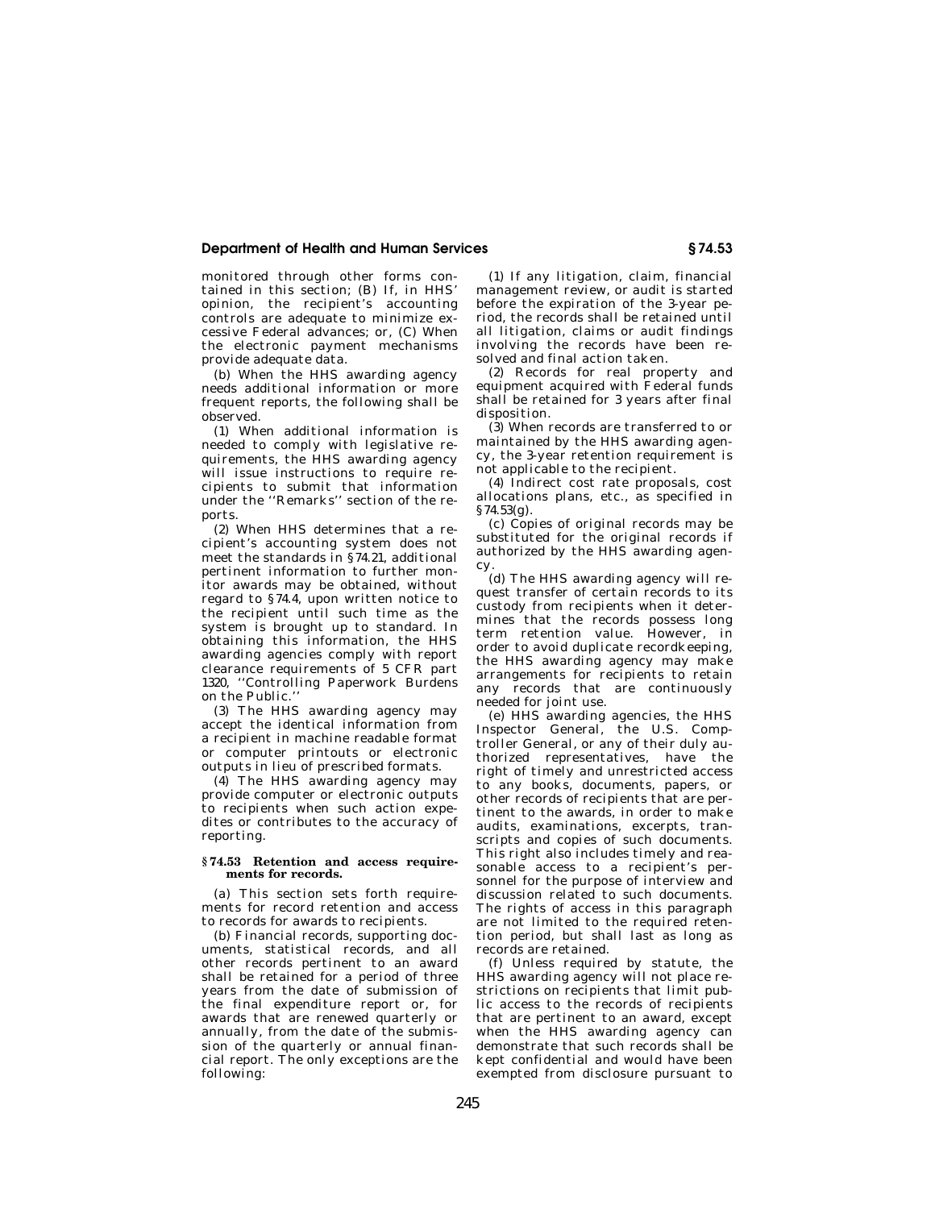monitored through other forms contained in this section; (B) If, in HHS' opinion, the recipient's accounting controls are adequate to minimize excessive Federal advances; or, (C) When the electronic payment mechanisms provide adequate data.

(b) When the HHS awarding agency needs additional information or more frequent reports, the following shall be observed.

(1) When additional information is needed to comply with legislative requirements, the HHS awarding agency will issue instructions to require recipients to submit that information under the ''Remarks'' section of the reports.

(2) When HHS determines that a recipient's accounting system does not meet the standards in §74.21, additional pertinent information to further monitor awards may be obtained, without regard to §74.4, upon written notice to the recipient until such time as the system is brought up to standard. In obtaining this information, the HHS awarding agencies comply with report clearance requirements of 5 CFR part 1320, ''Controlling Paperwork Burdens on the Public.''

(3) The HHS awarding agency may accept the identical information from a recipient in machine readable format or computer printouts or electronic outputs in lieu of prescribed formats.

(4) The HHS awarding agency may provide computer or electronic outputs to recipients when such action expedites or contributes to the accuracy of reporting.

### §74.53 Retention and access requirements for records.

(a) This section sets forth requirements for record retention and access to records for awards to recipients.

(b) Financial records, supporting documents, statistical records, and all other records pertinent to an award shall be retained for a period of three years from the date of submission of the final expenditure report or, for awards that are renewed quarterly or annually, from the date of the submission of the quarterly or annual financial report. The only exceptions are the following:

(1) If any litigation, claim, financial management review, or audit is started before the expiration of the 3-year period, the records shall be retained until all litigation, claims or audit findings involving the records have been resolved and final action taken.

(2) Records for real property and equipment acquired with Federal funds shall be retained for 3 years after final disposition.

(3) When records are transferred to or maintained by the HHS awarding agency, the 3-year retention requirement is not applicable to the recipient.

(4) Indirect cost rate proposals, cost allocations plans, etc., as specified in §74.53(g).

(c) Copies of original records may be substituted for the original records if authorized by the HHS awarding agency.

(d) The HHS awarding agency will request transfer of certain records to its custody from recipients when it determines that the records possess long term retention value. However, in order to avoid duplicate recordkeeping, the HHS awarding agency may make arrangements for recipients to retain any records that are continuously needed for joint use.

(e) HHS awarding agencies, the HHS Inspector General, the U.S. Comptroller General, or any of their duly authorized representatives, have the right of timely and unrestricted access to any books, documents, papers, or other records of recipients that are pertinent to the awards, in order to make audits, examinations, excerpts, transcripts and copies of such documents. This right also includes timely and reasonable access to a recipient's personnel for the purpose of interview and discussion related to such documents. The rights of access in this paragraph are not limited to the required retention period, but shall last as long as records are retained.

(f) Unless required by statute, the HHS awarding agency will not place restrictions on recipients that limit public access to the records of recipients that are pertinent to an award, except when the HHS awarding agency can demonstrate that such records shall be kept confidential and would have been exempted from disclosure pursuant to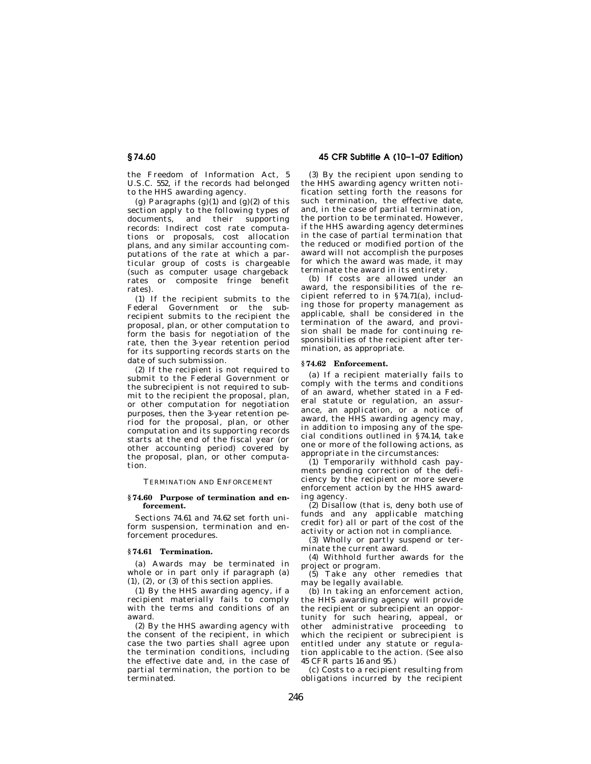the Freedom of Information Act, 5 U.S.C. 552, if the records had belonged to the HHS awarding agency.

(g) Paragraphs (g)(1) and (g)(2) of this section apply to the following types of documents, and their supporting records: Indirect cost rate computations or proposals, cost allocation plans, and any similar accounting computations of the rate at which a particular group of costs is chargeable (such as computer usage chargeback rates or composite fringe benefit rates).

(1) If the recipient submits to the Federal Government or the subrecipient submits to the recipient the proposal, plan, or other computation to form the basis for negotiation of the rate, then the 3-year retention period for its supporting records starts on the date of such submission.

(2) If the recipient is not required to submit to the Federal Government or the subrecipient is not required to submit to the recipient the proposal, plan, or other computation for negotiation purposes, then the 3-year retention period for the proposal, plan, or other computation and its supporting records starts at the end of the fiscal year (or other accounting period) covered by the proposal, plan, or other computation.

TERMINATION AND ENFORCEMENT

### § 74.60 Purpose of termination and enforcement.

Sections 74.61 and 74.62 set forth uniform suspension, termination and enforcement procedures.

### § 74.61 Termination.

(a) Awards may be terminated in whole or in part only if paragraph (a) (1), (2), or (3) of this section applies.

(1) By the HHS awarding agency, if a recipient materially fails to comply with the terms and conditions of an award.

(2) By the HHS awarding agency with the consent of the recipient, in which case the two parties shall agree upon the termination conditions, including the effective date and, in the case of partial termination, the portion to be terminated.

(3) By the recipient upon sending to the HHS awarding agency written notification setting forth the reasons for such termination, the effective date, and, in the case of partial termination, the portion to be terminated. However, if the HHS awarding agency determines in the case of partial termination that the reduced or modified portion of the award will not accomplish the purposes for which the award was made, it may terminate the award in its entirety.

(b) If costs are allowed under an award, the responsibilities of the recipient referred to in § 74.71(a), including those for property management as applicable, shall be considered in the termination of the award, and provision shall be made for continuing responsibilities of the recipient after termination, as appropriate.

### § 74.62 Enforcement.

(a) If a recipient materially fails to comply with the terms and conditions of an award, whether stated in a Federal statute or regulation, an assurance, an application, or a notice of award, the HHS awarding agency may, in addition to imposing any of the special conditions outlined in § 74.14, take one or more of the following actions, as appropriate in the circumstances:

(1) Temporarily withhold cash payments pending correction of the deficiency by the recipient or more severe enforcement action by the HHS awarding agency.

(2) Disallow (that is, deny both use of funds and any applicable matching credit for) all or part of the cost of the activity or action not in compliance.

(3) Wholly or partly suspend or terminate the current award.

(4) Withhold further awards for the project or program.

(5) Take any other remedies that may be legally available.

(b) In taking an enforcement action, the HHS awarding agency will provide the recipient or subrecipient an opportunity for such hearing, appeal, or other administrative proceeding to which the recipient or subrecipient is entitled under any statute or regulation applicable to the action. (See also 45 CFR parts 16 and 95.)

(c) Costs to a recipient resulting from obligations incurred by the recipient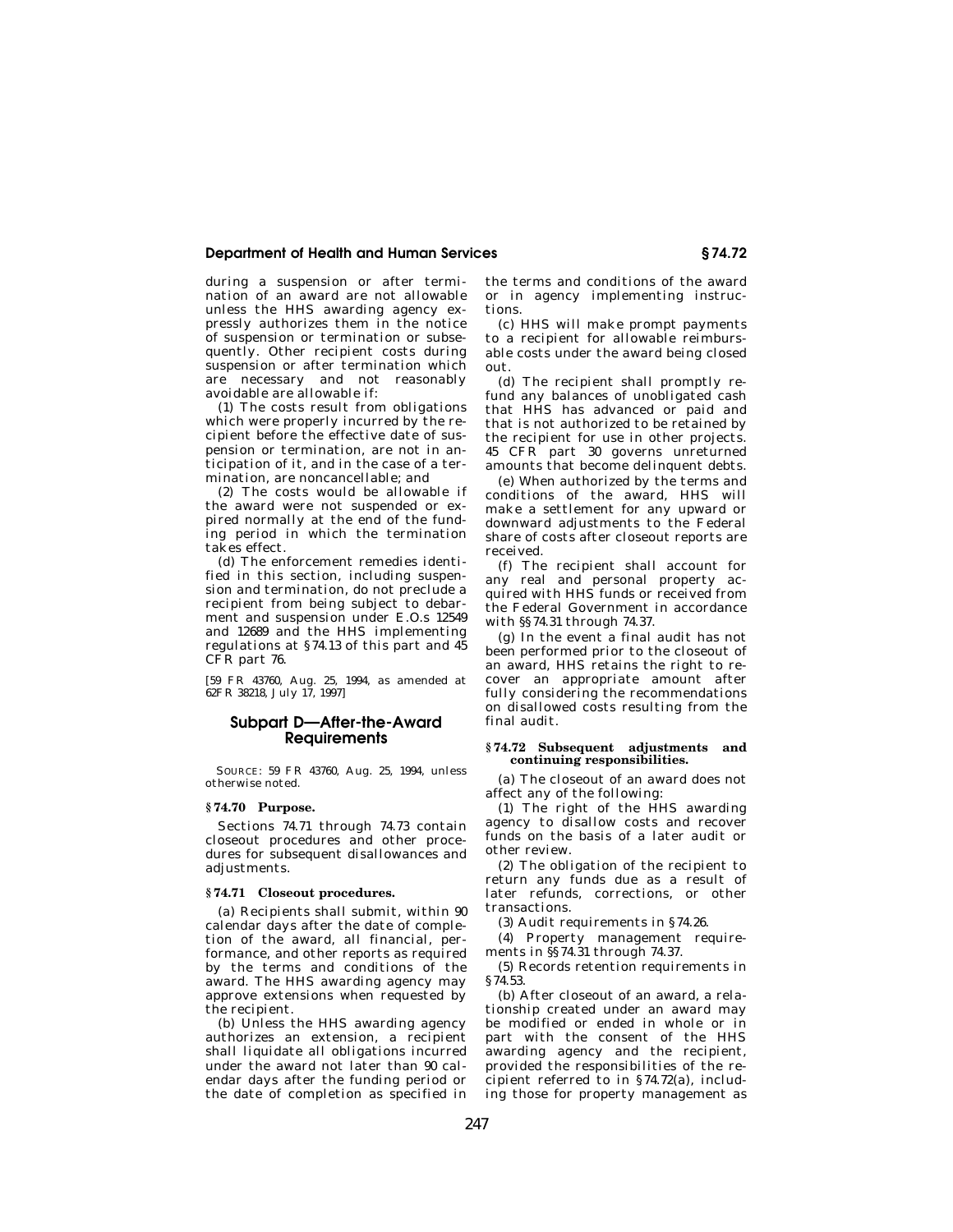during a suspension or after termination of an award are not allowable unless the HHS awarding agency expressly authorizes them in the notice of suspension or termination or subsequently. Other recipient costs during suspension or after termination which are necessary and not reasonably avoidable are allowable if:

(1) The costs result from obligations which were properly incurred by the recipient before the effective date of suspension or termination, are not in anticipation of it, and in the case of a termination, are noncancellable; and

(2) The costs would be allowable if the award were not suspended or expired normally at the end of the funding period in which the termination takes effect.

(d) The enforcement remedies identified in this section, including suspension and termination, do not preclude a recipient from being subject to debarment and suspension under E.O.s 12549 and 12689 and the HHS implementing regulations at §74.13 of this part and 45 CFR part 76.

[59 FR 43760, Aug. 25, 1994, as amended at 62FR 38218, July 17, 1997]

## Subpart D—After-the-Award Requirements

SOURCE: 59 FR 43760, Aug. 25, 1994, unless otherwise noted.

### §74.70 Purpose.

Sections 74.71 through 74.73 contain closeout procedures and other procedures for subsequent disallowances and adjustments.

### §74.71 Closeout procedures.

(a) Recipients shall submit, within 90 calendar days after the date of completion of the award, all financial, performance, and other reports as required by the terms and conditions of the award. The HHS awarding agency may approve extensions when requested by the recipient.

(b) Unless the HHS awarding agency authorizes an extension, a recipient shall liquidate all obligations incurred under the award not later than 90 calendar days after the funding period or the date of completion as specified in the terms and conditions of the award or in agency implementing instructions.

(c) HHS will make prompt payments to a recipient for allowable reimbursable costs under the award being closed out.

(d) The recipient shall promptly refund any balances of unobligated cash that HHS has advanced or paid and that is not authorized to be retained by the recipient for use in other projects. 45 CFR part 30 governs unreturned amounts that become delinquent debts.

(e) When authorized by the terms and conditions of the award, HHS will make a settlement for any upward or downward adjustments to the Federal share of costs after closeout reports are received.

(f) The recipient shall account for any real and personal property acquired with HHS funds or received from the Federal Government in accordance with §§74.31 through 74.37.

(g) In the event a final audit has not been performed prior to the closeout of an award, HHS retains the right to recover an appropriate amount after fully considering the recommendations on disallowed costs resulting from the final audit.

### §74.72 Subsequent adjustments and continuing responsibilities.

(a) The closeout of an award does not affect any of the following:

(1) The right of the HHS awarding agency to disallow costs and recover funds on the basis of a later audit or other review.

(2) The obligation of the recipient to return any funds due as a result of later refunds, corrections, or other transactions.

(3) Audit requirements in §74.26.

(4) Property management requirements in §§74.31 through 74.37.

(5) Records retention requirements in §74.53.

(b) After closeout of an award, a relationship created under an award may be modified or ended in whole or in part with the consent of the HHS awarding agency and the recipient, provided the responsibilities of the recipient referred to in §74.72(a), including those for property management as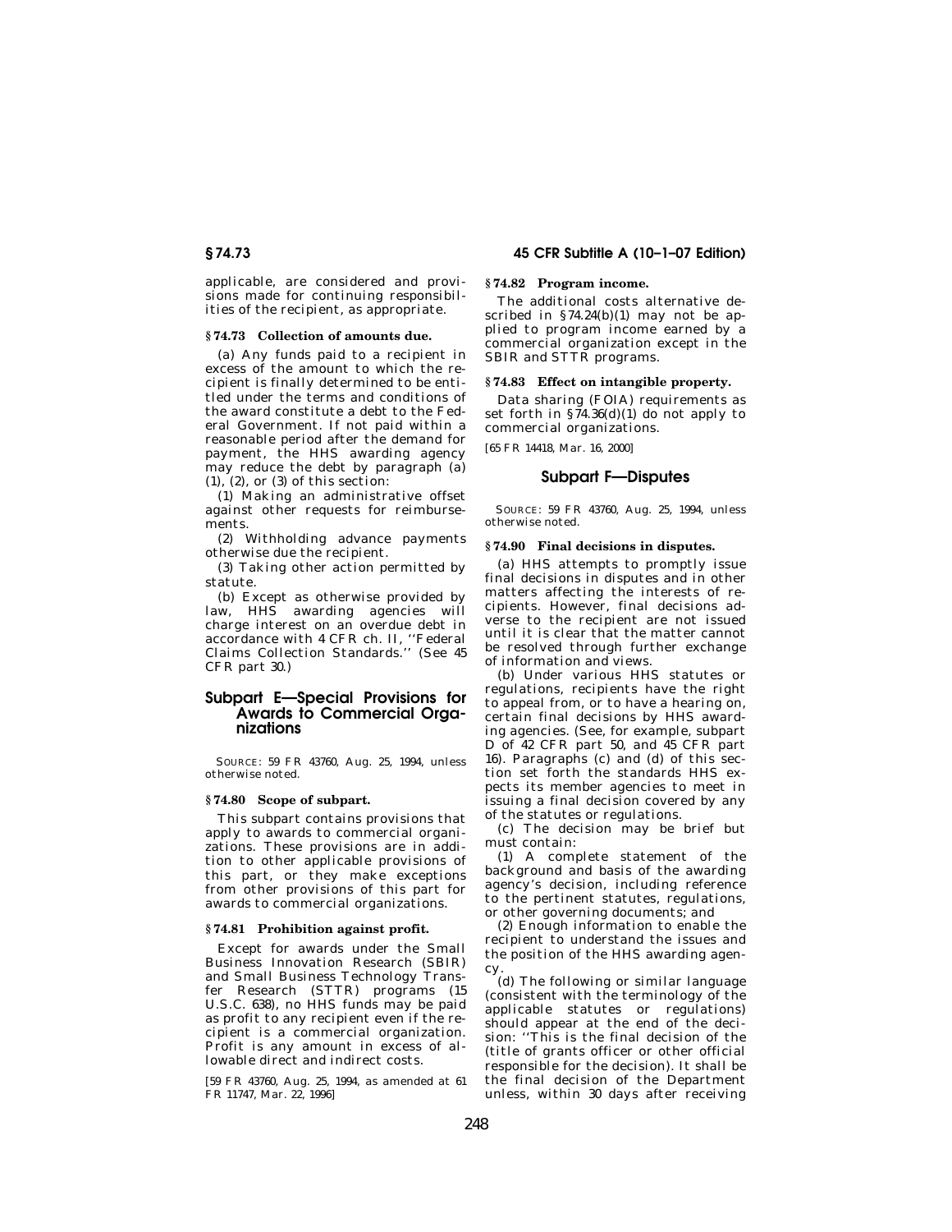applicable, are considered and provisions made for continuing responsibilities of the recipient, as appropriate.

**§ 74.73 Collection of amounts due.**

(a) Any funds paid to a recipient in excess of the amount to which the recipient is finally determined to be entitled under the terms and conditions of the award constitute a debt to the Federal Government. If not paid within a reasonable period after the demand for payment, the HHS awarding agency may reduce the debt by paragraph (a) (1), (2), or (3) of this section:

(1) Making an administrative offset against other requests for reimbursements.

(2) Withholding advance payments otherwise due the recipient.

(3) Taking other action permitted by statute.

(b) Except as otherwise provided by law, HHS awarding agencies will charge interest on an overdue debt in accordance with 4 CFR ch. II, ''Federal Claims Collection Standards.'' (See 45 CFR part 30.)

## Subpart E—Special Provisions for Awards to Commercial Organizations

SOURCE: 59 FR 43760, Aug. 25, 1994, unless otherwise noted.

**§ 74.80 Scope of subpart.**

This subpart contains provisions that apply to awards to commercial organizations. These provisions are in addition to other applicable provisions of this part, or they make exceptions from other provisions of this part for awards to commercial organizations.

**§ 74.81 Prohibition against profit.**

Except for awards under the Small Business Innovation Research (SBIR) and Small Business Technology Transfer Research (STTR) programs (15 U.S.C. 638), no HHS funds may be paid as profit to any recipient even if the recipient is a commercial organization. Profit is any amount in excess of allowable direct and indirect costs.

[59 FR 43760, Aug. 25, 1994, as amended at 61 FR 11747, Mar. 22, 1996]

**§ 74.82 Program income.**

The additional costs alternative described in §74.24(b)(1) may not be applied to program income earned by a commercial organization except in the SBIR and STTR programs.

**§ 74.83 Effect on intangible property.**

Data sharing (FOIA) requirements as set forth in §74.36(d)(1) do not apply to commercial organizations.

[65 FR 14418, Mar. 16, 2000]

## Subpart F—Disputes

SOURCE: 59 FR 43760, Aug. 25, 1994, unless otherwise noted.

**§ 74.90 Final decisions in disputes.**

(a) HHS attempts to promptly issue final decisions in disputes and in other matters affecting the interests of recipients. However, final decisions adverse to the recipient are not issued until it is clear that the matter cannot be resolved through further exchange of information and views.

(b) Under various HHS statutes or regulations, recipients have the right to appeal from, or to have a hearing on, certain final decisions by HHS awarding agencies. (See, for example, subpart D of 42 CFR part 50, and 45 CFR part 16). Paragraphs (c) and (d) of this section set forth the standards HHS expects its member agencies to meet in issuing a final decision covered by any of the statutes or regulations.

(c) The decision may be brief but must contain:

(1) A complete statement of the background and basis of the awarding agency's decision, including reference to the pertinent statutes, regulations, or other governing documents; and

(2) Enough information to enable the recipient to understand the issues and the position of the HHS awarding agency.

(d) The following or similar language (consistent with the terminology of the applicable statutes or regulations) should appear at the end of the decision: ''This is the final decision of the (title of grants officer or other official responsible for the decision). It shall be the final decision of the Department unless, within 30 days after receiving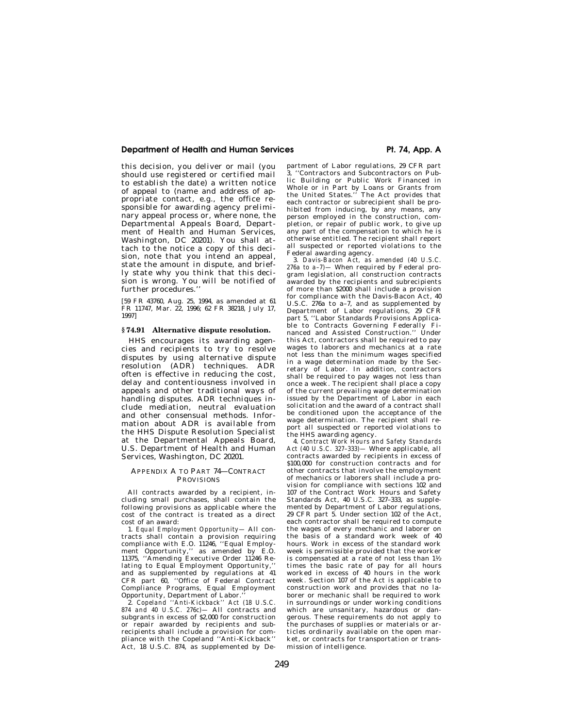this decision, you deliver or mail (you should use registered or certified mail to establish the date) a written notice of appeal to (name and address of appropriate contact, e.g., the office responsible for awarding agency preliminary appeal process or, where none, the Departmental Appeals Board, Department of Health and Human Services, Washington, DC 20201). You shall attach to the notice a copy of this decision, note that you intend an appeal, state the amount in dispute, and briefly state why you think that this decision is wrong. You will be notified of further procedures.''

[59 FR 43760, Aug. 25, 1994, as amended at 61 FR 11747, Mar. 22, 1996; 62 FR 38218, July 17, 1997]

## § 74.91 Alternative dispute resolution.

HHS encourages its awarding agencies and recipients to try to resolve disputes by using alternative dispute resolution (ADR) techniques. ADR often is effective in reducing the cost, delay and contentiousness involved in appeals and other traditional ways of handling disputes. ADR techniques include mediation, neutral evaluation and other consensual methods. Information about ADR is available from the HHS Dispute Resolution Specialist at the Departmental Appeals Board, U.S. Department of Health and Human Services, Washington, DC 20201.

## APPENDIX A TO PART 74—CONTRACT PROVISIONS

All contracts awarded by a recipient, including small purchases, shall contain the following provisions as applicable where the cost of the contract is treated as a direct cost of an award:

1. *Equal Employment Opportunity*— All contracts shall contain a provision requiring compliance with E.O. 11246, ''Equal Employment Opportunity,'' as amended by E.O. 11375, ''Amending Executive Order 11246 Relating to Equal Employment Opportunity,'' and as supplemented by regulations at 41 CFR part 60, ''Office of Federal Contract Compliance Programs, Equal Employment Opportunity, Department of Labor.''

2. *Copeland ''Anti-Kickback'' Act (18 U.S.C. 874 and 40 U.S.C. 276c)*— All contracts and subgrants in excess of $2,000 for construction or repair awarded by recipients and subrecipients shall include a provision for compliance with the Copeland ''Anti-Kickback'' Act, 18 U.S.C. 874, as supplemented by Department of Labor regulations, 29 CFR part 3, ''Contractors and Subcontractors on Public Building or Public Work Financed in Whole or in Part by Loans or Grants from the United States.'' The Act provides that each contractor or subrecipient shall be prohibited from inducing, by any means, any person employed in the construction, completion, or repair of public work, to give up any part of the compensation to which he is otherwise entitled. The recipient shall report all suspected or reported violations to the Federal awarding agency.

3. *Davis-Bacon Act, as amended (40 U.S.C. 276a to a–7)*— When required by Federal program legislation, all construction contracts awarded by the recipients and subrecipients of more than $2000 shall include a provision for compliance with the Davis-Bacon Act, 40 U.S.C. 276a to a–7, and as supplemented by Department of Labor regulations, 29 CFR part 5, ''Labor Standards Provisions Applicable to Contracts Governing Federally Financed and Assisted Construction.'' Under this Act, contractors shall be required to pay wages to laborers and mechanics at a rate not less than the minimum wages specified in a wage determination made by the Secretary of Labor. In addition, contractors shall be required to pay wages not less than once a week. The recipient shall place a copy of the current prevailing wage determination issued by the Department of Labor in each solicitation and the award of a contract shall be conditioned upon the acceptance of the wage determination. The recipient shall report all suspected or reported violations to the HHS awarding agency.

4. *Contract Work Hours and Safety Standards Act (40 U.S.C. 327–333)*— Where applicable, all contracts awarded by recipients in excess of $100,000 for construction contracts and for other contracts that involve the employment of mechanics or laborers shall include a provision for compliance with sections 102 and 107 of the Contract Work Hours and Safety Standards Act, 40 U.S.C. 327–333, as supplemented by Department of Labor regulations, 29 CFR part 5. Under section 102 of the Act, each contractor shall be required to compute the wages of every mechanic and laborer on the basis of a standard work week of 40 hours. Work in excess of the standard work week is permissible provided that the worker is compensated at a rate of not less than 1½ times the basic rate of pay for all hours worked in excess of 40 hours in the work week. Section 107 of the Act is applicable to construction work and provides that no laborer or mechanic shall be required to work in surroundings or under working conditions which are unsanitary, hazardous or dangerous. These requirements do not apply to the purchases of supplies or materials or articles ordinarily available on the open market, or contracts for transportation or transmission of intelligence.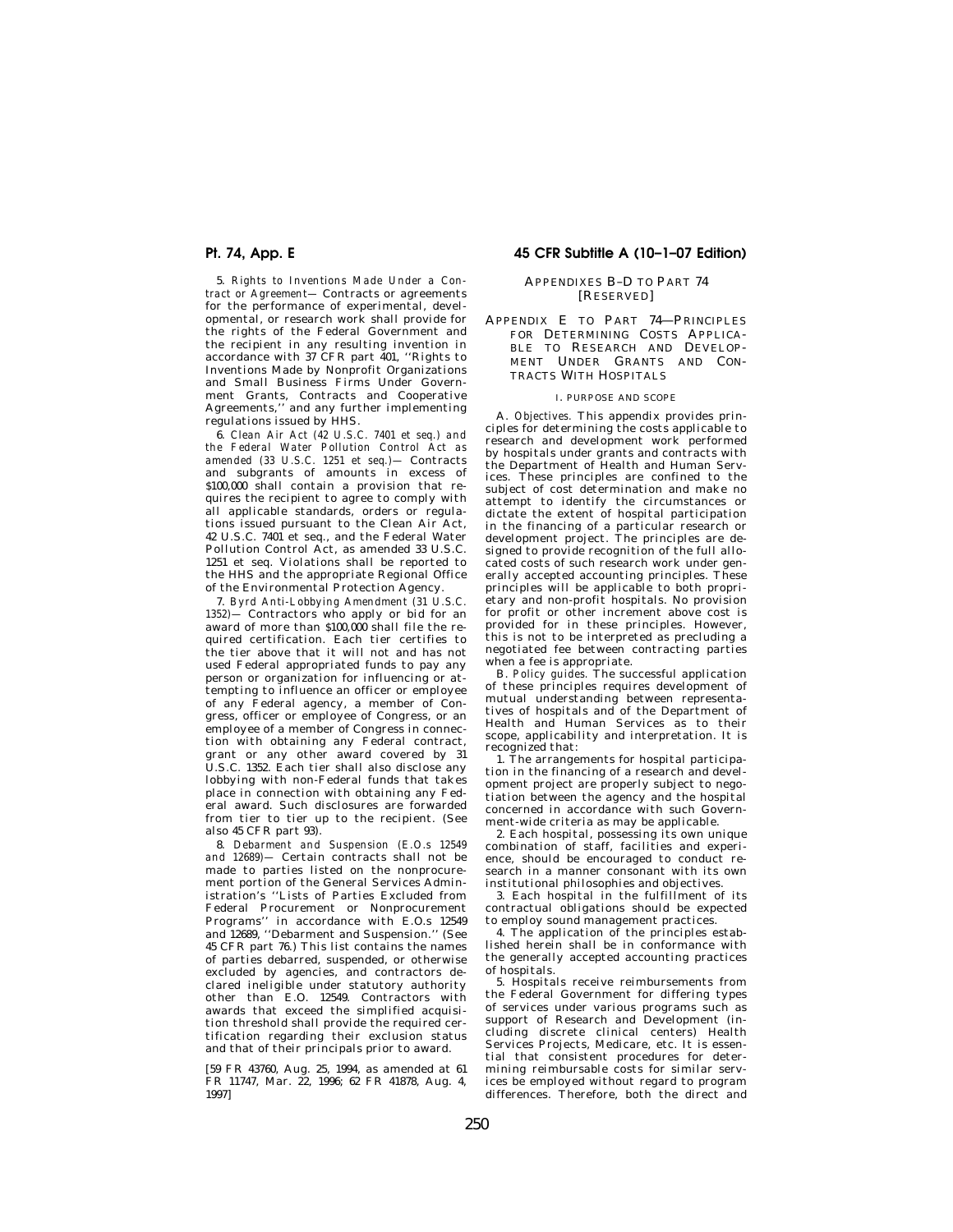5. *Rights to Inventions Made Under a Contract or Agreement*— Contracts or agreements for the performance of experimental, developmental, or research work shall provide for the rights of the Federal Government and the recipient in any resulting invention in accordance with 37 CFR part 401, ''Rights to Inventions Made by Nonprofit Organizations and Small Business Firms Under Government Grants, Contracts and Cooperative Agreements,'' and any further implementing regulations issued by HHS.

6. *Clean Air Act (42 U.S.C. 7401 et seq.) and the Federal Water Pollution Control Act as amended (33 U.S.C. 1251 et seq.)*— Contracts and subgrants of amounts in excess of $100,000 shall contain a provision that requires the recipient to agree to comply with all applicable standards, orders or regulations issued pursuant to the Clean Air Act, 42 U.S.C. 7401 et seq., and the Federal Water Pollution Control Act, as amended 33 U.S.C. 1251 et seq. Violations shall be reported to the HHS and the appropriate Regional Office of the Environmental Protection Agency.

7. *Byrd Anti-Lobbying Amendment (31 U.S.C. 1352)*— Contractors who apply or bid for an award of more than $100,000 shall file the required certification. Each tier certifies to the tier above that it will not and has not used Federal appropriated funds to pay any person or organization for influencing or attempting to influence an officer or employee of any Federal agency, a member of Congress, officer or employee of Congress, or an employee of a member of Congress in connection with obtaining any Federal contract, grant or any other award covered by 31 U.S.C. 1352. Each tier shall also disclose any lobbying with non-Federal funds that takes place in connection with obtaining any Federal award. Such disclosures are forwarded from tier to tier up to the recipient. (See also 45 CFR part 93).

8. *Debarment and Suspension (E.O.s 12549 and 12689)*— Certain contracts shall not be made to parties listed on the nonprocurement portion of the General Services Administration's ''Lists of Parties Excluded from Federal Procurement or Nonprocurement Programs'' in accordance with E.O.s 12549 and 12689, ''Debarment and Suspension.'' (See 45 CFR part 76.) This list contains the names of parties debarred, suspended, or otherwise excluded by agencies, and contractors declared ineligible under statutory authority other than E.O. 12549. Contractors with awards that exceed the simplified acquisition threshold shall provide the required certification regarding their exclusion status and that of their principals prior to award.

[59 FR 43760, Aug. 25, 1994, as amended at 61 FR 11747, Mar. 22, 1996; 62 FR 41878, Aug. 4, 1997]

## APPENDIXES B–D TO PART 74 [RESERVED]

## APPENDIX E TO PART 74—PRINCIPLES FOR DETERMINING COSTS APPLICABLE TO RESEARCH AND DEVELOPMENT UNDER GRANTS AND CONTRACTS WITH HOSPITALS

### I. PURPOSE AND SCOPE

A. *Objectives.* This appendix provides principles for determining the costs applicable to research and development work performed by hospitals under grants and contracts with the Department of Health and Human Services. These principles are confined to the subject of cost determination and make no attempt to identify the circumstances or dictate the extent of hospital participation in the financing of a particular research or development project. The principles are designed to provide recognition of the full allocated costs of such research work under generally accepted accounting principles. These principles will be applicable to both proprietary and non-profit hospitals. No provision for profit or other increment above cost is provided for in these principles. However, this is not to be interpreted as precluding a negotiated fee between contracting parties when a fee is appropriate.

B. *Policy guides.* The successful application of these principles requires development of mutual understanding between representatives of hospitals and of the Department of Health and Human Services as to their scope, applicability and interpretation. It is recognized that:

1. The arrangements for hospital participation in the financing of a research and development project are properly subject to negotiation between the agency and the hospital concerned in accordance with such Government-wide criteria as may be applicable.

2. Each hospital, possessing its own unique combination of staff, facilities and experience, should be encouraged to conduct research in a manner consonant with its own institutional philosophies and objectives.

3. Each hospital in the fulfillment of its contractual obligations should be expected to employ sound management practices.

4. The application of the principles established herein shall be in conformance with the generally accepted accounting practices of hospitals.

5. Hospitals receive reimbursements from the Federal Government for differing types of services under various programs such as support of Research and Development (including discrete clinical centers) Health Services Projects, Medicare, etc. It is essential that consistent procedures for determining reimbursable costs for similar services be employed without regard to program differences. Therefore, both the direct and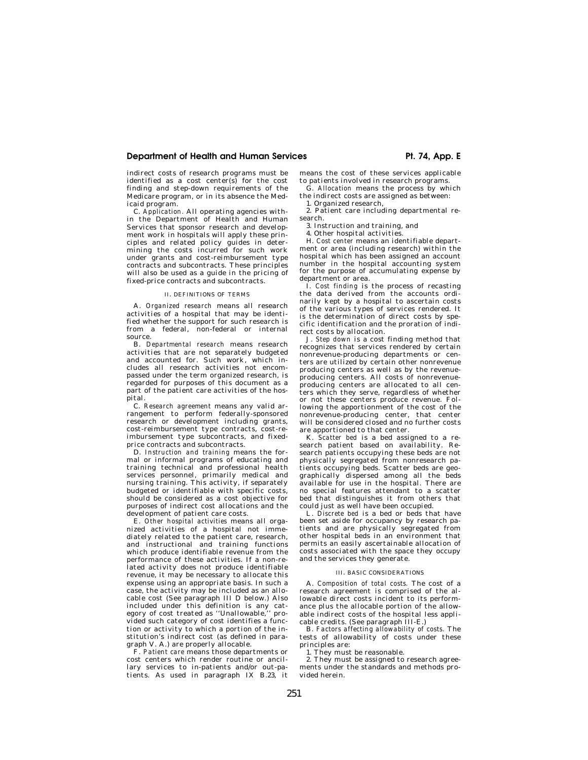indirect costs of research programs must be identified as a cost center(s) for the cost finding and step-down requirements of the Medicare program, or in its absence the Medicaid program.

C. *Application.* All operating agencies within the Department of Health and Human Services that sponsor research and development work in hospitals will apply these principles and related policy guides in determining the costs incurred for such work under grants and cost-reimbursement type contracts and subcontracts. These principles will also be used as a guide in the pricing of fixed-price contracts and subcontracts.

II. DEFINITIONS OF TERMS

A. *Organized research* means all research activities of a hospital that may be identified whether the support for such research is from a federal, non-federal or internal source.

B. *Departmental research* means research activities that are not separately budgeted and accounted for. Such work, which includes all research activities not encompassed under the term organized research, is regarded for purposes of this document as a part of the patient care activities of the hospital.

C. *Research agreement* means any valid arrangement to perform federally-sponsored research or development including grants, cost-reimbursement type contracts, cost-reimbursement type subcontracts, and fixed-price contracts and subcontracts.

D. *Instruction and training* means the formal or informal programs of educating and training technical and professional health services personnel, primarily medical and nursing training. This activity, if separately budgeted or identifiable with specific costs, should be considered as a cost objective for purposes of indirect cost allocations and the development of patient care costs.

E. *Other hospital activities* means all organized activities of a hospital not immediately related to the patient care, research, and instructional and training functions which produce identifiable revenue from the performance of these activities. If a non-related activity does not produce identifiable revenue, it may be necessary to allocate this expense using an appropriate basis. In such a case, the activity may be included as an allocable cost (See paragraph III D below.) Also included under this definition is any category of cost treated as ''Unallowable,'' provided such category of cost identifies a function or activity to which a portion of the institution's indirect cost (as defined in paragraph V. A.) are properly allocable.

F. *Patient care* means those departments or cost centers which render routine or ancillary services to in-patients and/or out-patients. As used in paragraph IX B.23, it means the cost of these services applicable to patients involved in research programs.

G. *Allocation* means the process by which the indirect costs are assigned as between:

1. Organized research,
2. Patient care including departmental research.
3. Instruction and training, and
4. Other hospital activities.

H. *Cost center* means an identifiable department or area (including research) within the hospital which has been assigned an account number in the hospital accounting system for the purpose of accumulating expense by department or area.

I. *Cost finding* is the process of recasting the data derived from the accounts ordinarily kept by a hospital to ascertain costs of the various types of services rendered. It is the determination of direct costs by specific identification and the proration of indirect costs by allocation.

J. *Step down* is a cost finding method that recognizes that services rendered by certain nonrevenue-producing departments or centers are utilized by certain other nonrevenue producing centers as well as by the revenue-producing centers. All costs of nonrevenue-producing centers are allocated to all centers which they serve, regardless of whether or not these centers produce revenue. Following the apportionment of the cost of the nonrevenue-producing center, that center will be considered closed and no further costs are apportioned to that center.

K. *Scatter bed* is a bed assigned to a research patient based on availability. Research patients occupying these beds are not physically segregated from nonresearch patients occupying beds. Scatter beds are geographically dispersed among all the beds available for use in the hospital. There are no special features attendant to a scatter bed that distinguishes it from others that could just as well have been occupied.

L. *Discrete bed* is a bed or beds that have been set aside for occupancy by research patients and are physically segregated from other hospital beds in an environment that permits an easily ascertainable allocation of costs associated with the space they occupy and the services they generate.

III. BASIC CONSIDERATIONS

A. *Composition of total costs.* The cost of a research agreement is comprised of the allowable direct costs incident to its performance plus the allocable portion of the allowable indirect costs of the hospital less applicable credits. (See paragraph III-E.)

B. *Factors affecting allowability of costs.* The tests of allowability of costs under these principles are:

1. They must be reasonable.
2. They must be assigned to research agreements under the standards and methods provided herein.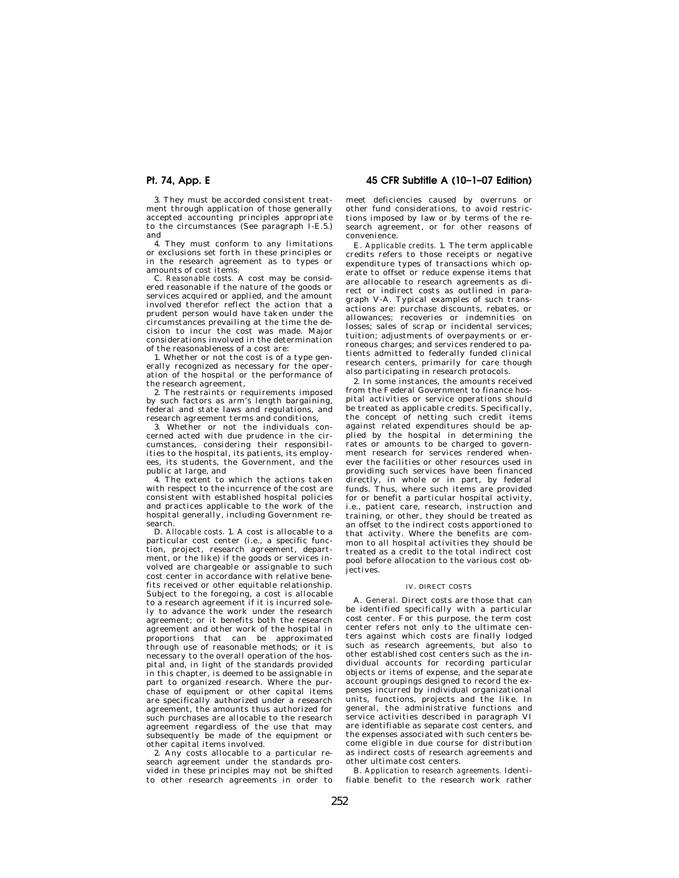3. They must be accorded consistent treatment through application of those generally accepted accounting principles appropriate to the circumstances (See paragraph I-E.5.) and

4. They must conform to any limitations or exclusions set forth in these principles or in the research agreement as to types or amounts of cost items.

C. *Reasonable costs.* A cost may be considered reasonable if the nature of the goods or services acquired or applied, and the amount involved therefor reflect the action that a prudent person would have taken under the circumstances prevailing at the time the decision to incur the cost was made. Major considerations involved in the determination of the reasonableness of a cost are:

1. Whether or not the cost is of a type generally recognized as necessary for the operation of the hospital or the performance of the research agreement,

2. The restraints or requirements imposed by such factors as arm's length bargaining, federal and state laws and regulations, and research agreement terms and conditions,

3. Whether or not the individuals concerned acted with due prudence in the circumstances, considering their responsibilities to the hospital, its patients, its employees, its students, the Government, and the public at large, and

4. The extent to which the actions taken with respect to the incurrence of the cost are consistent with established hospital policies and practices applicable to the work of the hospital generally, including Government research.

D. *Allocable costs.* 1. A cost is allocable to a particular cost center (i.e., a specific function, project, research agreement, department, or the like) if the goods or services involved are chargeable or assignable to such cost center in accordance with relative benefits received or other equitable relationship. Subject to the foregoing, a cost is allocable to a research agreement if it is incurred solely to advance the work under the research agreement; or it benefits both the research agreement and other work of the hospital in proportions that can be approximated through use of reasonable methods; or it is necessary to the overall operation of the hospital and, in light of the standards provided in this chapter, is deemed to be assignable in part to organized research. Where the purchase of equipment or other capital items are specifically authorized under a research agreement, the amounts thus authorized for such purchases are allocable to the research agreement regardless of the use that may subsequently be made of the equipment or other capital items involved.

2. Any costs allocable to a particular research agreement under the standards provided in these principles may not be shifted to other research agreements in order to meet deficiencies caused by overruns or other fund considerations, to avoid restrictions imposed by law or by terms of the research agreement, or for other reasons of convenience.

E. *Applicable credits.* 1. The term applicable credits refers to those receipts or negative expenditure types of transactions which operate to offset or reduce expense items that are allocable to research agreements as direct or indirect costs as outlined in paragraph V-A. Typical examples of such transactions are: purchase discounts, rebates, or allowances; recoveries or indemnities on losses; sales of scrap or incidental services; tuition; adjustments of overpayments or erroneous charges; and services rendered to patients admitted to federally funded clinical research centers, primarily for care though also participating in research protocols.

2. In some instances, the amounts received from the Federal Government to finance hospital activities or service operations should be treated as applicable credits. Specifically, the concept of netting such credit items against related expenditures should be applied by the hospital in determining the rates or amounts to be charged to government research for services rendered whenever the facilities or other resources used in providing such services have been financed directly, in whole or in part, by federal funds. Thus, where such items are provided for or benefit a particular hospital activity, i.e., patient care, research, instruction and training, or other, they should be treated as an offset to the indirect costs apportioned to that activity. Where the benefits are common to all hospital activities they should be treated as a credit to the total indirect cost pool before allocation to the various cost objectives.

## IV. DIRECT COSTS

A. *General.* Direct costs are those that can be identified specifically with a particular cost center. For this purpose, the term cost center refers not only to the ultimate centers against which costs are finally lodged such as research agreements, but also to other established cost centers such as the individual accounts for recording particular objects or items of expense, and the separate account groupings designed to record the expenses incurred by individual organizational units, functions, projects and the like. In general, the administrative functions and service activities described in paragraph VI are identifiable as separate cost centers, and the expenses associated with such centers become eligible in due course for distribution as indirect costs of research agreements and other ultimate cost centers.

B. *Application to research agreements.* Identifiable benefit to the research work rather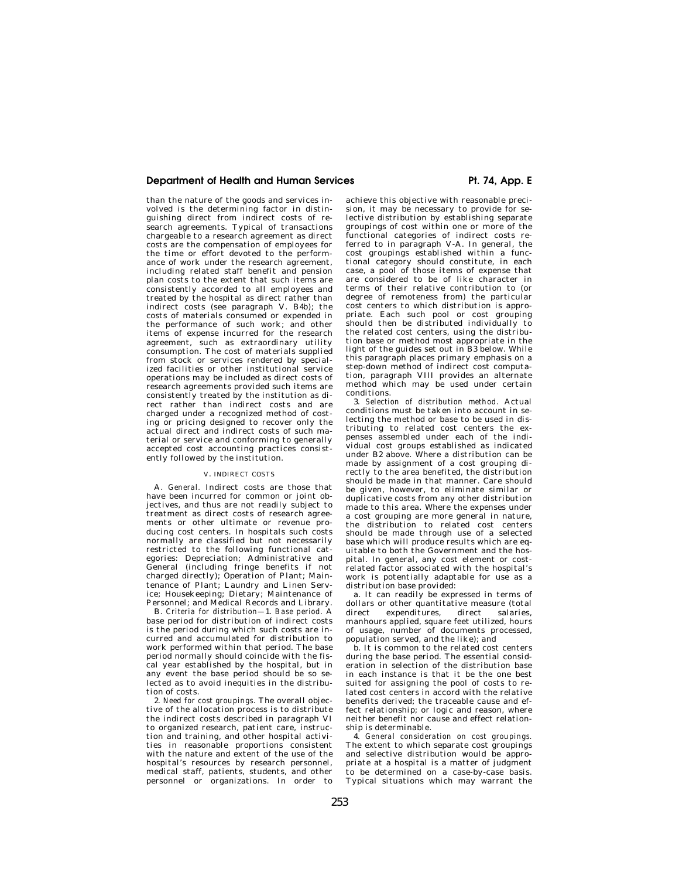than the nature of the goods and services involved is the determining factor in distinguishing direct from indirect costs of research agreements. Typical of transactions chargeable to a research agreement as direct costs are the compensation of employees for the time or effort devoted to the performance of work under the research agreement, including related staff benefit and pension plan costs to the extent that such items are consistently accorded to all employees and treated by the hospital as direct rather than indirect costs (see paragraph V. B4b); the costs of materials consumed or expended in the performance of such work; and other items of expense incurred for the research agreement, such as extraordinary utility consumption. The cost of materials supplied from stock or services rendered by specialized facilities or other institutional service operations may be included as direct costs of research agreements provided such items are consistently treated by the institution as direct rather than indirect costs and are charged under a recognized method of costing or pricing designed to recover only the actual direct and indirect costs of such material or service and conforming to generally accepted cost accounting practices consistently followed by the institution.

## V. INDIRECT COSTS

A. *General.* Indirect costs are those that have been incurred for common or joint objectives, and thus are not readily subject to treatment as direct costs of research agreements or other ultimate or revenue producing cost centers. In hospitals such costs normally are classified but not necessarily restricted to the following functional categories: Depreciation; Administrative and General (including fringe benefits if not charged directly); Operation of Plant; Maintenance of Plant; Laundry and Linen Service; Housekeeping; Dietary; Maintenance of Personnel; and Medical Records and Library.

B. *Criteria for distribution*—1. *Base period.* A base period for distribution of indirect costs is the period during which such costs are incurred and accumulated for distribution to work performed within that period. The base period normally should coincide with the fiscal year established by the hospital, but in any event the base period should be so selected as to avoid inequities in the distribution of costs.

2. *Need for cost groupings.* The overall objective of the allocation process is to distribute the indirect costs described in paragraph VI to organized research, patient care, instruction and training, and other hospital activities in reasonable proportions consistent with the nature and extent of the use of the hospital's resources by research personnel, medical staff, patients, students, and other personnel or organizations. In order to achieve this objective with reasonable precision, it may be necessary to provide for selective distribution by establishing separate groupings of cost within one or more of the functional categories of indirect costs referred to in paragraph V-A. In general, the cost groupings established within a functional category should constitute, in each case, a pool of those items of expense that are considered to be of like character in terms of their relative contribution to (or degree of remoteness from) the particular cost centers to which distribution is appropriate. Each such pool or cost grouping should then be distributed individually to the related cost centers, using the distribution base or method most appropriate in the light of the guides set out in B3 below. While this paragraph places primary emphasis on a step-down method of indirect cost computation, paragraph VIII provides an alternate method which may be used under certain conditions.

3. *Selection of distribution method.* Actual conditions must be taken into account in selecting the method or base to be used in distributing to related cost centers the expenses assembled under each of the individual cost groups established as indicated under B2 above. Where a distribution can be made by assignment of a cost grouping directly to the area benefited, the distribution should be made in that manner. Care should be given, however, to eliminate similar or duplicative costs from any other distribution made to this area. Where the expenses under a cost grouping are more general in nature, the distribution to related cost centers should be made through use of a selected base which will produce results which are equitable to both the Government and the hospital. In general, any cost element or cost-related factor associated with the hospital's work is potentially adaptable for use as a distribution base provided:

a. It can readily be expressed in terms of dollars or other quantitative measure (total direct expenditures, direct salaries, manhours applied, square feet utilized, hours of usage, number of documents processed, population served, and the like); and

b. It is common to the related cost centers during the base period. The essential consideration in selection of the distribution base in each instance is that it be the one best suited for assigning the pool of costs to related cost centers in accord with the relative benefits derived; the traceable cause and effect relationship; or logic and reason, where neither benefit nor cause and effect relationship is determinable.

4. *General consideration on cost groupings.* The extent to which separate cost groupings and selective distribution would be appropriate at a hospital is a matter of judgment to be determined on a case-by-case basis. Typical situations which may warrant the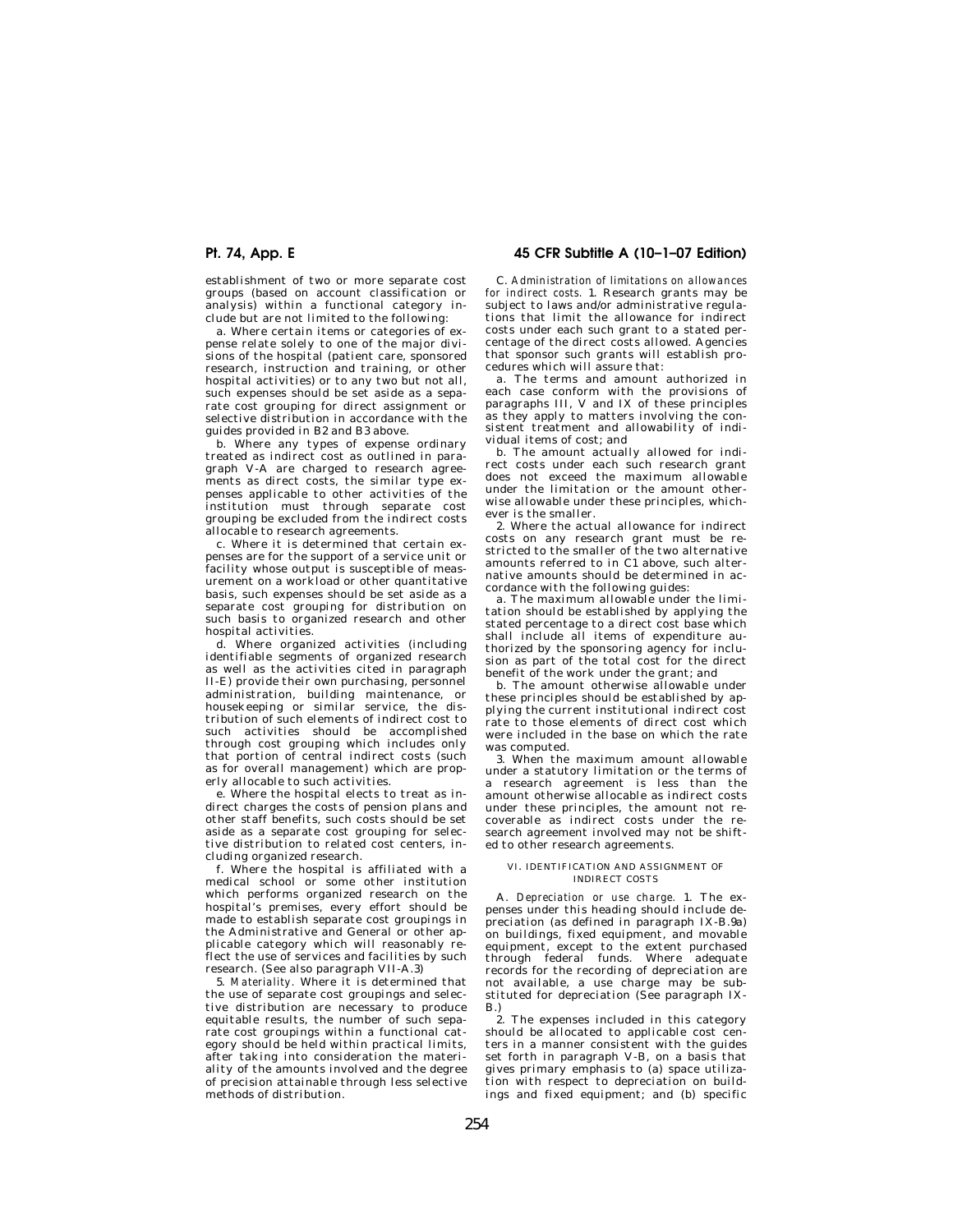establishment of two or more separate cost groups (based on account classification or analysis) within a functional category include but are not limited to the following:

a. Where certain items or categories of expense relate solely to one of the major divisions of the hospital (patient care, sponsored research, instruction and training, or other hospital activities) or to any two but not all, such expenses should be set aside as a separate cost grouping for direct assignment or selective distribution in accordance with the guides provided in B2 and B3 above.

b. Where any types of expense ordinary treated as indirect cost as outlined in paragraph V-A are charged to research agreements as direct costs, the similar type expenses applicable to other activities of the institution must through separate cost grouping be excluded from the indirect costs allocable to research agreements.

c. Where it is determined that certain expenses are for the support of a service unit or facility whose output is susceptible of measurement on a workload or other quantitative basis, such expenses should be set aside as a separate cost grouping for distribution on such basis to organized research and other hospital activities.

d. Where organized activities (including identifiable segments of organized research as well as the activities cited in paragraph II-E) provide their own purchasing, personnel administration, building maintenance, or housekeeping or similar service, the distribution of such elements of indirect cost to such activities should be accomplished through cost grouping which includes only that portion of central indirect costs (such as for overall management) which are properly allocable to such activities.

e. Where the hospital elects to treat as indirect charges the costs of pension plans and other staff benefits, such costs should be set aside as a separate cost grouping for selective distribution to related cost centers, including organized research.

f. Where the hospital is affiliated with a medical school or some other institution which performs organized research on the hospital's premises, every effort should be made to establish separate cost groupings in the Administrative and General or other applicable category which will reasonably reflect the use of services and facilities by such research. (See also paragraph VII-A.3)

5. *Materiality.* Where it is determined that the use of separate cost groupings and selective distribution are necessary to produce equitable results, the number of such separate cost groupings within a functional category should be held within practical limits, after taking into consideration the materiality of the amounts involved and the degree of precision attainable through less selective methods of distribution.

C. *Administration of limitations on allowances for indirect costs.* 1. Research grants may be subject to laws and/or administrative regulations that limit the allowance for indirect costs under each such grant to a stated percentage of the direct costs allowed. Agencies that sponsor such grants will establish procedures which will assure that:

a. The terms and amount authorized in each case conform with the provisions of paragraphs III, V and IX of these principles as they apply to matters involving the consistent treatment and allowability of individual items of cost; and

b. The amount actually allowed for indirect costs under each such research grant does not exceed the maximum allowable under the limitation or the amount otherwise allowable under these principles, whichever is the smaller.

2. Where the actual allowance for indirect costs on any research grant must be restricted to the smaller of the two alternative amounts referred to in C1 above, such alternative amounts should be determined in accordance with the following guides:

a. The maximum allowable under the limitation should be established by applying the stated percentage to a direct cost base which shall include all items of expenditure authorized by the sponsoring agency for inclusion as part of the total cost for the direct benefit of the work under the grant; and

b. The amount otherwise allowable under these principles should be established by applying the current institutional indirect cost rate to those elements of direct cost which were included in the base on which the rate was computed.

3. When the maximum amount allowable under a statutory limitation or the terms of a research agreement is less than the amount otherwise allocable as indirect costs under these principles, the amount not recoverable as indirect costs under the research agreement involved may not be shifted to other research agreements.

VI. IDENTIFICATION AND ASSIGNMENT OF INDIRECT COSTS

A. *Depreciation or use charge.* 1. The expenses under this heading should include depreciation (as defined in paragraph IX-B.9a) on buildings, fixed equipment, and movable equipment, except to the extent purchased through federal funds. Where adequate records for the recording of depreciation are not available, a use charge may be substituted for depreciation (See paragraph IX-B.)

2. The expenses included in this category should be allocated to applicable cost centers in a manner consistent with the guides set forth in paragraph V-B, on a basis that gives primary emphasis to (a) space utilization with respect to depreciation on buildings and fixed equipment; and (b) specific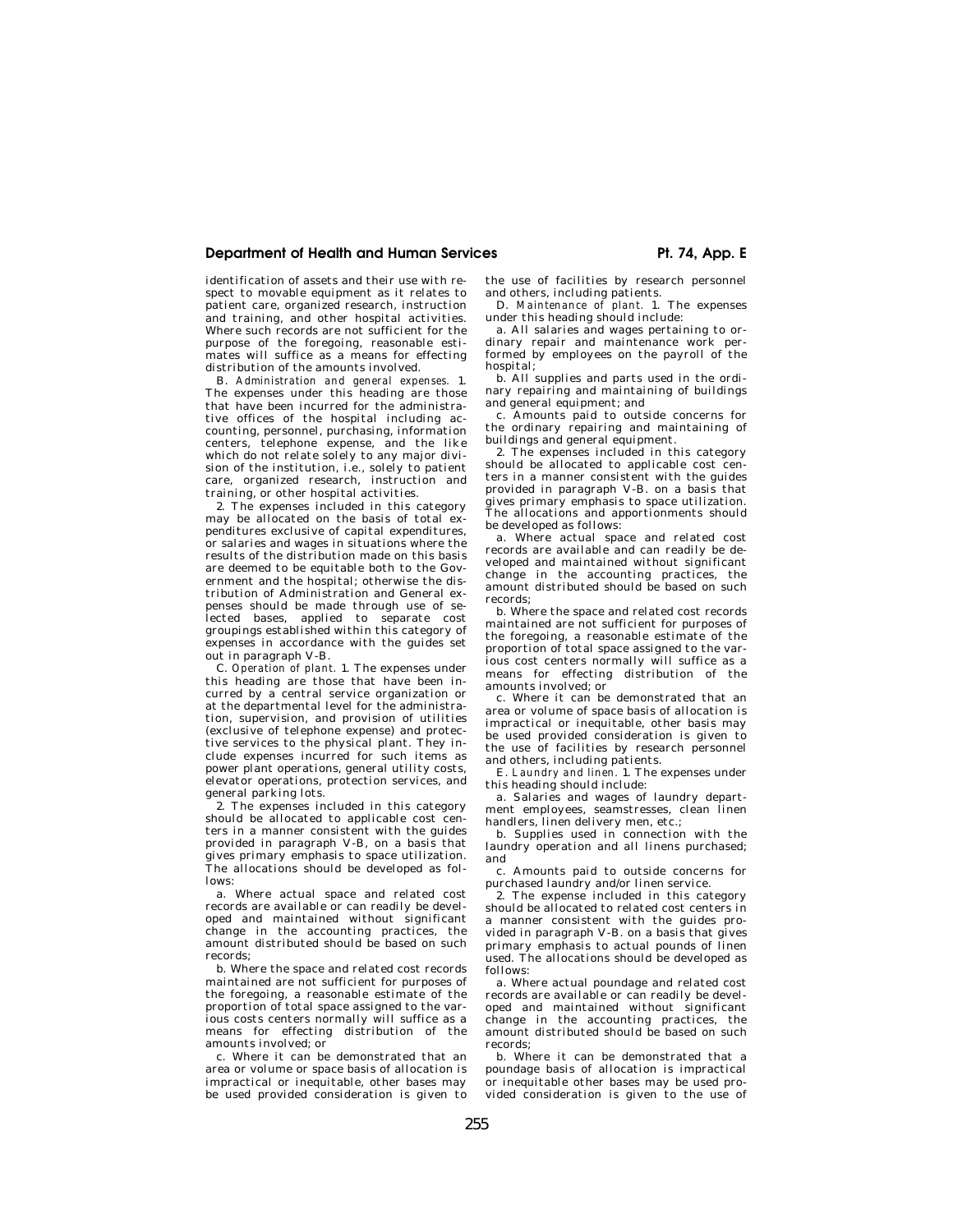identification of assets and their use with respect to movable equipment as it relates to patient care, organized research, instruction and training, and other hospital activities. Where such records are not sufficient for the purpose of the foregoing, reasonable estimates will suffice as a means for effecting distribution of the amounts involved.

B. *Administration and general expenses.* 1. The expenses under this heading are those that have been incurred for the administrative offices of the hospital including accounting, personnel, purchasing, information centers, telephone expense, and the like which do not relate solely to any major division of the institution, i.e., solely to patient care, organized research, instruction and training, or other hospital activities.

2. The expenses included in this category may be allocated on the basis of total expenditures exclusive of capital expenditures, or salaries and wages in situations where the results of the distribution made on this basis are deemed to be equitable both to the Government and the hospital; otherwise the distribution of Administration and General expenses should be made through use of selected bases, applied to separate cost groupings established within this category of expenses in accordance with the guides set out in paragraph V-B.

C. *Operation of plant.* 1. The expenses under this heading are those that have been incurred by a central service organization or at the departmental level for the administration, supervision, and provision of utilities (exclusive of telephone expense) and protective services to the physical plant. They include expenses incurred for such items as power plant operations, general utility costs, elevator operations, protection services, and general parking lots.

2. The expenses included in this category should be allocated to applicable cost centers in a manner consistent with the guides provided in paragraph V-B, on a basis that gives primary emphasis to space utilization. The allocations should be developed as follows:

a. Where actual space and related cost records are available or can readily be developed and maintained without significant change in the accounting practices, the amount distributed should be based on such records;

b. Where the space and related cost records maintained are not sufficient for purposes of the foregoing, a reasonable estimate of the proportion of total space assigned to the various costs centers normally will suffice as a means for effecting distribution of the amounts involved; or

c. Where it can be demonstrated that an area or volume or space basis of allocation is impractical or inequitable, other bases may be used provided consideration is given to the use of facilities by research personnel and others, including patients.

D. *Maintenance of plant.* 1. The expenses under this heading should include:

a. All salaries and wages pertaining to ordinary repair and maintenance work performed by employees on the payroll of the hospital;

b. All supplies and parts used in the ordinary repairing and maintaining of buildings and general equipment; and

c. Amounts paid to outside concerns for the ordinary repairing and maintaining of buildings and general equipment.

2. The expenses included in this category should be allocated to applicable cost centers in a manner consistent with the guides provided in paragraph V-B. on a basis that gives primary emphasis to space utilization. The allocations and apportionments should be developed as follows:

a. Where actual space and related cost records are available and can readily be developed and maintained without significant change in the accounting practices, the amount distributed should be based on such records;

b. Where the space and related cost records maintained are not sufficient for purposes of the foregoing, a reasonable estimate of the proportion of total space assigned to the various cost centers normally will suffice as a means for effecting distribution of the amounts involved; or

c. Where it can be demonstrated that an area or volume of space basis of allocation is impractical or inequitable, other basis may be used provided consideration is given to the use of facilities by research personnel and others, including patients.

E. *Laundry and linen.* 1. The expenses under this heading should include:

a. Salaries and wages of laundry department employees, seamstresses, clean linen handlers, linen delivery men, etc.;

b. Supplies used in connection with the laundry operation and all linens purchased; and

c. Amounts paid to outside concerns for purchased laundry and/or linen service.

2. The expense included in this category should be allocated to related cost centers in a manner consistent with the guides provided in paragraph V-B. on a basis that gives primary emphasis to actual pounds of linen used. The allocations should be developed as follows:

a. Where actual poundage and related cost records are available or can readily be developed and maintained without significant change in the accounting practices, the amount distributed should be based on such records;

b. Where it can be demonstrated that a poundage basis of allocation is impractical or inequitable other bases may be used provided consideration is given to the use of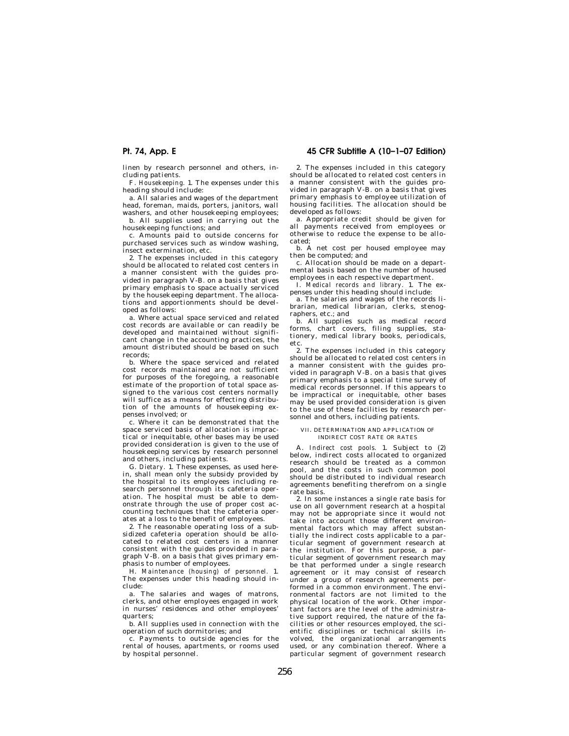linen by research personnel and others, including patients.

F. *Housekeeping.* 1. The expenses under this heading should include:

a. All salaries and wages of the department head, foreman, maids, porters, janitors, wall washers, and other housekeeping employees;

b. All supplies used in carrying out the housekeeping functions; and

c. Amounts paid to outside concerns for purchased services such as window washing, insect extermination, etc.

2. The expenses included in this category should be allocated to related cost centers in a manner consistent with the guides provided in paragraph V-B. on a basis that gives primary emphasis to space actually serviced by the housekeeping department. The allocations and apportionments should be developed as follows:

a. Where actual space serviced and related cost records are available or can readily be developed and maintained without significant change in the accounting practices, the amount distributed should be based on such records;

b. Where the space serviced and related cost records maintained are not sufficient for purposes of the foregoing, a reasonable estimate of the proportion of total space assigned to the various cost centers normally will suffice as a means for effecting distribution of the amounts of housekeeping expenses involved; or

c. Where it can be demonstrated that the space serviced basis of allocation is impractical or inequitable, other bases may be used provided consideration is given to the use of housekeeping services by research personnel and others, including patients.

G. *Dietary.* 1. These expenses, as used herein, shall mean only the subsidy provided by the hospital to its employees including research personnel through its cafeteria operation. The hospital must be able to demonstrate through the use of proper cost accounting techniques that the cafeteria operates at a loss to the benefit of employees.

2. The reasonable operating loss of a subsidized cafeteria operation should be allocated to related cost centers in a manner consistent with the guides provided in paragraph V-B. on a basis that gives primary emphasis to number of employees.

H. *Maintenance (housing) of personnel.* 1. The expenses under this heading should include:

a. The salaries and wages of matrons, clerks, and other employees engaged in work in nurses' residences and other employees' quarters;

b. All supplies used in connection with the operation of such dormitories; and

c. Payments to outside agencies for the rental of houses, apartments, or rooms used by hospital personnel.

2. The expenses included in this category should be allocated to related cost centers in a manner consistent with the guides provided in paragraph V-B. on a basis that gives primary emphasis to employee utilization of housing facilities. The allocation should be developed as follows:

a. Appropriate credit should be given for all payments received from employees or otherwise to reduce the expense to be allocated;

b. A net cost per housed employee may then be computed; and

c. Allocation should be made on a departmental basis based on the number of housed employees in each respective department.

I. *Medical records and library.* 1. The expenses under this heading should include:

a. The salaries and wages of the records librarian, medical librarian, clerks, stenographers, etc.; and

b. All supplies such as medical record forms, chart covers, filing supplies, stationery, medical library books, periodicals, etc.

2. The expenses included in this category should be allocated to related cost centers in a manner consistent with the guides provided in paragraph V-B. on a basis that gives primary emphasis to a special time survey of medical records personnel. If this appears to be impractical or inequitable, other bases may be used provided consideration is given to the use of these facilities by research personnel and others, including patients.

## VII. DETERMINATION AND APPLICATION OF INDIRECT COST RATE OR RATES

A. *Indirect cost pools.* 1. Subject to (2) below, indirect costs allocated to organized research should be treated as a common pool, and the costs in such common pool should be distributed to individual research agreements benefiting therefrom on a single rate basis.

2. In some instances a single rate basis for use on all government research at a hospital may not be appropriate since it would not take into account those different environmental factors which may affect substantially the indirect costs applicable to a particular segment of government research at the institution. For this purpose, a particular segment of government research may be that performed under a single research agreement or it may consist of research under a group of research agreements performed in a common environment. The environmental factors are not limited to the physical location of the work. Other important factors are the level of the administrative support required, the nature of the facilities or other resources employed, the scientific disciplines or technical skills involved, the organizational arrangements used, or any combination thereof. Where a particular segment of government research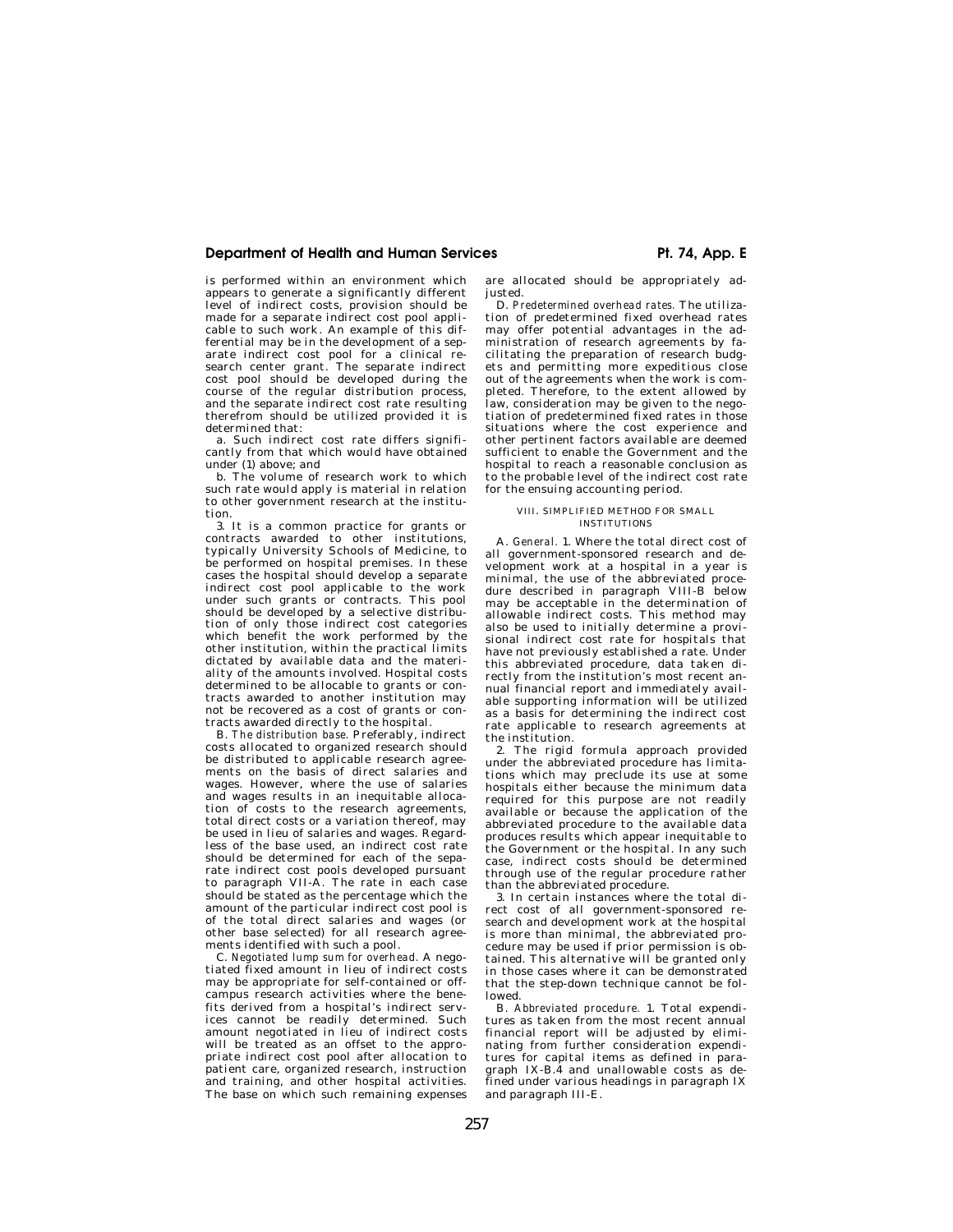is performed within an environment which appears to generate a significantly different level of indirect costs, provision should be made for a separate indirect cost pool applicable to such work. An example of this differential may be in the development of a separate indirect cost pool for a clinical research center grant. The separate indirect cost pool should be developed during the course of the regular distribution process, and the separate indirect cost rate resulting therefrom should be utilized provided it is determined that:

a. Such indirect cost rate differs significantly from that which would have obtained under (1) above; and

b. The volume of research work to which such rate would apply is material in relation to other government research at the institution.

3. It is a common practice for grants or contracts awarded to other institutions, typically University Schools of Medicine, to be performed on hospital premises. In these cases the hospital should develop a separate indirect cost pool applicable to the work under such grants or contracts. This pool should be developed by a selective distribution of only those indirect cost categories which benefit the work performed by the other institution, within the practical limits dictated by available data and the materiality of the amounts involved. Hospital costs determined to be allocable to grants or contracts awarded to another institution may not be recovered as a cost of grants or contracts awarded directly to the hospital.

B. *The distribution base.* Preferably, indirect costs allocated to organized research should be distributed to applicable research agreements on the basis of direct salaries and wages. However, where the use of salaries and wages results in an inequitable allocation of costs to the research agreements, total direct costs or a variation thereof, may be used in lieu of salaries and wages. Regardless of the base used, an indirect cost rate should be determined for each of the separate indirect cost pools developed pursuant to paragraph VII-A. The rate in each case should be stated as the percentage which the amount of the particular indirect cost pool is of the total direct salaries and wages (or other base selected) for all research agreements identified with such a pool.

C. *Negotiated lump sum for overhead.* A negotiated fixed amount in lieu of indirect costs may be appropriate for self-contained or off-campus research activities where the benefits derived from a hospital's indirect services cannot be readily determined. Such amount negotiated in lieu of indirect costs will be treated as an offset to the appropriate indirect cost pool after allocation to patient care, organized research, instruction and training, and other hospital activities. The base on which such remaining expenses are allocated should be appropriately adjusted.

D. *Predetermined overhead rates.* The utilization of predetermined fixed overhead rates may offer potential advantages in the administration of research agreements by facilitating the preparation of research budgets and permitting more expeditious close out of the agreements when the work is completed. Therefore, to the extent allowed by law, consideration may be given to the negotiation of predetermined fixed rates in those situations where the cost experience and other pertinent factors available are deemed sufficient to enable the Government and the hospital to reach a reasonable conclusion as to the probable level of the indirect cost rate for the ensuing accounting period.

## VIII. SIMPLIFIED METHOD FOR SMALL INSTITUTIONS

A. *General.* 1. Where the total direct cost of all government-sponsored research and development work at a hospital in a year is minimal, the use of the abbreviated procedure described in paragraph VIII-B below may be acceptable in the determination of allowable indirect costs. This method may also be used to initially determine a provisional indirect cost rate for hospitals that have not previously established a rate. Under this abbreviated procedure, data taken directly from the institution's most recent annual financial report and immediately available supporting information will be utilized as a basis for determining the indirect cost rate applicable to research agreements at the institution.

2. The rigid formula approach provided under the abbreviated procedure has limitations which may preclude its use at some hospitals either because the minimum data required for this purpose are not readily available or because the application of the abbreviated procedure to the available data produces results which appear inequitable to the Government or the hospital. In any such case, indirect costs should be determined through use of the regular procedure rather than the abbreviated procedure.

3. In certain instances where the total direct cost of all government-sponsored research and development work at the hospital is more than minimal, the abbreviated procedure may be used if prior permission is obtained. This alternative will be granted only in those cases where it can be demonstrated that the step-down technique cannot be followed.

B. *Abbreviated procedure.* 1. Total expenditures as taken from the most recent annual financial report will be adjusted by eliminating from further consideration expenditures for capital items as defined in paragraph IX-B.4 and unallowable costs as defined under various headings in paragraph IX and paragraph III-E.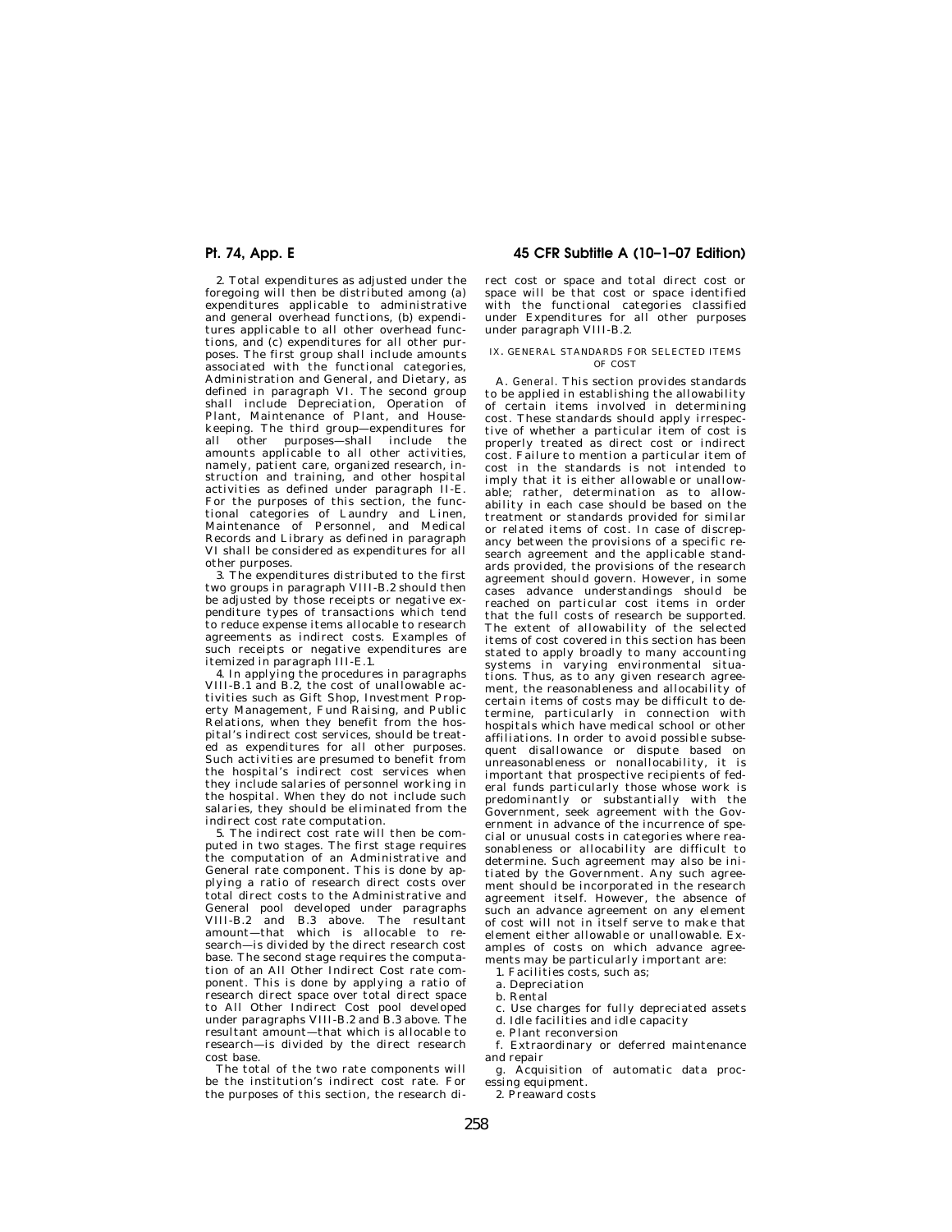2. Total expenditures as adjusted under the foregoing will then be distributed among (a) expenditures applicable to administrative and general overhead functions, (b) expenditures applicable to all other overhead functions, and (c) expenditures for all other purposes. The first group shall include amounts associated with the functional categories, Administration and General, and Dietary, as defined in paragraph VI. The second group shall include Depreciation, Operation of Plant, Maintenance of Plant, and Housekeeping. The third group—expenditures for all other purposes—shall include the amounts applicable to all other activities, namely, patient care, organized research, instruction and training, and other hospital activities as defined under paragraph II-E. For the purposes of this section, the functional categories of Laundry and Linen, Maintenance of Personnel, and Medical Records and Library as defined in paragraph VI shall be considered as expenditures for all other purposes.

3. The expenditures distributed to the first two groups in paragraph VIII-B.2 should then be adjusted by those receipts or negative expenditure types of transactions which tend to reduce expense items allocable to research agreements as indirect costs. Examples of such receipts or negative expenditures are itemized in paragraph III-E.1.

4. In applying the procedures in paragraphs VIII-B.1 and B.2, the cost of unallowable activities such as Gift Shop, Investment Property Management, Fund Raising, and Public Relations, when they benefit from the hospital's indirect cost services, should be treated as expenditures for all other purposes. Such activities are presumed to benefit from the hospital's indirect cost services when they include salaries of personnel working in the hospital. When they do not include such salaries, they should be eliminated from the indirect cost rate computation.

5. The indirect cost rate will then be computed in two stages. The first stage requires the computation of an Administrative and General rate component. This is done by applying a ratio of research direct costs over total direct costs to the Administrative and General pool developed under paragraphs VIII-B.2 and B.3 above. The resultant amount—that which is allocable to research—is divided by the direct research cost base. The second stage requires the computation of an All Other Indirect Cost rate component. This is done by applying a ratio of research direct space over total direct space to All Other Indirect Cost pool developed under paragraphs VIII-B.2 and B.3 above. The resultant amount—that which is allocable to research—is divided by the direct research cost base.

The total of the two rate components will be the institution's indirect cost rate. For the purposes of this section, the research direct cost or space and total direct cost or space will be that cost or space identified with the functional categories classified under Expenditures for all other purposes under paragraph VIII-B.2.

## IX. GENERAL STANDARDS FOR SELECTED ITEMS OF COST

A. *General.* This section provides standards to be applied in establishing the allowability of certain items involved in determining cost. These standards should apply irrespective of whether a particular item of cost is properly treated as direct cost or indirect cost. Failure to mention a particular item of cost in the standards is not intended to imply that it is either allowable or unallowable; rather, determination as to allowability in each case should be based on the treatment or standards provided for similar or related items of cost. In case of discrepancy between the provisions of a specific research agreement and the applicable standards provided, the provisions of the research agreement should govern. However, in some cases advance understandings should be reached on particular cost items in order that the full costs of research be supported. The extent of allowability of the selected items of cost covered in this section has been stated to apply broadly to many accounting systems in varying environmental situations. Thus, as to any given research agreement, the reasonableness and allocability of certain items of costs may be difficult to determine, particularly in connection with hospitals which have medical school or other affiliations. In order to avoid possible subsequent disallowance or dispute based on unreasonableness or nonallocability, it is important that prospective recipients of federal funds particularly those whose work is predominantly or substantially with the Government, seek agreement with the Government in advance of the incurrence of special or unusual costs in categories where reasonableness or allocability are difficult to determine. Such agreement may also be initiated by the Government. Any such agreement should be incorporated in the research agreement itself. However, the absence of such an advance agreement on any element of cost will not in itself serve to make that element either allowable or unallowable. Examples of costs on which advance agreements may be particularly important are:

1. Facilities costs, such as;

a. Depreciation

b. Rental

c. Use charges for fully depreciated assets

d. Idle facilities and idle capacity

e. Plant reconversion

f. Extraordinary or deferred maintenance and repair

g. Acquisition of automatic data processing equipment.

2. Preaward costs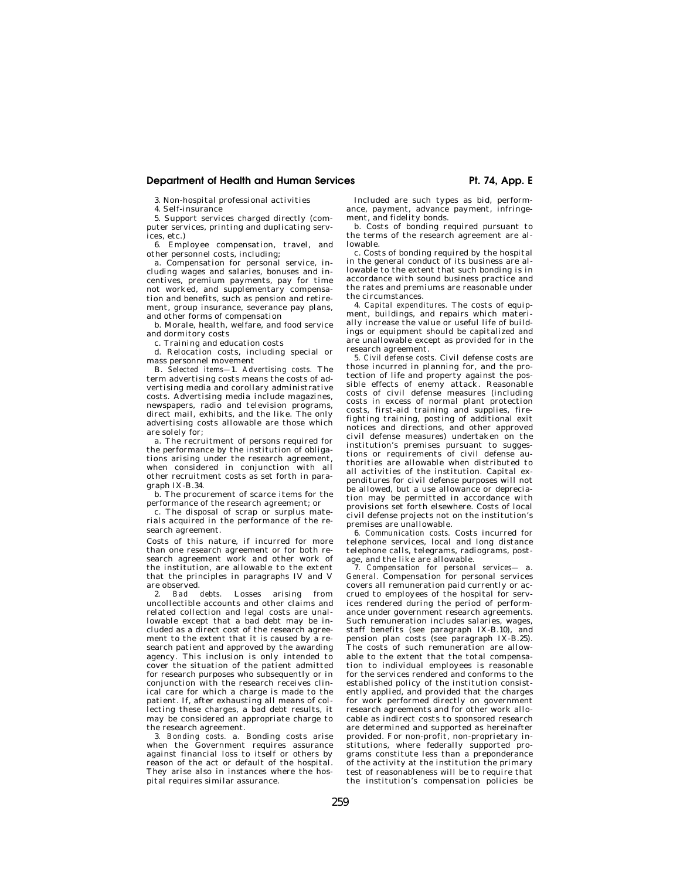3. Non-hospital professional activities

4. Self-insurance

5. Support services charged directly (computer services, printing and duplicating services, etc.)

6. Employee compensation, travel, and other personnel costs, including;

a. Compensation for personal service, including wages and salaries, bonuses and incentives, premium payments, pay for time not worked, and supplementary compensation and benefits, such as pension and retirement, group insurance, severance pay plans, and other forms of compensation

b. Morale, health, welfare, and food service and dormitory costs

c. Training and education costs

d. Relocation costs, including special or mass personnel movement

B. *Selected items*—1. *Advertising costs.* The term advertising costs means the costs of advertising media and corollary administrative costs. Advertising media include magazines, newspapers, radio and television programs, direct mail, exhibits, and the like. The only advertising costs allowable are those which are solely for;

a. The recruitment of persons required for the performance by the institution of obligations arising under the research agreement, when considered in conjunction with all other recruitment costs as set forth in paragraph IX-B.34.

b. The procurement of scarce items for the performance of the research agreement; or

c. The disposal of scrap or surplus materials acquired in the performance of the research agreement.

Costs of this nature, if incurred for more than one research agreement or for both research agreement work and other work of the institution, are allowable to the extent that the principles in paragraphs IV and V are observed.

2. *Bad debts.* Losses arising from uncollectible accounts and other claims and related collection and legal costs are unallowable except that a bad debt may be included as a direct cost of the research agreement to the extent that it is caused by a research patient and approved by the awarding agency. This inclusion is only intended to cover the situation of the patient admitted for research purposes who subsequently or in conjunction with the research receives clinical care for which a charge is made to the patient. If, after exhausting all means of collecting these charges, a bad debt results, it may be considered an appropriate charge to the research agreement.

3. *Bonding costs.* a. Bonding costs arise when the Government requires assurance against financial loss to itself or others by reason of the act or default of the hospital. They arise also in instances where the hospital requires similar assurance.

Included are such types as bid, performance, payment, advance payment, infringement, and fidelity bonds.

b. Costs of bonding required pursuant to the terms of the research agreement are allowable.

c. Costs of bonding required by the hospital in the general conduct of its business are allowable to the extent that such bonding is in accordance with sound business practice and the rates and premiums are reasonable under the circumstances.

4. *Capital expenditures.* The costs of equipment, buildings, and repairs which materially increase the value or useful life of buildings or equipment should be capitalized and are unallowable except as provided for in the research agreement.

5. *Civil defense costs.* Civil defense costs are those incurred in planning for, and the protection of life and property against the possible effects of enemy attack. Reasonable costs of civil defense measures (including costs in excess of normal plant protection costs, first-aid training and supplies, fire-fighting training, posting of additional exit notices and directions, and other approved civil defense measures) undertaken on the institution's premises pursuant to suggestions or requirements of civil defense authorities are allowable when distributed to all activities of the institution. Capital expenditures for civil defense purposes will not be allowed, but a use allowance or depreciation may be permitted in accordance with provisions set forth elsewhere. Costs of local civil defense projects not on the institution's premises are unallowable.

6. *Communication costs.* Costs incurred for telephone services, local and long distance telephone calls, telegrams, radiograms, postage, and the like are allowable.

7. *Compensation for personal services*— a. *General.* Compensation for personal services covers all remuneration paid currently or accrued to employees of the hospital for services rendered during the period of performance under government research agreements. Such remuneration includes salaries, wages, staff benefits (see paragraph IX-B.10), and pension plan costs (see paragraph IX-B.25). The costs of such remuneration are allowable to the extent that the total compensation to individual employees is reasonable for the services rendered and conforms to the established policy of the institution consistently applied, and provided that the charges for work performed directly on government research agreements and for other work allocable as indirect costs to sponsored research are determined and supported as hereinafter provided. For non-profit, non-proprietary institutions, where federally supported programs constitute less than a preponderance of the activity at the institution the primary test of reasonableness will be to require that the institution's compensation policies be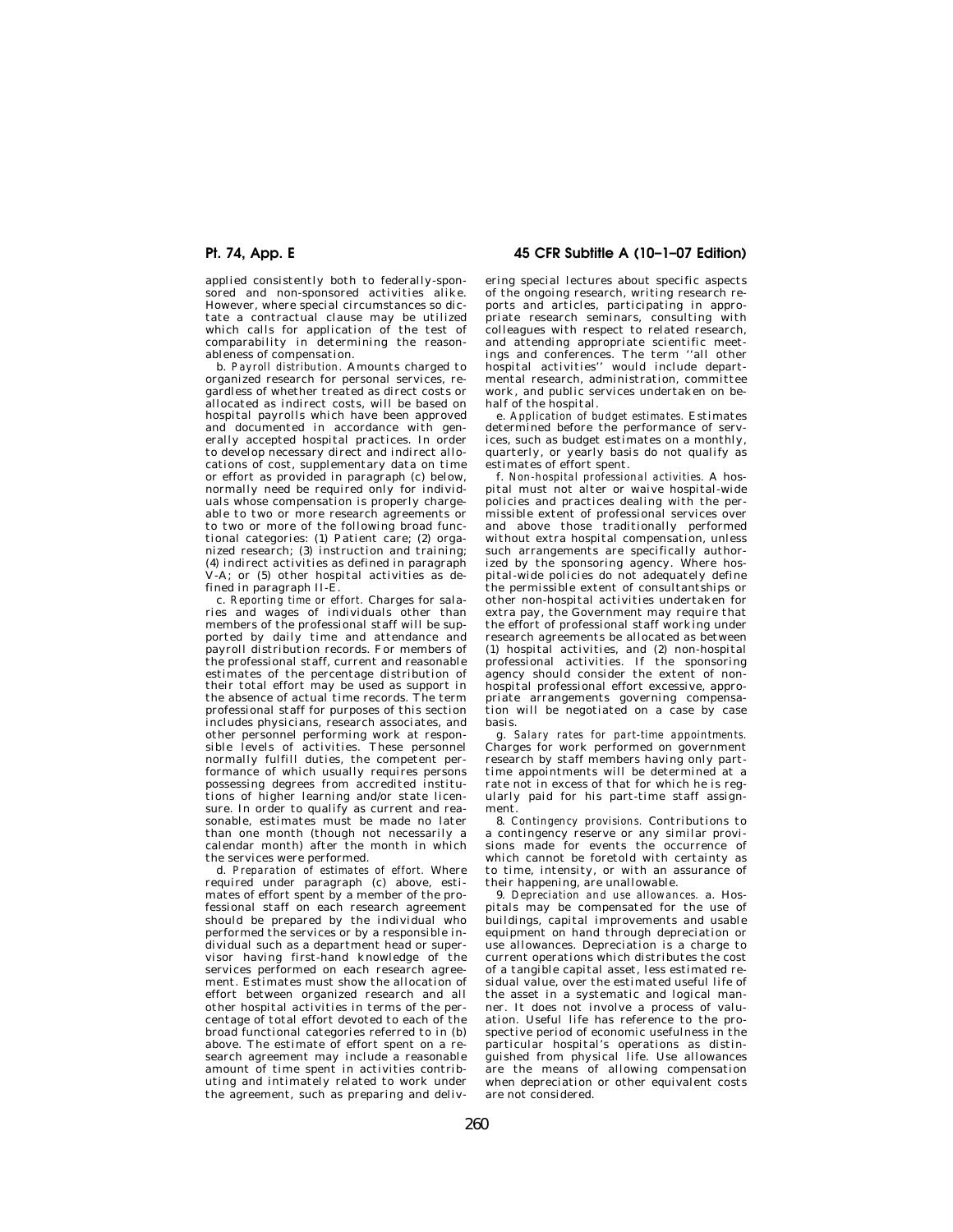applied consistently both to federally-sponsored and non-sponsored activities alike. However, where special circumstances so dictate a contractual clause may be utilized which calls for application of the test of comparability in determining the reasonableness of compensation.

b. *Payroll distribution.* Amounts charged to organized research for personal services, regardless of whether treated as direct costs or allocated as indirect costs, will be based on hospital payrolls which have been approved and documented in accordance with generally accepted hospital practices. In order to develop necessary direct and indirect allocations of cost, supplementary data on time or effort as provided in paragraph (c) below, normally need be required only for individuals whose compensation is properly chargeable to two or more research agreements or to two or more of the following broad functional categories: (1) Patient care; (2) organized research; (3) instruction and training; (4) indirect activities as defined in paragraph V-A; or (5) other hospital activities as defined in paragraph II-E.

c. *Reporting time or effort.* Charges for salaries and wages of individuals other than members of the professional staff will be supported by daily time and attendance and payroll distribution records. For members of the professional staff, current and reasonable estimates of the percentage distribution of their total effort may be used as support in the absence of actual time records. The term professional staff for purposes of this section includes physicians, research associates, and other personnel performing work at responsible levels of activities. These personnel normally fulfill duties, the competent performance of which usually requires persons possessing degrees from accredited institutions of higher learning and/or state licensure. In order to qualify as current and reasonable, estimates must be made no later than one month (though not necessarily a calendar month) after the month in which the services were performed.

d. *Preparation of estimates of effort.* Where required under paragraph (c) above, estimates of effort spent by a member of the professional staff on each research agreement should be prepared by the individual who performed the services or by a responsible individual such as a department head or supervisor having first-hand knowledge of the services performed on each research agreement. Estimates must show the allocation of effort between organized research and all other hospital activities in terms of the percentage of total effort devoted to each of the broad functional categories referred to in (b) above. The estimate of effort spent on a research agreement may include a reasonable amount of time spent in activities contributing and intimately related to work under the agreement, such as preparing and delivering special lectures about specific aspects of the ongoing research, writing research reports and articles, participating in appropriate research seminars, consulting with colleagues with respect to related research, and attending appropriate scientific meetings and conferences. The term ''all other hospital activities'' would include departmental research, administration, committee work, and public services undertaken on behalf of the hospital.

e. *Application of budget estimates.* Estimates determined before the performance of services, such as budget estimates on a monthly, quarterly, or yearly basis do not qualify as estimates of effort spent.

f. *Non-hospital professional activities.* A hospital must not alter or waive hospital-wide policies and practices dealing with the permissible extent of professional services over and above those traditionally performed without extra hospital compensation, unless such arrangements are specifically authorized by the sponsoring agency. Where hospital-wide policies do not adequately define the permissible extent of consultantships or other non-hospital activities undertaken for extra pay, the Government may require that the effort of professional staff working under research agreements be allocated as between (1) hospital activities, and (2) non-hospital professional activities. If the sponsoring agency should consider the extent of non-hospital professional effort excessive, appropriate arrangements governing compensation will be negotiated on a case by case basis.

g. *Salary rates for part-time appointments.* Charges for work performed on government research by staff members having only part-time appointments will be determined at a rate not in excess of that for which he is regularly paid for his part-time staff assignment.

8. *Contingency provisions.* Contributions to a contingency reserve or any similar provisions made for events the occurrence of which cannot be foretold with certainty as to time, intensity, or with an assurance of their happening, are unallowable.

9. *Depreciation and use allowances.* a. Hospitals may be compensated for the use of buildings, capital improvements and usable equipment on hand through depreciation or use allowances. Depreciation is a charge to current operations which distributes the cost of a tangible capital asset, less estimated residual value, over the estimated useful life of the asset in a systematic and logical manner. It does not involve a process of valuation. Useful life has reference to the prospective period of economic usefulness in the particular hospital's operations as distinguished from physical life. Use allowances are the means of allowing compensation when depreciation or other equivalent costs are not considered.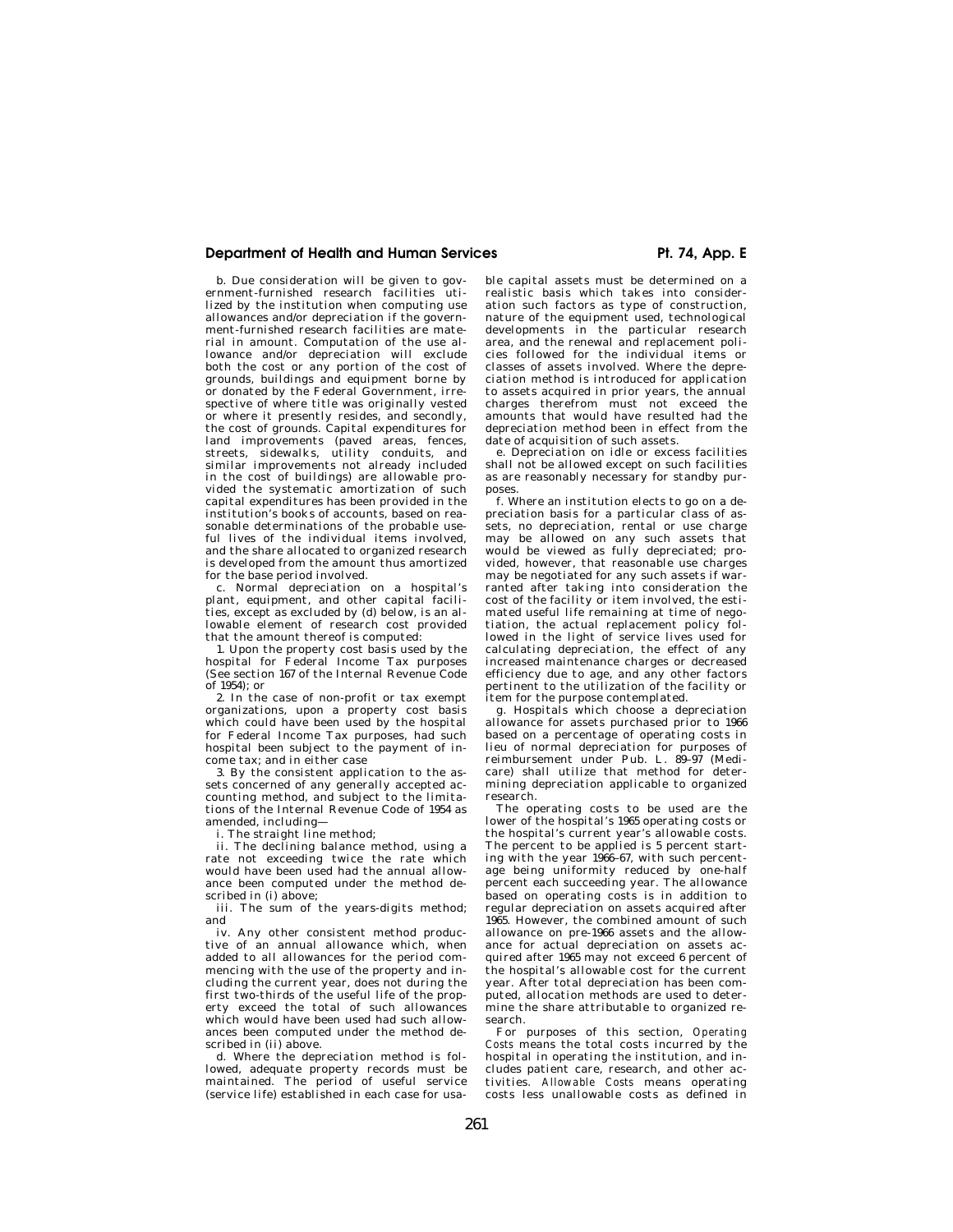b. Due consideration will be given to government-furnished research facilities utilized by the institution when computing use allowances and/or depreciation if the government-furnished research facilities are material in amount. Computation of the use allowance and/or depreciation will exclude both the cost or any portion of the cost of grounds, buildings and equipment borne by or donated by the Federal Government, irrespective of where title was originally vested or where it presently resides, and secondly, the cost of grounds. Capital expenditures for land improvements (paved areas, fences, streets, sidewalks, utility conduits, and similar improvements not already included in the cost of buildings) are allowable provided the systematic amortization of such capital expenditures has been provided in the institution's books of accounts, based on reasonable determinations of the probable useful lives of the individual items involved, and the share allocated to organized research is developed from the amount thus amortized for the base period involved.

c. Normal depreciation on a hospital's plant, equipment, and other capital facilities, except as excluded by (d) below, is an allowable element of research cost provided that the amount thereof is computed:

1. Upon the property cost basis used by the hospital for Federal Income Tax purposes (See section 167 of the Internal Revenue Code of 1954); or

2. In the case of non-profit or tax exempt organizations, upon a property cost basis which could have been used by the hospital for Federal Income Tax purposes, had such hospital been subject to the payment of income tax; and in either case

3. By the consistent application to the assets concerned of any generally accepted accounting method, and subject to the limitations of the Internal Revenue Code of 1954 as amended, including—

i. The straight line method;

ii. The declining balance method, using a rate not exceeding twice the rate which would have been used had the annual allowance been computed under the method described in (i) above;

iii. The sum of the years-digits method; and

iv. Any other consistent method productive of an annual allowance which, when added to all allowances for the period commencing with the use of the property and including the current year, does not during the first two-thirds of the useful life of the property exceed the total of such allowances which would have been used had such allowances been computed under the method described in (ii) above.

d. Where the depreciation method is followed, adequate property records must be maintained. The period of useful service (service life) established in each case for usable capital assets must be determined on a realistic basis which takes into consideration such factors as type of construction, nature of the equipment used, technological developments in the particular research area, and the renewal and replacement policies followed for the individual items or classes of assets involved. Where the depreciation method is introduced for application to assets acquired in prior years, the annual charges therefrom must not exceed the amounts that would have resulted had the depreciation method been in effect from the date of acquisition of such assets.

e. Depreciation on idle or excess facilities shall not be allowed except on such facilities as are reasonably necessary for standby purposes.

f. Where an institution elects to go on a depreciation basis for a particular class of assets, no depreciation, rental or use charge may be allowed on any such assets that would be viewed as fully depreciated; provided, however, that reasonable use charges may be negotiated for any such assets if warranted after taking into consideration the cost of the facility or item involved, the estimated useful life remaining at time of negotiation, the actual replacement policy followed in the light of service lives used for calculating depreciation, the effect of any increased maintenance charges or decreased efficiency due to age, and any other factors pertinent to the utilization of the facility or item for the purpose contemplated.

g. Hospitals which choose a depreciation allowance for assets purchased prior to 1966 based on a percentage of operating costs in lieu of normal depreciation for purposes of reimbursement under Pub. L. 89–97 (Medicare) shall utilize that method for determining depreciation applicable to organized research.

The operating costs to be used are the lower of the hospital's 1965 operating costs or the hospital's current year's allowable costs. The percent to be applied is 5 percent starting with the year 1966–67, with such percentage being uniformity reduced by one-half percent each succeeding year. The allowance based on operating costs is in addition to regular depreciation on assets acquired after 1965. However, the combined amount of such allowance on pre-1966 assets and the allowance for actual depreciation on assets acquired after 1965 may not exceed 6 percent of the hospital's allowable cost for the current year. After total depreciation has been computed, allocation methods are used to determine the share attributable to organized research.

For purposes of this section, *Operating Costs* means the total costs incurred by the hospital in operating the institution, and includes patient care, research, and other activities. *Allowable Costs* means operating costs less unallowable costs as defined in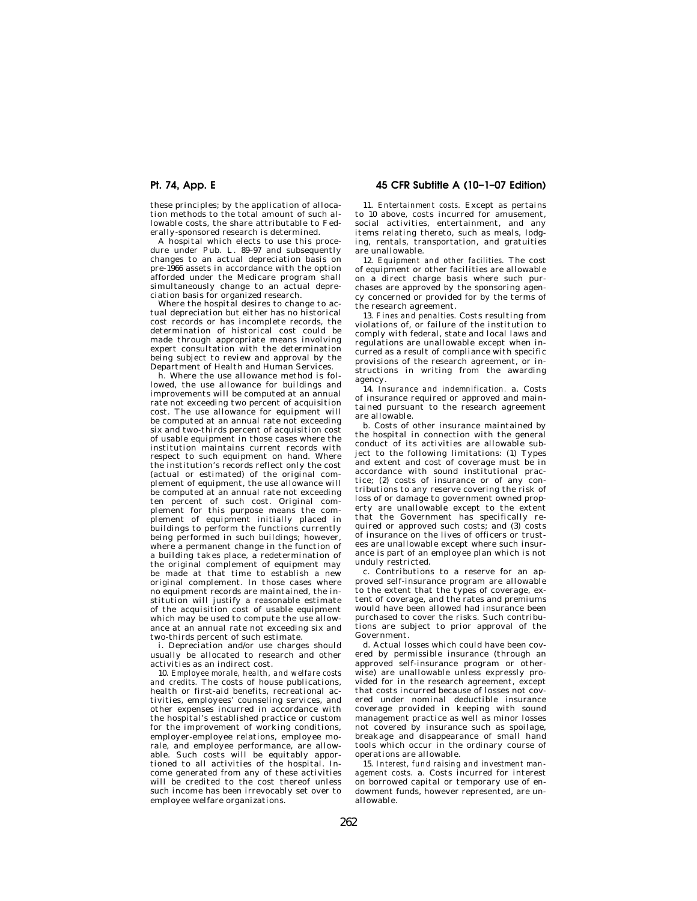these principles; by the application of allocation methods to the total amount of such allowable costs, the share attributable to Federally-sponsored research is determined.

A hospital which elects to use this procedure under Pub. L. 89-97 and subsequently changes to an actual depreciation basis on pre-1966 assets in accordance with the option afforded under the Medicare program shall simultaneously change to an actual depreciation basis for organized research.

Where the hospital desires to change to actual depreciation but either has no historical cost records or has incomplete records, the determination of historical cost could be made through appropriate means involving expert consultation with the determination being subject to review and approval by the Department of Health and Human Services.

h. Where the use allowance method is followed, the use allowance for buildings and improvements will be computed at an annual rate not exceeding two percent of acquisition cost. The use allowance for equipment will be computed at an annual rate not exceeding six and two-thirds percent of acquisition cost of usable equipment in those cases where the institution maintains current records with respect to such equipment on hand. Where the institution's records reflect only the cost (actual or estimated) of the original complement of equipment, the use allowance will be computed at an annual rate not exceeding ten percent of such cost. Original complement for this purpose means the complement of equipment initially placed in buildings to perform the functions currently being performed in such buildings; however, where a permanent change in the function of a building takes place, a redetermination of the original complement of equipment may be made at that time to establish a new original complement. In those cases where no equipment records are maintained, the institution will justify a reasonable estimate of the acquisition cost of usable equipment which may be used to compute the use allowance at an annual rate not exceeding six and two-thirds percent of such estimate.

i. Depreciation and/or use charges should usually be allocated to research and other activities as an indirect cost.

10. *Employee morale, health, and welfare costs and credits.* The costs of house publications, health or first-aid benefits, recreational activities, employees' counseling services, and other expenses incurred in accordance with the hospital's established practice or custom for the improvement of working conditions, employer-employee relations, employee morale, and employee performance, are allowable. Such costs will be equitably apportioned to all activities of the hospital. Income generated from any of these activities will be credited to the cost thereof unless such income has been irrevocably set over to employee welfare organizations.

11. *Entertainment costs.* Except as pertains to 10 above, costs incurred for amusement, social activities, entertainment, and any items relating thereto, such as meals, lodging, rentals, transportation, and gratuities are unallowable.

12. *Equipment and other facilities.* The cost of equipment or other facilities are allowable on a direct charge basis where such purchases are approved by the sponsoring agency concerned or provided for by the terms of the research agreement.

13. *Fines and penalties.* Costs resulting from violations of, or failure of the institution to comply with federal, state and local laws and regulations are unallowable except when incurred as a result of compliance with specific provisions of the research agreement, or instructions in writing from the awarding agency.

14. *Insurance and indemnification.* a. Costs of insurance required or approved and maintained pursuant to the research agreement are allowable.

b. Costs of other insurance maintained by the hospital in connection with the general conduct of its activities are allowable subject to the following limitations: (1) Types and extent and cost of coverage must be in accordance with sound institutional practice; (2) costs of insurance or of any contributions to any reserve covering the risk of loss of or damage to government owned property are unallowable except to the extent that the Government has specifically required or approved such costs; and (3) costs of insurance on the lives of officers or trustees are unallowable except where such insurance is part of an employee plan which is not unduly restricted.

c. Contributions to a reserve for an approved self-insurance program are allowable to the extent that the types of coverage, extent of coverage, and the rates and premiums would have been allowed had insurance been purchased to cover the risks. Such contributions are subject to prior approval of the Government.

d. Actual losses which could have been covered by permissible insurance (through an approved self-insurance program or otherwise) are unallowable unless expressly provided for in the research agreement, except that costs incurred because of losses not covered under nominal deductible insurance coverage provided in keeping with sound management practice as well as minor losses not covered by insurance such as spoilage, breakage and disappearance of small hand tools which occur in the ordinary course of operations are allowable.

15. *Interest, fund raising and investment management costs.* a. Costs incurred for interest on borrowed capital or temporary use of endowment funds, however represented, are unallowable.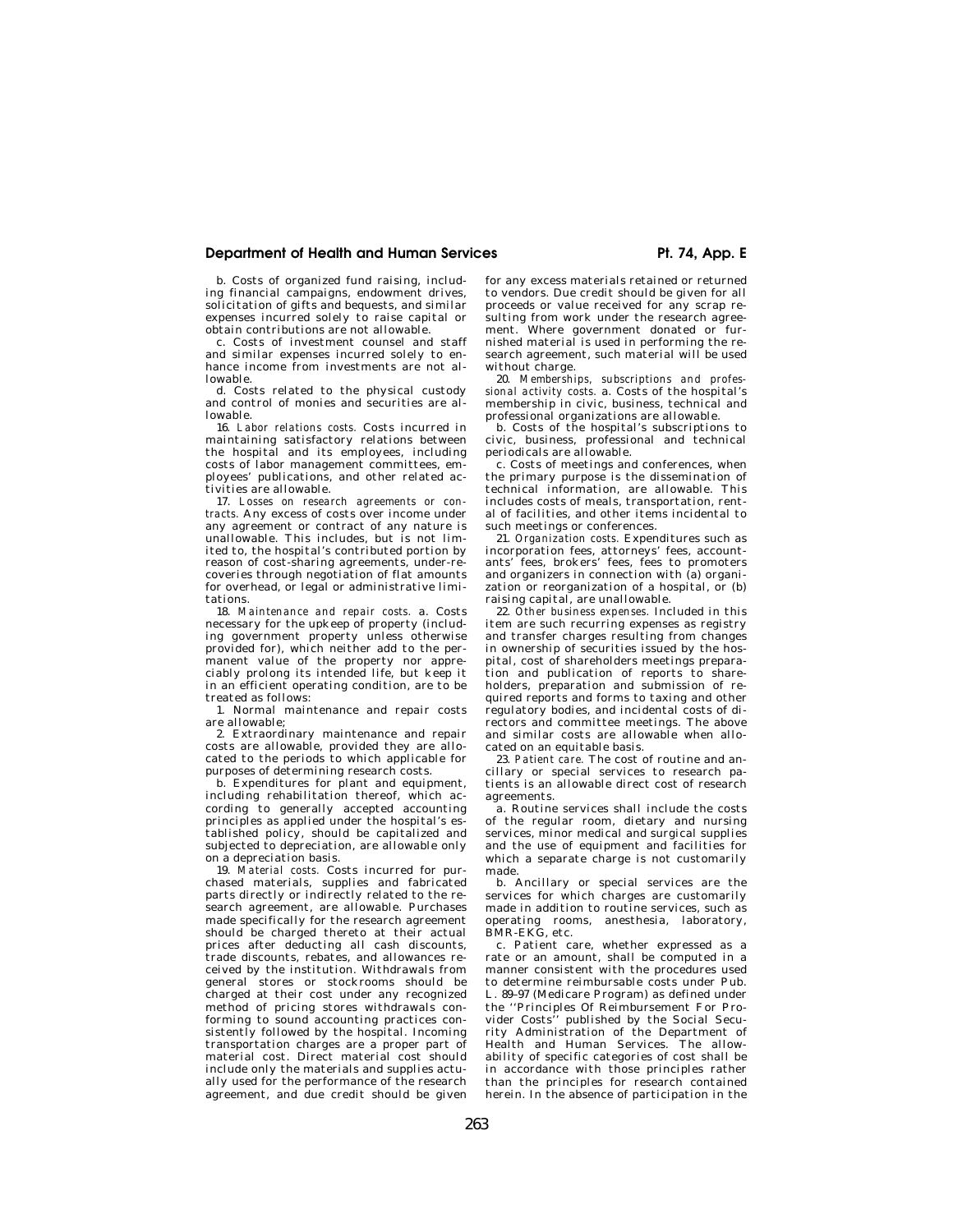b. Costs of organized fund raising, including financial campaigns, endowment drives, solicitation of gifts and bequests, and similar expenses incurred solely to raise capital or obtain contributions are not allowable.

c. Costs of investment counsel and staff and similar expenses incurred solely to enhance income from investments are not allowable.

d. Costs related to the physical custody and control of monies and securities are allowable.

16. *Labor relations costs.* Costs incurred in maintaining satisfactory relations between the hospital and its employees, including costs of labor management committees, employees' publications, and other related activities are allowable.

17. *Losses on research agreements or contracts.* Any excess of costs over income under any agreement or contract of any nature is unallowable. This includes, but is not limited to, the hospital's contributed portion by reason of cost-sharing agreements, under-recoveries through negotiation of flat amounts for overhead, or legal or administrative limitations.

18. *Maintenance and repair costs.* a. Costs necessary for the upkeep of property (including government property unless otherwise provided for), which neither add to the permanent value of the property nor appreciably prolong its intended life, but keep it in an efficient operating condition, are to be treated as follows:

1. Normal maintenance and repair costs are allowable;

2. Extraordinary maintenance and repair costs are allowable, provided they are allocated to the periods to which applicable for purposes of determining research costs.

b. Expenditures for plant and equipment, including rehabilitation thereof, which according to generally accepted accounting principles as applied under the hospital's established policy, should be capitalized and subjected to depreciation, are allowable only on a depreciation basis.

19. *Material costs.* Costs incurred for purchased materials, supplies and fabricated parts directly or indirectly related to the research agreement, are allowable. Purchases made specifically for the research agreement should be charged thereto at their actual prices after deducting all cash discounts, trade discounts, rebates, and allowances received by the institution. Withdrawals from general stores or stockrooms should be charged at their cost under any recognized method of pricing stores withdrawals conforming to sound accounting practices consistently followed by the hospital. Incoming transportation charges are a proper part of material cost. Direct material cost should include only the materials and supplies actually used for the performance of the research agreement, and due credit should be given for any excess materials retained or returned to vendors. Due credit should be given for all proceeds or value received for any scrap resulting from work under the research agreement. Where government donated or furnished material is used in performing the research agreement, such material will be used without charge.

20. *Memberships, subscriptions and professional activity costs.* a. Costs of the hospital's membership in civic, business, technical and professional organizations are allowable.

b. Costs of the hospital's subscriptions to civic, business, professional and technical periodicals are allowable.

c. Costs of meetings and conferences, when the primary purpose is the dissemination of technical information, are allowable. This includes costs of meals, transportation, rental of facilities, and other items incidental to such meetings or conferences.

21. *Organization costs.* Expenditures such as incorporation fees, attorneys' fees, accountants' fees, brokers' fees, fees to promoters and organizers in connection with (a) organization or reorganization of a hospital, or (b) raising capital, are unallowable.

22. *Other business expenses.* Included in this item are such recurring expenses as registry and transfer charges resulting from changes in ownership of securities issued by the hospital, cost of shareholders meetings preparation and publication of reports to shareholders, preparation and submission of required reports and forms to taxing and other regulatory bodies, and incidental costs of directors and committee meetings. The above and similar costs are allowable when allocated on an equitable basis.

23. *Patient care.* The cost of routine and ancillary or special services to research patients is an allowable direct cost of research agreements.

a. Routine services shall include the costs of the regular room, dietary and nursing services, minor medical and surgical supplies and the use of equipment and facilities for which a separate charge is not customarily made.

b. Ancillary or special services are the services for which charges are customarily made in addition to routine services, such as operating rooms, anesthesia, laboratory, BMR-EKG, etc.

c. Patient care, whether expressed as a rate or an amount, shall be computed in a manner consistent with the procedures used to determine reimbursable costs under Pub. L. 89–97 (Medicare Program) as defined under the "Principles Of Reimbursement For Provider Costs" published by the Social Security Administration of the Department of Health and Human Services. The allowability of specific categories of cost shall be in accordance with those principles rather than the principles for research contained herein. In the absence of participation in the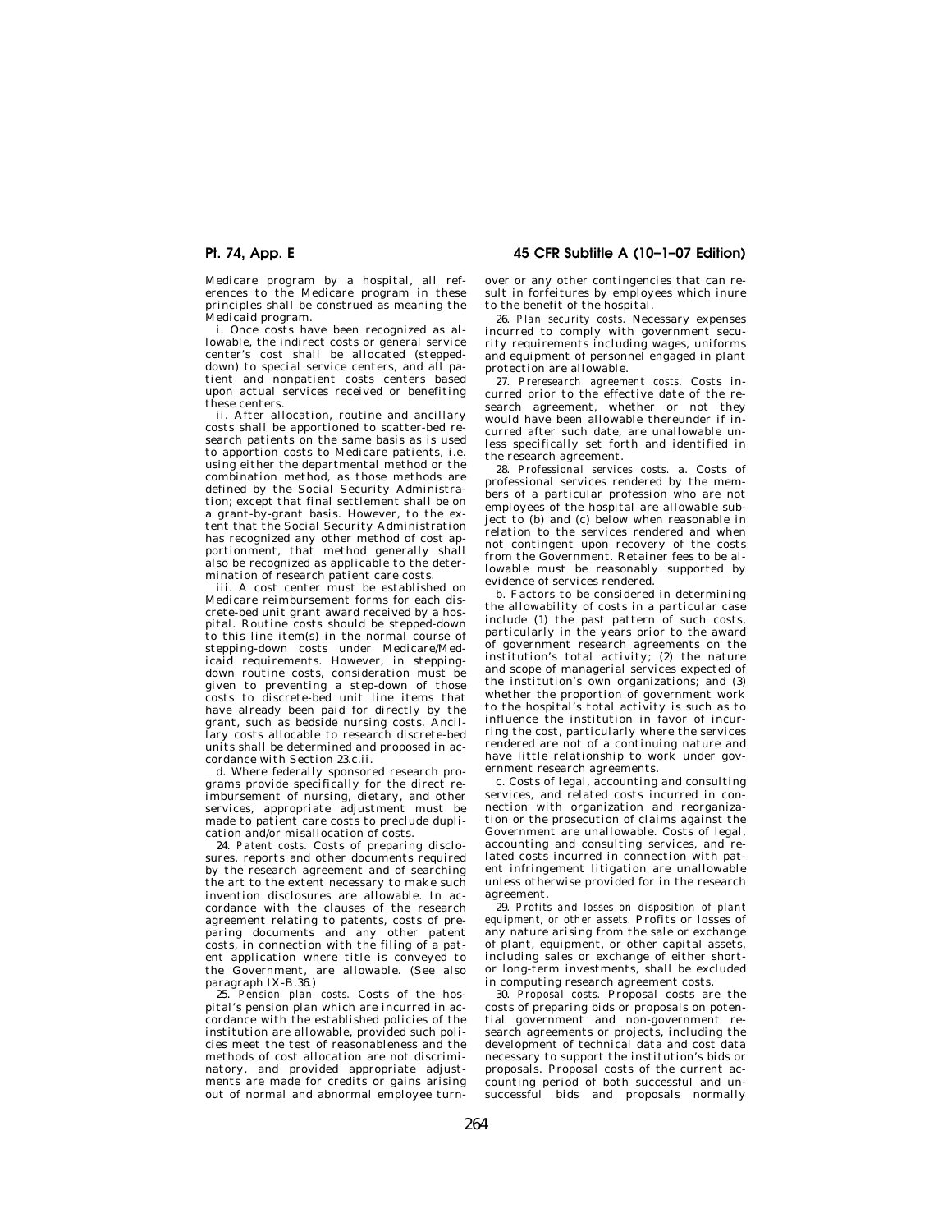Medicare program by a hospital, all references to the Medicare program in these principles shall be construed as meaning the Medicaid program.

i. Once costs have been recognized as allowable, the indirect costs or general service center's cost shall be allocated (stepped-down) to special service centers, and all patient and nonpatient costs centers based upon actual services received or benefiting these centers.

ii. After allocation, routine and ancillary costs shall be apportioned to scatter-bed research patients on the same basis as is used to apportion costs to Medicare patients, i.e. using either the departmental method or the combination method, as those methods are defined by the Social Security Administration; except that final settlement shall be on a grant-by-grant basis. However, to the extent that the Social Security Administration has recognized any other method of cost apportionment, that method generally shall also be recognized as applicable to the determination of research patient care costs.

iii. A cost center must be established on Medicare reimbursement forms for each discrete-bed unit grant award received by a hospital. Routine costs should be stepped-down to this line item(s) in the normal course of stepping-down costs under Medicare/Medicaid requirements. However, in stepping-down routine costs, consideration must be given to preventing a step-down of those costs to discrete-bed unit line items that have already been paid for directly by the grant, such as bedside nursing costs. Ancillary costs allocable to research discrete-bed units shall be determined and proposed in accordance with Section 23.c.ii.

d. Where federally sponsored research programs provide specifically for the direct reimbursement of nursing, dietary, and other services, appropriate adjustment must be made to patient care costs to preclude duplication and/or misallocation of costs.

24. *Patent costs.* Costs of preparing disclosures, reports and other documents required by the research agreement and of searching the art to the extent necessary to make such invention disclosures are allowable. In accordance with the clauses of the research agreement relating to patents, costs of preparing documents and any other patent costs, in connection with the filing of a patent application where title is conveyed to the Government, are allowable. (See also paragraph IX-B.36.)

25. *Pension plan costs.* Costs of the hospital's pension plan which are incurred in accordance with the established policies of the institution are allowable, provided such policies meet the test of reasonableness and the methods of cost allocation are not discriminatory, and provided appropriate adjustments are made for credits or gains arising out of normal and abnormal employee turnover or any other contingencies that can result in forfeitures by employees which inure to the benefit of the hospital.

26. *Plan security costs.* Necessary expenses incurred to comply with government security requirements including wages, uniforms and equipment of personnel engaged in plant protection are allowable.

27. *Preresearch agreement costs.* Costs incurred prior to the effective date of the research agreement, whether or not they would have been allowable thereunder if incurred after such date, are unallowable unless specifically set forth and identified in the research agreement.

28. *Professional services costs.* a. Costs of professional services rendered by the members of a particular profession who are not employees of the hospital are allowable subject to (b) and (c) below when reasonable in relation to the services rendered and when not contingent upon recovery of the costs from the Government. Retainer fees to be allowable must be reasonably supported by evidence of services rendered.

b. Factors to be considered in determining the allowability of costs in a particular case include (1) the past pattern of such costs, particularly in the years prior to the award of government research agreements on the institution's total activity; (2) the nature and scope of managerial services expected of the institution's own organizations; and (3) whether the proportion of government work to the hospital's total activity is such as to influence the institution in favor of incurring the cost, particularly where the services rendered are not of a continuing nature and have little relationship to work under government research agreements.

c. Costs of legal, accounting and consulting services, and related costs incurred in connection with organization and reorganization or the prosecution of claims against the Government are unallowable. Costs of legal, accounting and consulting services, and related costs incurred in connection with patent infringement litigation are unallowable unless otherwise provided for in the research agreement.

29. *Profits and losses on disposition of plant equipment, or other assets.* Profits or losses of any nature arising from the sale or exchange of plant, equipment, or other capital assets, including sales or exchange of either short- or long-term investments, shall be excluded in computing research agreement costs.

30. *Proposal costs.* Proposal costs are the costs of preparing bids or proposals on potential government and non-government research agreements or projects, including the development of technical data and cost data necessary to support the institution's bids or proposals. Proposal costs of the current accounting period of both successful and unsuccessful bids and proposals normally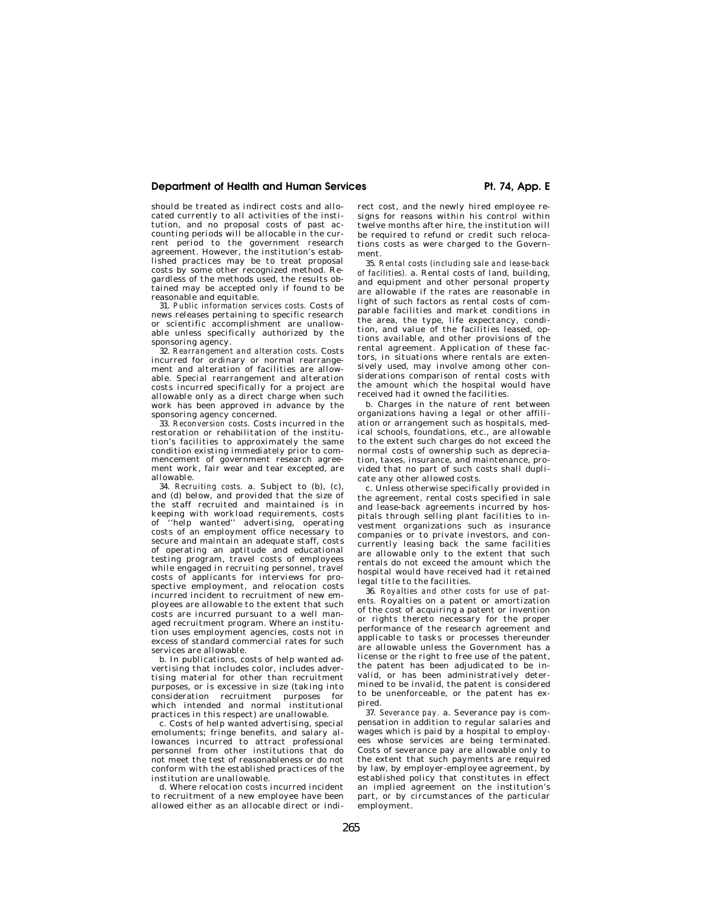should be treated as indirect costs and allocated currently to all activities of the institution, and no proposal costs of past accounting periods will be allocable in the current period to the government research agreement. However, the institution's established practices may be to treat proposal costs by some other recognized method. Regardless of the methods used, the results obtained may be accepted only if found to be reasonable and equitable.

31. *Public information services costs.* Costs of news releases pertaining to specific research or scientific accomplishment are unallowable unless specifically authorized by the sponsoring agency.

32. *Rearrangement and alteration costs.* Costs incurred for ordinary or normal rearrangement and alteration of facilities are allowable. Special rearrangement and alteration costs incurred specifically for a project are allowable only as a direct charge when such work has been approved in advance by the sponsoring agency concerned.

33. *Reconversion costs.* Costs incurred in the restoration or rehabilitation of the institution's facilities to approximately the same condition existing immediately prior to commencement of government research agreement work, fair wear and tear excepted, are allowable.

34. *Recruiting costs.* a. Subject to (b), (c), and (d) below, and provided that the size of the staff recruited and maintained is in keeping with workload requirements, costs of ''help wanted'' advertising, operating costs of an employment office necessary to secure and maintain an adequate staff, costs of operating an aptitude and educational testing program, travel costs of employees while engaged in recruiting personnel, travel costs of applicants for interviews for prospective employment, and relocation costs incurred incident to recruitment of new employees are allowable to the extent that such costs are incurred pursuant to a well managed recruitment program. Where an institution uses employment agencies, costs not in excess of standard commercial rates for such services are allowable.

b. In publications, costs of help wanted advertising that includes color, includes advertising material for other than recruitment purposes, or is excessive in size (taking into consideration recruitment purposes for which intended and normal institutional practices in this respect) are unallowable.

c. Costs of help wanted advertising, special emoluments; fringe benefits, and salary allowances incurred to attract professional personnel from other institutions that do not meet the test of reasonableness or do not conform with the established practices of the institution are unallowable.

d. Where relocation costs incurred incident to recruitment of a new employee have been allowed either as an allocable direct or indirect cost, and the newly hired employee resigns for reasons within his control within twelve months after hire, the institution will be required to refund or credit such relocations costs as were charged to the Government.

35. *Rental costs (including sale and lease-back of facilities).* a. Rental costs of land, building, and equipment and other personal property are allowable if the rates are reasonable in light of such factors as rental costs of comparable facilities and market conditions in the area, the type, life expectancy, condition, and value of the facilities leased, options available, and other provisions of the rental agreement. Application of these factors, in situations where rentals are extensively used, may involve among other considerations comparison of rental costs with the amount which the hospital would have received had it owned the facilities.

b. Charges in the nature of rent between organizations having a legal or other affiliation or arrangement such as hospitals, medical schools, foundations, etc., are allowable to the extent such charges do not exceed the normal costs of ownership such as depreciation, taxes, insurance, and maintenance, provided that no part of such costs shall duplicate any other allowed costs.

c. Unless otherwise specifically provided in the agreement, rental costs specified in sale and lease-back agreements incurred by hospitals through selling plant facilities to investment organizations such as insurance companies or to private investors, and concurrently leasing back the same facilities are allowable only to the extent that such rentals do not exceed the amount which the hospital would have received had it retained legal title to the facilities.

36. *Royalties and other costs for use of patents.* Royalties on a patent or amortization of the cost of acquiring a patent or invention or rights thereto necessary for the proper performance of the research agreement and applicable to tasks or processes thereunder are allowable unless the Government has a license or the right to free use of the patent, the patent has been adjudicated to be invalid, or has been administratively determined to be invalid, the patent is considered to be unenforceable, or the patent has expired.

37. *Severance pay.* a. Severance pay is compensation in addition to regular salaries and wages which is paid by a hospital to employees whose services are being terminated. Costs of severance pay are allowable only to the extent that such payments are required by law, by employer-employee agreement, by established policy that constitutes in effect an implied agreement on the institution's part, or by circumstances of the particular employment.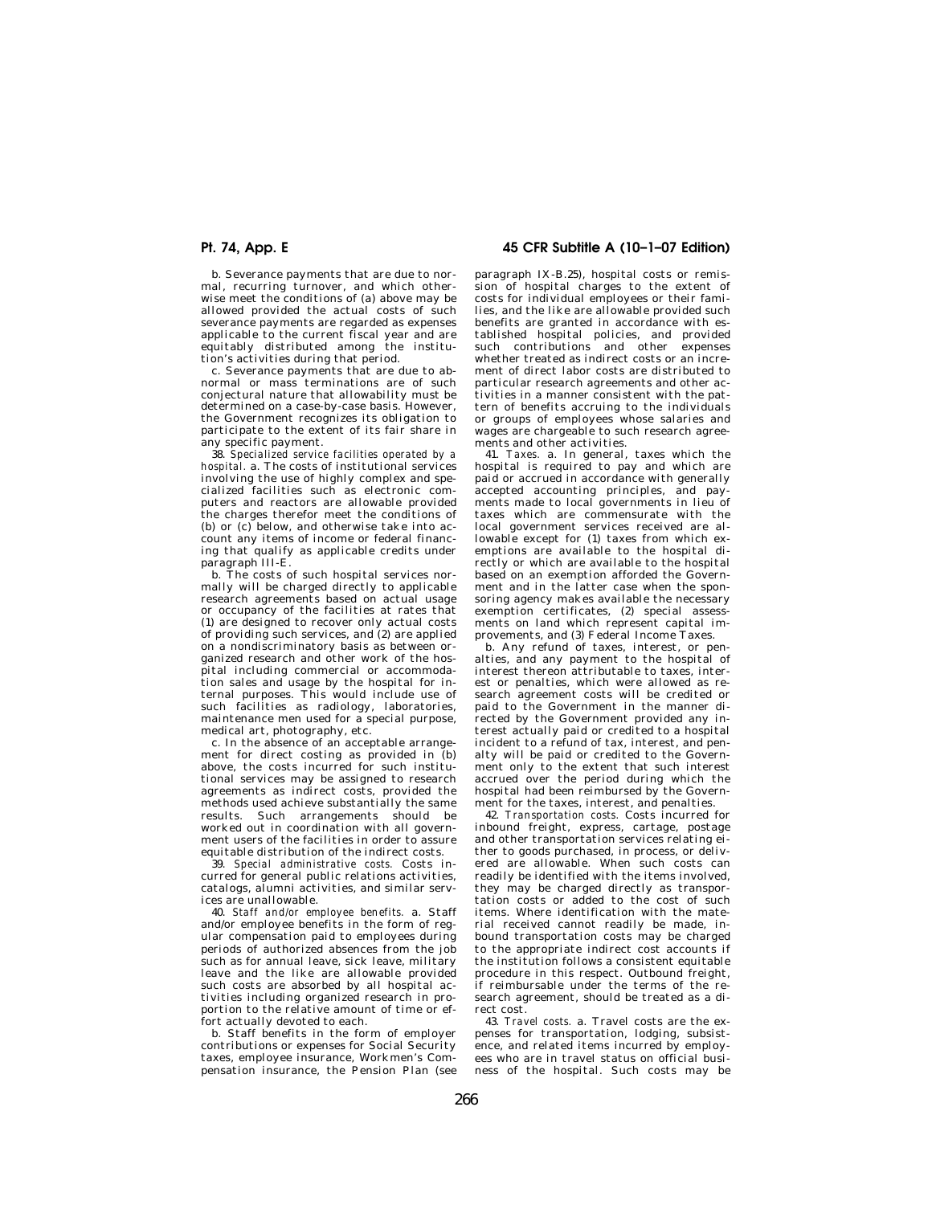b. Severance payments that are due to normal, recurring turnover, and which otherwise meet the conditions of (a) above may be allowed provided the actual costs of such severance payments are regarded as expenses applicable to the current fiscal year and are equitably distributed among the institution's activities during that period.

c. Severance payments that are due to abnormal or mass terminations are of such conjectural nature that allowability must be determined on a case-by-case basis. However, the Government recognizes its obligation to participate to the extent of its fair share in any specific payment.

38. *Specialized service facilities operated by a hospital.* a. The costs of institutional services involving the use of highly complex and specialized facilities such as electronic computers and reactors are allowable provided the charges therefor meet the conditions of (b) or (c) below, and otherwise take into account any items of income or federal financing that qualify as applicable credits under paragraph III-E.

b. The costs of such hospital services normally will be charged directly to applicable research agreements based on actual usage or occupancy of the facilities at rates that (1) are designed to recover only actual costs of providing such services, and (2) are applied on a nondiscriminatory basis as between organized research and other work of the hospital including commercial or accommodation sales and usage by the hospital for internal purposes. This would include use of such facilities as radiology, laboratories, maintenance men used for a special purpose, medical art, photography, etc.

c. In the absence of an acceptable arrangement for direct costing as provided in (b) above, the costs incurred for such institutional services may be assigned to research agreements as indirect costs, provided the methods used achieve substantially the same results. Such arrangements should be worked out in coordination with all government users of the facilities in order to assure equitable distribution of the indirect costs.

39. *Special administrative costs.* Costs incurred for general public relations activities, catalogs, alumni activities, and similar services are unallowable.

40. *Staff and/or employee benefits.* a. Staff and/or employee benefits in the form of regular compensation paid to employees during periods of authorized absences from the job such as for annual leave, sick leave, military leave and the like are allowable provided such costs are absorbed by all hospital activities including organized research in proportion to the relative amount of time or effort actually devoted to each.

b. Staff benefits in the form of employer contributions or expenses for Social Security taxes, employee insurance, Workmen's Compensation insurance, the Pension Plan (see paragraph IX-B.25), hospital costs or remission of hospital charges to the extent of costs for individual employees or their families, and the like are allowable provided such benefits are granted in accordance with established hospital policies, and provided such contributions and other expenses whether treated as indirect costs or an increment of direct labor costs are distributed to particular research agreements and other activities in a manner consistent with the pattern of benefits accruing to the individuals or groups of employees whose salaries and wages are chargeable to such research agreements and other activities.

41. *Taxes.* a. In general, taxes which the hospital is required to pay and which are paid or accrued in accordance with generally accepted accounting principles, and payments made to local governments in lieu of taxes which are commensurate with the local government services received are allowable except for (1) taxes from which exemptions are available to the hospital directly or which are available to the hospital based on an exemption afforded the Government and in the latter case when the sponsoring agency makes available the necessary exemption certificates, (2) special assessments on land which represent capital improvements, and (3) Federal Income Taxes.

b. Any refund of taxes, interest, or penalties, and any payment to the hospital of interest thereon attributable to taxes, interest or penalties, which were allowed as research agreement costs will be credited or paid to the Government in the manner directed by the Government provided any interest actually paid or credited to a hospital incident to a refund of tax, interest, and penalty will be paid or credited to the Government only to the extent that such interest accrued over the period during which the hospital had been reimbursed by the Government for the taxes, interest, and penalties.

42. *Transportation costs.* Costs incurred for inbound freight, express, cartage, postage and other transportation services relating either to goods purchased, in process, or delivered are allowable. When such costs can readily be identified with the items involved, they may be charged directly as transportation costs or added to the cost of such items. Where identification with the material received cannot readily be made, inbound transportation costs may be charged to the appropriate indirect cost accounts if the institution follows a consistent equitable procedure in this respect. Outbound freight, if reimbursable under the terms of the research agreement, should be treated as a direct cost.

43. *Travel costs.* a. Travel costs are the expenses for transportation, lodging, subsistence, and related items incurred by employees who are in travel status on official business of the hospital. Such costs may be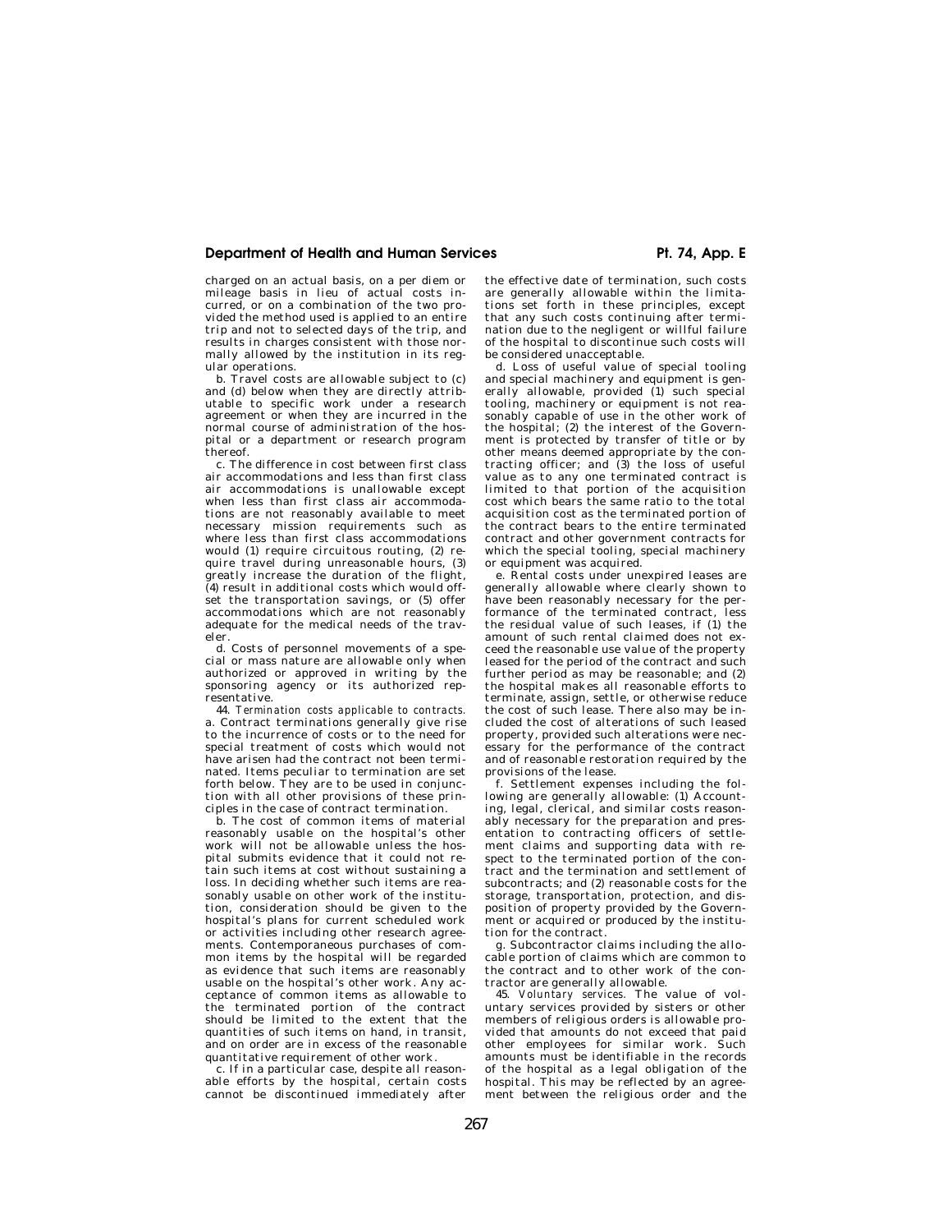charged on an actual basis, on a per diem or mileage basis in lieu of actual costs incurred, or on a combination of the two provided the method used is applied to an entire trip and not to selected days of the trip, and results in charges consistent with those normally allowed by the institution in its regular operations.

b. Travel costs are allowable subject to (c) and (d) below when they are directly attributable to specific work under a research agreement or when they are incurred in the normal course of administration of the hospital or a department or research program thereof.

c. The difference in cost between first class air accommodations and less than first class air accommodations is unallowable except when less than first class air accommodations are not reasonably available to meet necessary mission requirements such as where less than first class accommodations would (1) require circuitous routing, (2) require travel during unreasonable hours, (3) greatly increase the duration of the flight, (4) result in additional costs which would offset the transportation savings, or (5) offer accommodations which are not reasonably adequate for the medical needs of the traveler.

d. Costs of personnel movements of a special or mass nature are allowable only when authorized or approved in writing by the sponsoring agency or its authorized representative.

44. *Termination costs applicable to contracts.* a. Contract terminations generally give rise to the incurrence of costs or to the need for special treatment of costs which would not have arisen had the contract not been terminated. Items peculiar to termination are set forth below. They are to be used in conjunction with all other provisions of these principles in the case of contract termination.

b. The cost of common items of material reasonably usable on the hospital's other work will not be allowable unless the hospital submits evidence that it could not retain such items at cost without sustaining a loss. In deciding whether such items are reasonably usable on other work of the institution, consideration should be given to the hospital's plans for current scheduled work or activities including other research agreements. Contemporaneous purchases of common items by the hospital will be regarded as evidence that such items are reasonably usable on the hospital's other work. Any acceptance of common items as allowable to the terminated portion of the contract should be limited to the extent that the quantities of such items on hand, in transit, and on order are in excess of the reasonable quantitative requirement of other work.

c. If in a particular case, despite all reasonable efforts by the hospital, certain costs cannot be discontinued immediately after the effective date of termination, such costs are generally allowable within the limitations set forth in these principles, except that any such costs continuing after termination due to the negligent or willful failure of the hospital to discontinue such costs will be considered unacceptable.

d. Loss of useful value of special tooling and special machinery and equipment is generally allowable, provided (1) such special tooling, machinery or equipment is not reasonably capable of use in the other work of the hospital; (2) the interest of the Government is protected by transfer of title or by other means deemed appropriate by the contracting officer; and (3) the loss of useful value as to any one terminated contract is limited to that portion of the acquisition cost which bears the same ratio to the total acquisition cost as the terminated portion of the contract bears to the entire terminated contract and other government contracts for which the special tooling, special machinery or equipment was acquired.

e. Rental costs under unexpired leases are generally allowable where clearly shown to have been reasonably necessary for the performance of the terminated contract, less the residual value of such leases, if (1) the amount of such rental claimed does not exceed the reasonable use value of the property leased for the period of the contract and such further period as may be reasonable; and (2) the hospital makes all reasonable efforts to terminate, assign, settle, or otherwise reduce the cost of such lease. There also may be included the cost of alterations of such leased property, provided such alterations were necessary for the performance of the contract and of reasonable restoration required by the provisions of the lease.

f. Settlement expenses including the following are generally allowable: (1) Accounting, legal, clerical, and similar costs reasonably necessary for the preparation and presentation to contracting officers of settlement claims and supporting data with respect to the terminated portion of the contract and the termination and settlement of subcontracts; and (2) reasonable costs for the storage, transportation, protection, and disposition of property provided by the Government or acquired or produced by the institution for the contract.

g. Subcontractor claims including the allocable portion of claims which are common to the contract and to other work of the contractor are generally allowable.

45. *Voluntary services.* The value of voluntary services provided by sisters or other members of religious orders is allowable provided that amounts do not exceed that paid other employees for similar work. Such amounts must be identifiable in the records of the hospital as a legal obligation of the hospital. This may be reflected by an agreement between the religious order and the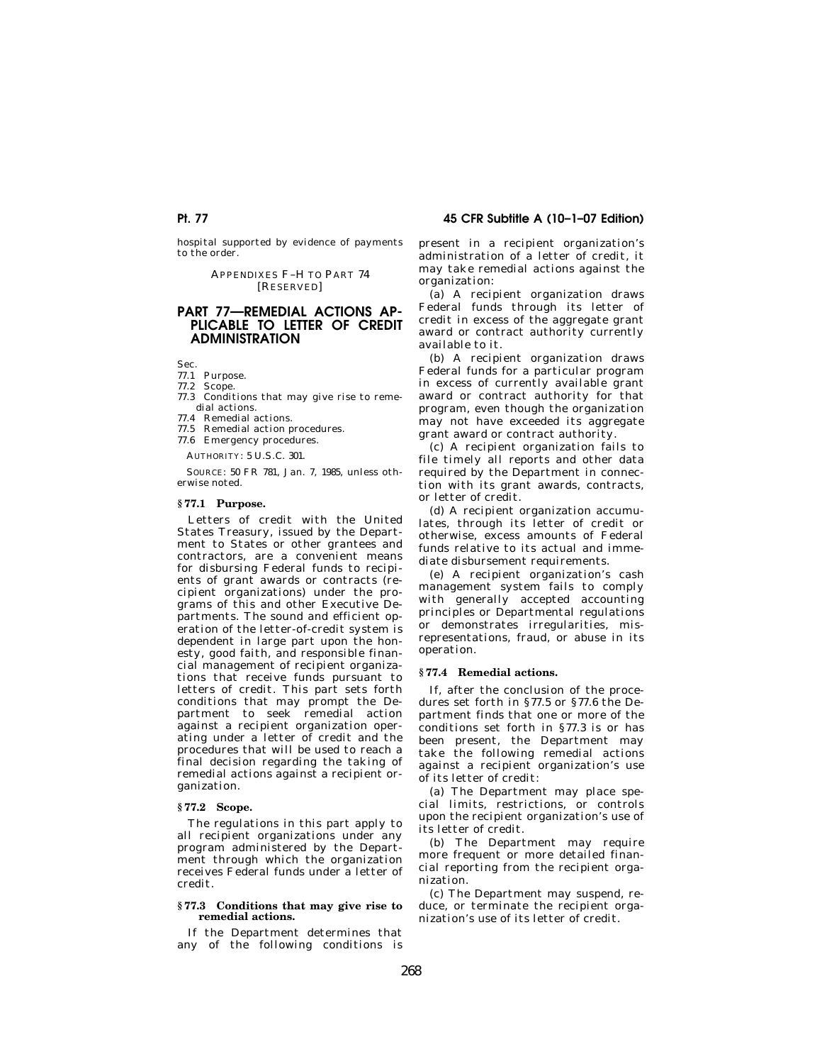hospital supported by evidence of payments to the order.

APPENDIXES F–H TO PART 74 [RESERVED]

# PART 77—REMEDIAL ACTIONS APPLICABLE TO LETTER OF CREDIT ADMINISTRATION

Sec.
77.1 Purpose.
77.2 Scope.
77.3 Conditions that may give rise to remedial actions.
77.4 Remedial actions.
77.5 Remedial action procedures.
77.6 Emergency procedures.

AUTHORITY: 5 U.S.C. 301.

SOURCE: 50 FR 781, Jan. 7, 1985, unless otherwise noted.

## § 77.1 Purpose.

Letters of credit with the United States Treasury, issued by the Department to States or other grantees and contractors, are a convenient means for disbursing Federal funds to recipients of grant awards or contracts (recipient organizations) under the programs of this and other Executive Departments. The sound and efficient operation of the letter-of-credit system is dependent in large part upon the honesty, good faith, and responsible financial management of recipient organizations that receive funds pursuant to letters of credit. This part sets forth conditions that may prompt the Department to seek remedial action against a recipient organization operating under a letter of credit and the procedures that will be used to reach a final decision regarding the taking of remedial actions against a recipient organization.

## § 77.2 Scope.

The regulations in this part apply to all recipient organizations under any program administered by the Department through which the organization receives Federal funds under a letter of credit.

## § 77.3 Conditions that may give rise to remedial actions.

If the Department determines that any of the following conditions is present in a recipient organization's administration of a letter of credit, it may take remedial actions against the organization:

(a) A recipient organization draws Federal funds through its letter of credit in excess of the aggregate grant award or contract authority currently available to it.

(b) A recipient organization draws Federal funds for a particular program in excess of currently available grant award or contract authority for that program, even though the organization may not have exceeded its aggregate grant award or contract authority.

(c) A recipient organization fails to file timely all reports and other data required by the Department in connection with its grant awards, contracts, or letter of credit.

(d) A recipient organization accumulates, through its letter of credit or otherwise, excess amounts of Federal funds relative to its actual and immediate disbursement requirements.

(e) A recipient organization's cash management system fails to comply with generally accepted accounting principles or Departmental regulations or demonstrates irregularities, misrepresentations, fraud, or abuse in its operation.

## § 77.4 Remedial actions.

If, after the conclusion of the procedures set forth in § 77.5 or § 77.6 the Department finds that one or more of the conditions set forth in § 77.3 is or has been present, the Department may take the following remedial actions against a recipient organization's use of its letter of credit:

(a) The Department may place special limits, restrictions, or controls upon the recipient organization's use of its letter of credit.

(b) The Department may require more frequent or more detailed financial reporting from the recipient organization.

(c) The Department may suspend, reduce, or terminate the recipient organization's use of its letter of credit.